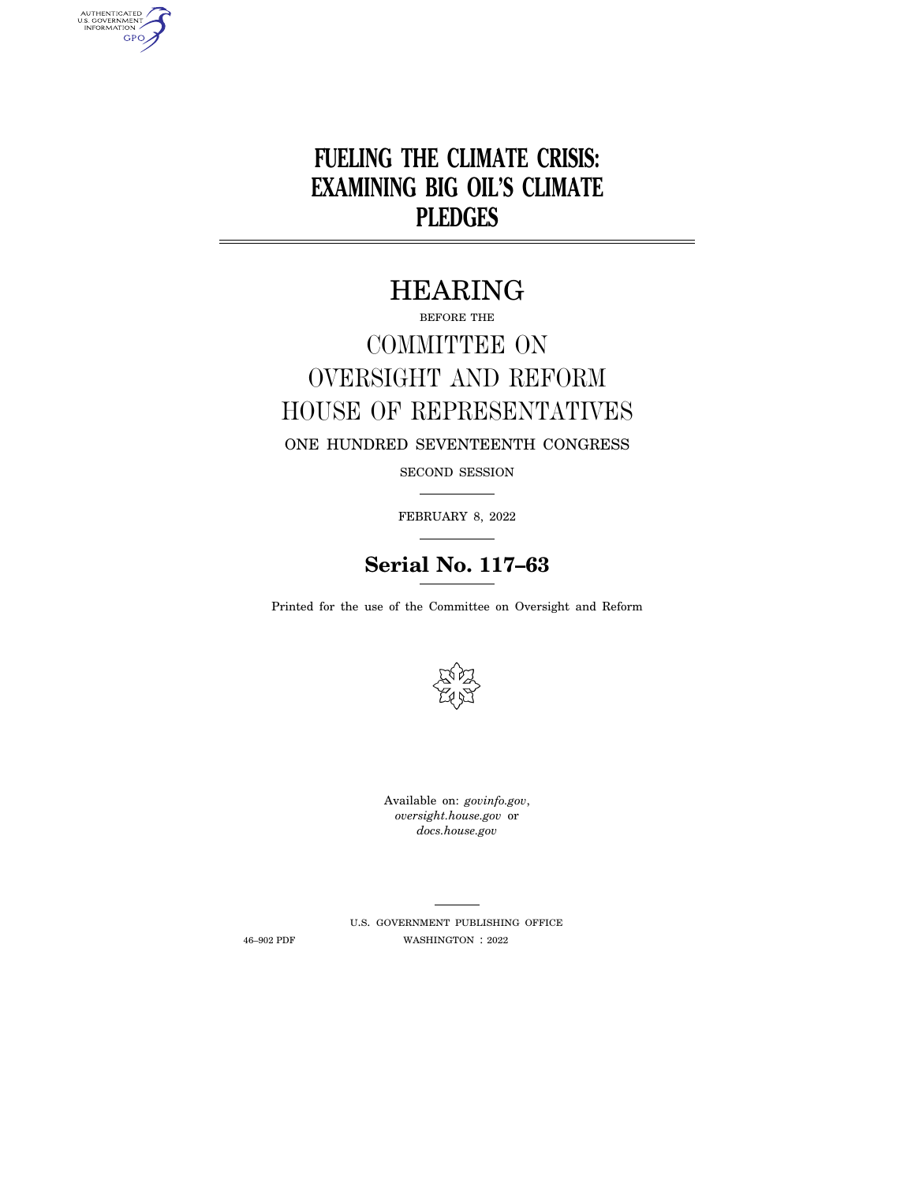# FUELING THE CLIMATE CRISIS: EXAMINING BIG OIL'S CLIMATE PLEDGES

## HEARING

BEFORE THE

## COMMITTEE ON OVERSIGHT AND REFORM HOUSE OF REPRESENTATIVES

ONE HUNDRED SEVENTEENTH CONGRESS

SECOND SESSION

FEBRUARY 8, 2022

**Serial No. 117–63**

Printed for the use of the Committee on Oversight and Reform

Available on: *govinfo.gov*, *oversight.house.gov* or *docs.house.gov*

U.S. GOVERNMENT PUBLISHING OFFICE

46–902 PDF WASHINGTON : 2022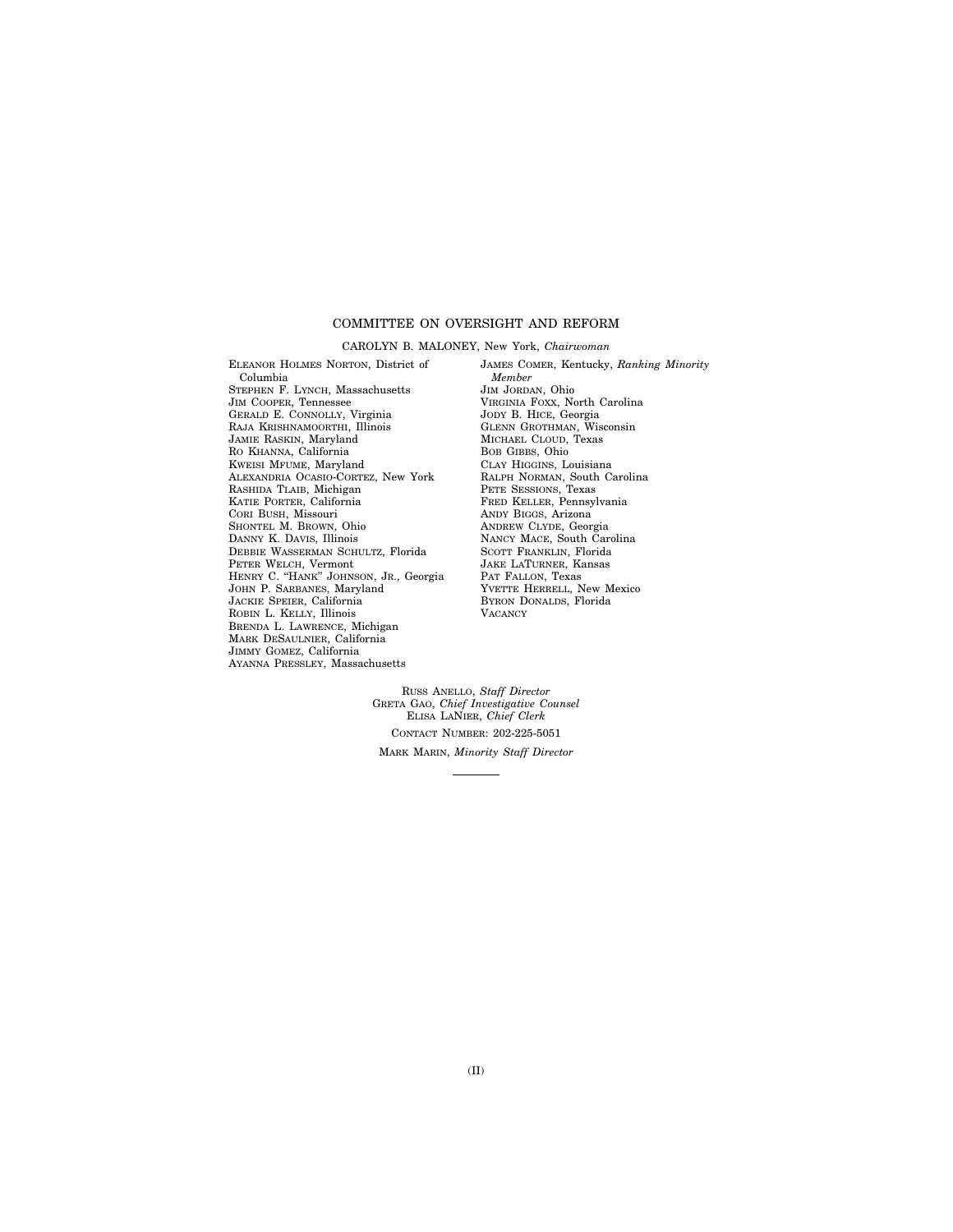## COMMITTEE ON OVERSIGHT AND REFORM

CAROLYN B. MALONEY, New York, *Chairwoman*

ELEANOR HOLMES NORTON, District of Columbia
STEPHEN F. LYNCH, Massachusetts
JIM COOPER, Tennessee
GERALD E. CONNOLLY, Virginia
RAJA KRISHNAMOORTHI, Illinois
JAMIE RASKIN, Maryland
RO KHANNA, California
KWEISI MFUME, Maryland
ALEXANDRIA OCASIO-CORTEZ, New York
RASHIDA TLAIB, Michigan
KATIE PORTER, California
CORI BUSH, Missouri
SHONTEL M. BROWN, Ohio
DANNY K. DAVIS, Illinois
DEBBIE WASSERMAN SCHULTZ, Florida
PETER WELCH, Vermont
HENRY C. "HANK" JOHNSON, JR., Georgia
JOHN P. SARBANES, Maryland
JACKIE SPEIER, California
ROBIN L. KELLY, Illinois
BRENDA L. LAWRENCE, Michigan
MARK DESAULNIER, California
JIMMY GOMEZ, California
AYANNA PRESSLEY, Massachusetts

JAMES COMER, Kentucky, *Ranking Minority Member*
JIM JORDAN, Ohio
VIRGINIA FOXX, North Carolina
JODY B. HICE, Georgia
GLENN GROTHMAN, Wisconsin
MICHAEL CLOUD, Texas
BOB GIBBS, Ohio
CLAY HIGGINS, Louisiana
RALPH NORMAN, South Carolina
PETE SESSIONS, Texas
FRED KELLER, Pennsylvania
ANDY BIGGS, Arizona
ANDREW CLYDE, Georgia
NANCY MACE, South Carolina
SCOTT FRANKLIN, Florida
JAKE LATURNER, Kansas
PAT FALLON, Texas
YVETTE HERRELL, New Mexico
BYRON DONALDS, Florida
VACANCY

RUSS ANELLO, *Staff Director*
GRETA GAO, *Chief Investigative Counsel*
ELISA LANIER, *Chief Clerk*
CONTACT NUMBER: 202-225-5051
MARK MARIN, *Minority Staff Director*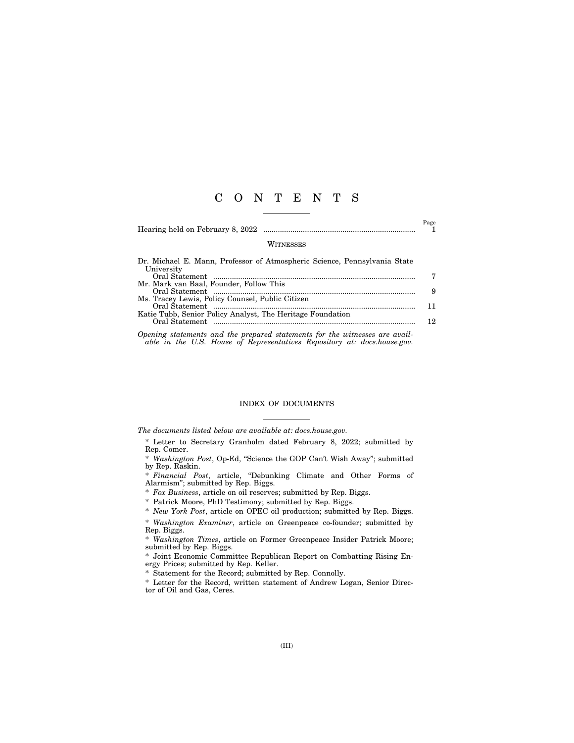# C O N T E N T S

| | Page |
|---|---|
| Hearing held on February 8, 2022 | 1 |

## WITNESSES

| | |
|---|---|
| Dr. Michael E. Mann, Professor of Atmospheric Science, Pennsylvania State University | |
| Oral Statement | 7 |
| Mr. Mark van Baal, Founder, Follow This | |
| Oral Statement | 9 |
| Ms. Tracey Lewis, Policy Counsel, Public Citizen | |
| Oral Statement | 11 |
| Katie Tubb, Senior Policy Analyst, The Heritage Foundation | |
| Oral Statement | 12 |

*Opening statements and the prepared statements for the witnesses are available in the U.S. House of Representatives Repository at: docs.house.gov.*

## INDEX OF DOCUMENTS

*The documents listed below are available at: docs.house.gov.*

* Letter to Secretary Granholm dated February 8, 2022; submitted by Rep. Comer.

* *Washington Post*, Op-Ed, "Science the GOP Can't Wish Away"; submitted by Rep. Raskin.

* *Financial Post*, article, "Debunking Climate and Other Forms of Alarmism"; submitted by Rep. Biggs.

* *Fox Business*, article on oil reserves; submitted by Rep. Biggs.

* Patrick Moore, PhD Testimony; submitted by Rep. Biggs.

* *New York Post*, article on OPEC oil production; submitted by Rep. Biggs.

* *Washington Examiner*, article on Greenpeace co-founder; submitted by Rep. Biggs.

* *Washington Times*, article on Former Greenpeace Insider Patrick Moore; submitted by Rep. Biggs.

* Joint Economic Committee Republican Report on Combatting Rising Energy Prices; submitted by Rep. Keller.

* Statement for the Record; submitted by Rep. Connolly.

* Letter for the Record, written statement of Andrew Logan, Senior Director of Oil and Gas, Ceres.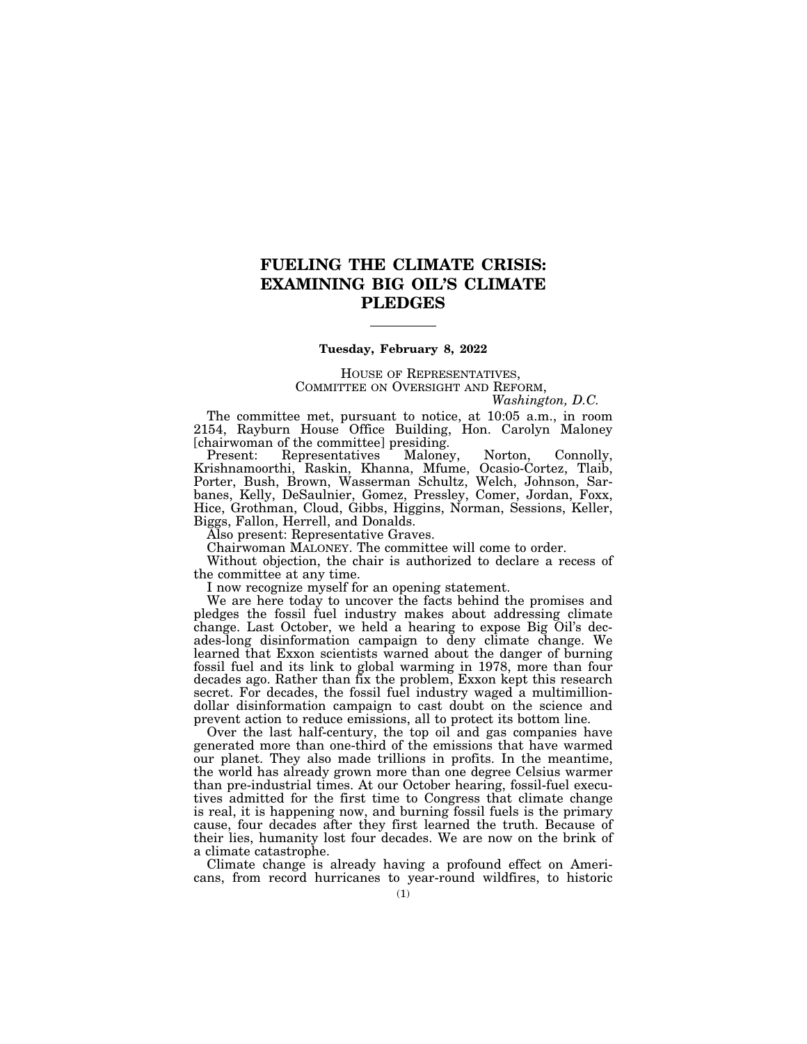# FUELING THE CLIMATE CRISIS: EXAMINING BIG OIL'S CLIMATE PLEDGES

---

**Tuesday, February 8, 2022**

HOUSE OF REPRESENTATIVES,
COMMITTEE ON OVERSIGHT AND REFORM,
*Washington, D.C.*

The committee met, pursuant to notice, at 10:05 a.m., in room 2154, Rayburn House Office Building, Hon. Carolyn Maloney [chairwoman of the committee] presiding.

Present: Representatives Maloney, Norton, Connolly, Krishnamoorthi, Raskin, Khanna, Mfume, Ocasio-Cortez, Tlaib, Porter, Bush, Brown, Wasserman Schultz, Welch, Johnson, Sarbanes, Kelly, DeSaulnier, Gomez, Pressley, Comer, Jordan, Foxx, Hice, Grothman, Cloud, Gibbs, Higgins, Norman, Sessions, Keller, Biggs, Fallon, Herrell, and Donalds.

Also present: Representative Graves.

Chairwoman MALONEY. The committee will come to order.

Without objection, the chair is authorized to declare a recess of the committee at any time.

I now recognize myself for an opening statement.

We are here today to uncover the facts behind the promises and pledges the fossil fuel industry makes about addressing climate change. Last October, we held a hearing to expose Big Oil's decades-long disinformation campaign to deny climate change. We learned that Exxon scientists warned about the danger of burning fossil fuel and its link to global warming in 1978, more than four decades ago. Rather than fix the problem, Exxon kept this research secret. For decades, the fossil fuel industry waged a multimillion-dollar disinformation campaign to cast doubt on the science and prevent action to reduce emissions, all to protect its bottom line.

Over the last half-century, the top oil and gas companies have generated more than one-third of the emissions that have warmed our planet. They also made trillions in profits. In the meantime, the world has already grown more than one degree Celsius warmer than pre-industrial times. At our October hearing, fossil-fuel executives admitted for the first time to Congress that climate change is real, it is happening now, and burning fossil fuels is the primary cause, four decades after they first learned the truth. Because of their lies, humanity lost four decades. We are now on the brink of a climate catastrophe.

Climate change is already having a profound effect on Americans, from record hurricanes to year-round wildfires, to historic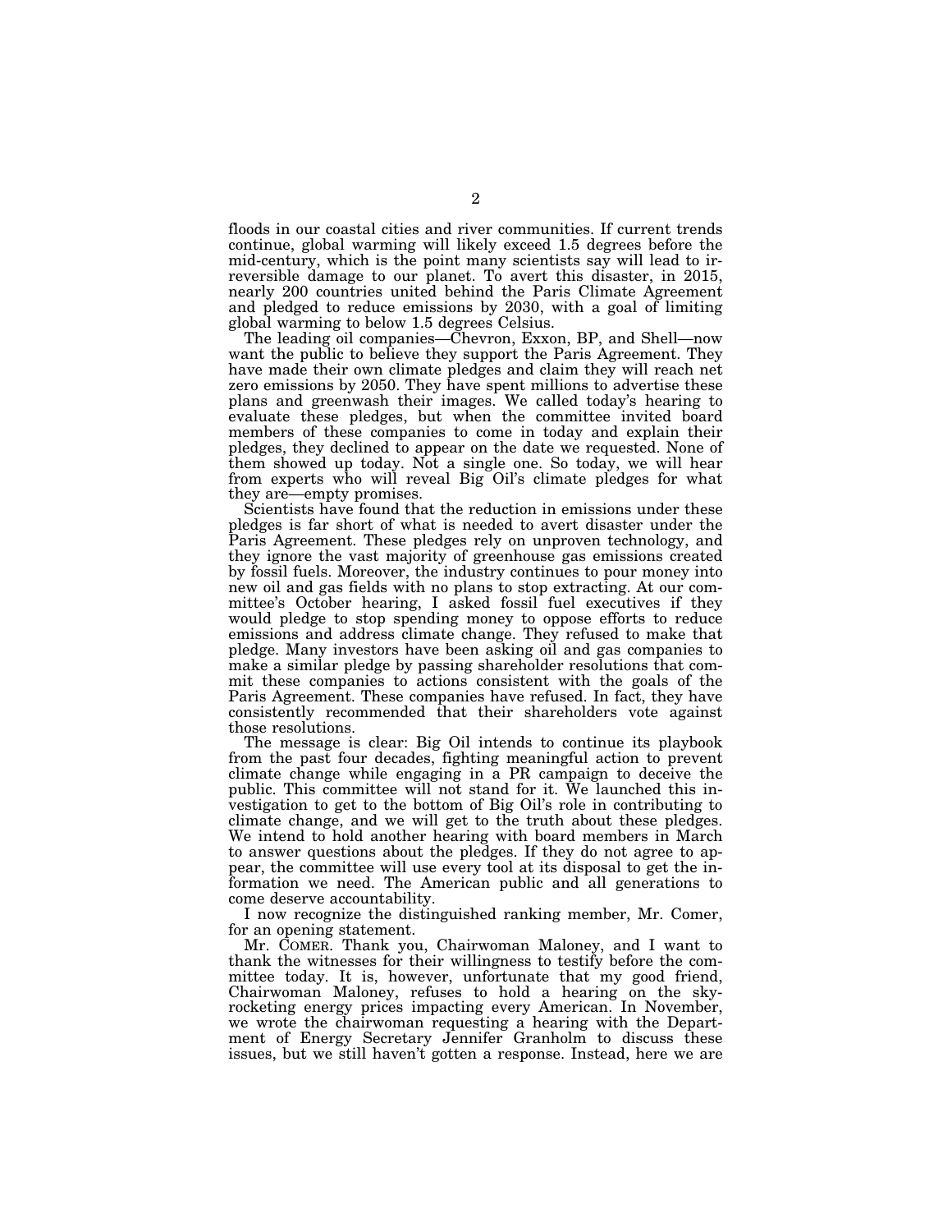floods in our coastal cities and river communities. If current trends continue, global warming will likely exceed 1.5 degrees before the mid-century, which is the point many scientists say will lead to irreversible damage to our planet. To avert this disaster, in 2015, nearly 200 countries united behind the Paris Climate Agreement and pledged to reduce emissions by 2030, with a goal of limiting global warming to below 1.5 degrees Celsius.

The leading oil companies—Chevron, Exxon, BP, and Shell—now want the public to believe they support the Paris Agreement. They have made their own climate pledges and claim they will reach net zero emissions by 2050. They have spent millions to advertise these plans and greenwash their images. We called today's hearing to evaluate these pledges, but when the committee invited board members of these companies to come in today and explain their pledges, they declined to appear on the date we requested. None of them showed up today. Not a single one. So today, we will hear from experts who will reveal Big Oil's climate pledges for what they are—empty promises.

Scientists have found that the reduction in emissions under these pledges is far short of what is needed to avert disaster under the Paris Agreement. These pledges rely on unproven technology, and they ignore the vast majority of greenhouse gas emissions created by fossil fuels. Moreover, the industry continues to pour money into new oil and gas fields with no plans to stop extracting. At our committee's October hearing, I asked fossil fuel executives if they would pledge to stop spending money to oppose efforts to reduce emissions and address climate change. They refused to make that pledge. Many investors have been asking oil and gas companies to make a similar pledge by passing shareholder resolutions that commit these companies to actions consistent with the goals of the Paris Agreement. These companies have refused. In fact, they have consistently recommended that their shareholders vote against those resolutions.

The message is clear: Big Oil intends to continue its playbook from the past four decades, fighting meaningful action to prevent climate change while engaging in a PR campaign to deceive the public. This committee will not stand for it. We launched this investigation to get to the bottom of Big Oil's role in contributing to climate change, and we will get to the truth about these pledges. We intend to hold another hearing with board members in March to answer questions about the pledges. If they do not agree to appear, the committee will use every tool at its disposal to get the information we need. The American public and all generations to come deserve accountability.

I now recognize the distinguished ranking member, Mr. Comer, for an opening statement.

Mr. COMER. Thank you, Chairwoman Maloney, and I want to thank the witnesses for their willingness to testify before the committee today. It is, however, unfortunate that my good friend, Chairwoman Maloney, refuses to hold a hearing on the skyrocketing energy prices impacting every American. In November, we wrote the chairwoman requesting a hearing with the Department of Energy Secretary Jennifer Granholm to discuss these issues, but we still haven't gotten a response. Instead, here we are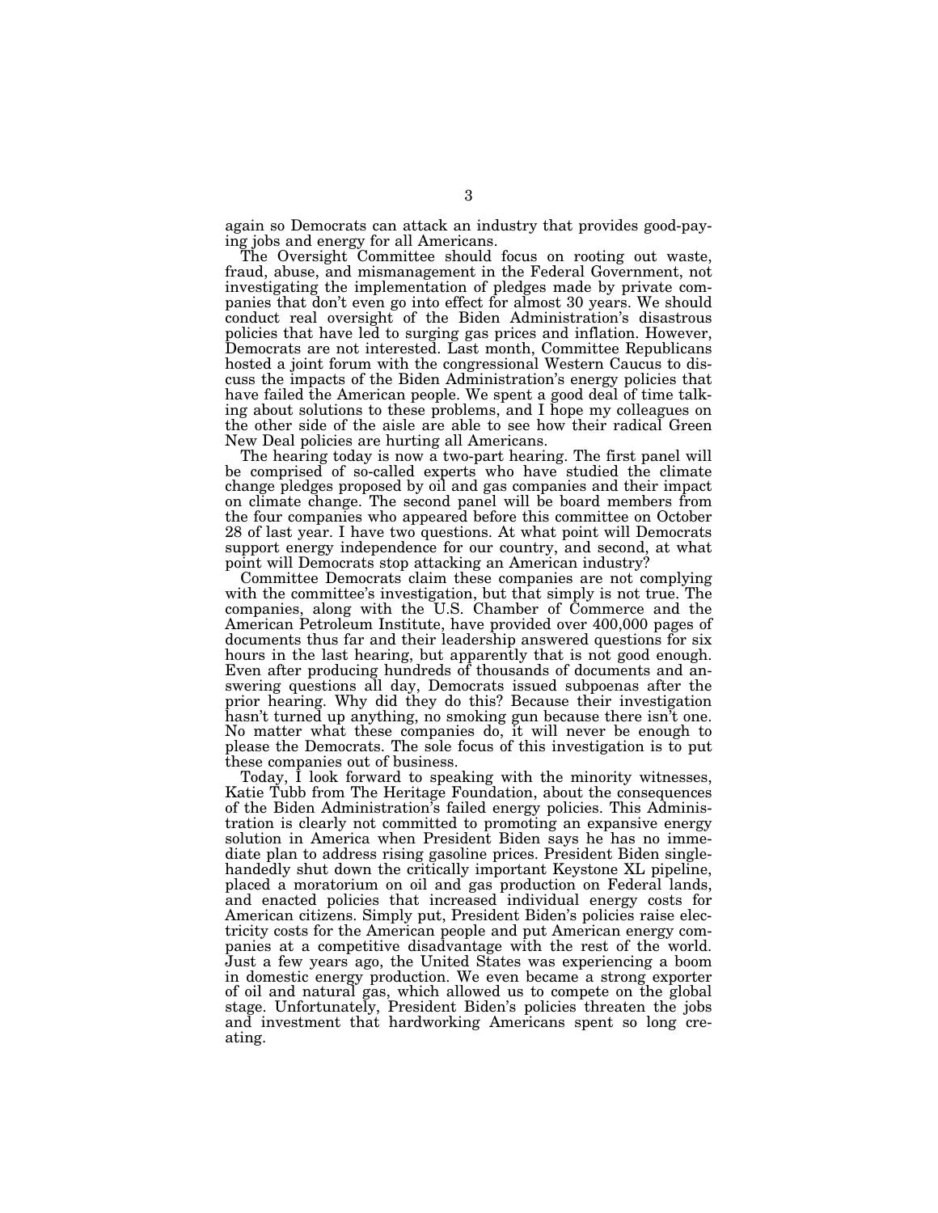again so Democrats can attack an industry that provides good-paying jobs and energy for all Americans.

The Oversight Committee should focus on rooting out waste, fraud, abuse, and mismanagement in the Federal Government, not investigating the implementation of pledges made by private companies that don't even go into effect for almost 30 years. We should conduct real oversight of the Biden Administration's disastrous policies that have led to surging gas prices and inflation. However, Democrats are not interested. Last month, Committee Republicans hosted a joint forum with the congressional Western Caucus to discuss the impacts of the Biden Administration's energy policies that have failed the American people. We spent a good deal of time talking about solutions to these problems, and I hope my colleagues on the other side of the aisle are able to see how their radical Green New Deal policies are hurting all Americans.

The hearing today is now a two-part hearing. The first panel will be comprised of so-called experts who have studied the climate change pledges proposed by oil and gas companies and their impact on climate change. The second panel will be board members from the four companies who appeared before this committee on October 28 of last year. I have two questions. At what point will Democrats support energy independence for our country, and second, at what point will Democrats stop attacking an American industry?

Committee Democrats claim these companies are not complying with the committee's investigation, but that simply is not true. The companies, along with the U.S. Chamber of Commerce and the American Petroleum Institute, have provided over 400,000 pages of documents thus far and their leadership answered questions for six hours in the last hearing, but apparently that is not good enough. Even after producing hundreds of thousands of documents and answering questions all day, Democrats issued subpoenas after the prior hearing. Why did they do this? Because their investigation hasn't turned up anything, no smoking gun because there isn't one. No matter what these companies do, it will never be enough to please the Democrats. The sole focus of this investigation is to put these companies out of business.

Today, I look forward to speaking with the minority witnesses, Katie Tubb from The Heritage Foundation, about the consequences of the Biden Administration's failed energy policies. This Administration is clearly not committed to promoting an expansive energy solution in America when President Biden says he has no immediate plan to address rising gasoline prices. President Biden singlehandedly shut down the critically important Keystone XL pipeline, placed a moratorium on oil and gas production on Federal lands, and enacted policies that increased individual energy costs for American citizens. Simply put, President Biden's policies raise electricity costs for the American people and put American energy companies at a competitive disadvantage with the rest of the world. Just a few years ago, the United States was experiencing a boom in domestic energy production. We even became a strong exporter of oil and natural gas, which allowed us to compete on the global stage. Unfortunately, President Biden's policies threaten the jobs and investment that hardworking Americans spent so long creating.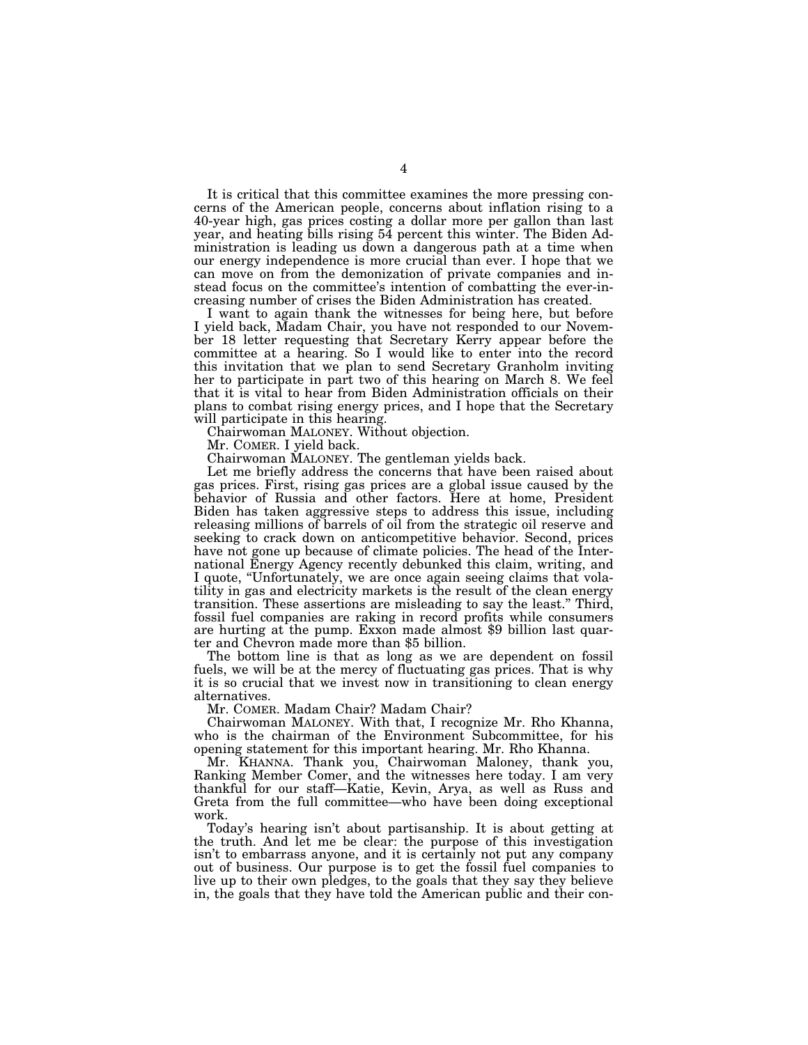It is critical that this committee examines the more pressing concerns of the American people, concerns about inflation rising to a 40-year high, gas prices costing a dollar more per gallon than last year, and heating bills rising 54 percent this winter. The Biden Administration is leading us down a dangerous path at a time when our energy independence is more crucial than ever. I hope that we can move on from the demonization of private companies and instead focus on the committee's intention of combatting the ever-increasing number of crises the Biden Administration has created.

I want to again thank the witnesses for being here, but before I yield back, Madam Chair, you have not responded to our November 18 letter requesting that Secretary Kerry appear before the committee at a hearing. So I would like to enter into the record this invitation that we plan to send Secretary Granholm inviting her to participate in part two of this hearing on March 8. We feel that it is vital to hear from Biden Administration officials on their plans to combat rising energy prices, and I hope that the Secretary will participate in this hearing.

Chairwoman MALONEY. Without objection.

Mr. COMER. I yield back.

Chairwoman MALONEY. The gentleman yields back.

Let me briefly address the concerns that have been raised about gas prices. First, rising gas prices are a global issue caused by the behavior of Russia and other factors. Here at home, President Biden has taken aggressive steps to address this issue, including releasing millions of barrels of oil from the strategic oil reserve and seeking to crack down on anticompetitive behavior. Second, prices have not gone up because of climate policies. The head of the International Energy Agency recently debunked this claim, writing, and I quote, "Unfortunately, we are once again seeing claims that volatility in gas and electricity markets is the result of the clean energy transition. These assertions are misleading to say the least." Third, fossil fuel companies are raking in record profits while consumers are hurting at the pump. Exxon made almost $9 billion last quarter and Chevron made more than $5 billion.

The bottom line is that as long as we are dependent on fossil fuels, we will be at the mercy of fluctuating gas prices. That is why it is so crucial that we invest now in transitioning to clean energy alternatives.

Mr. COMER. Madam Chair? Madam Chair?

Chairwoman MALONEY. With that, I recognize Mr. Rho Khanna, who is the chairman of the Environment Subcommittee, for his opening statement for this important hearing. Mr. Rho Khanna.

Mr. KHANNA. Thank you, Chairwoman Maloney, thank you, Ranking Member Comer, and the witnesses here today. I am very thankful for our staff—Katie, Kevin, Arya, as well as Russ and Greta from the full committee—who have been doing exceptional work.

Today's hearing isn't about partisanship. It is about getting at the truth. And let me be clear: the purpose of this investigation isn't to embarrass anyone, and it is certainly not put any company out of business. Our purpose is to get the fossil fuel companies to live up to their own pledges, to the goals that they say they believe in, the goals that they have told the American public and their con-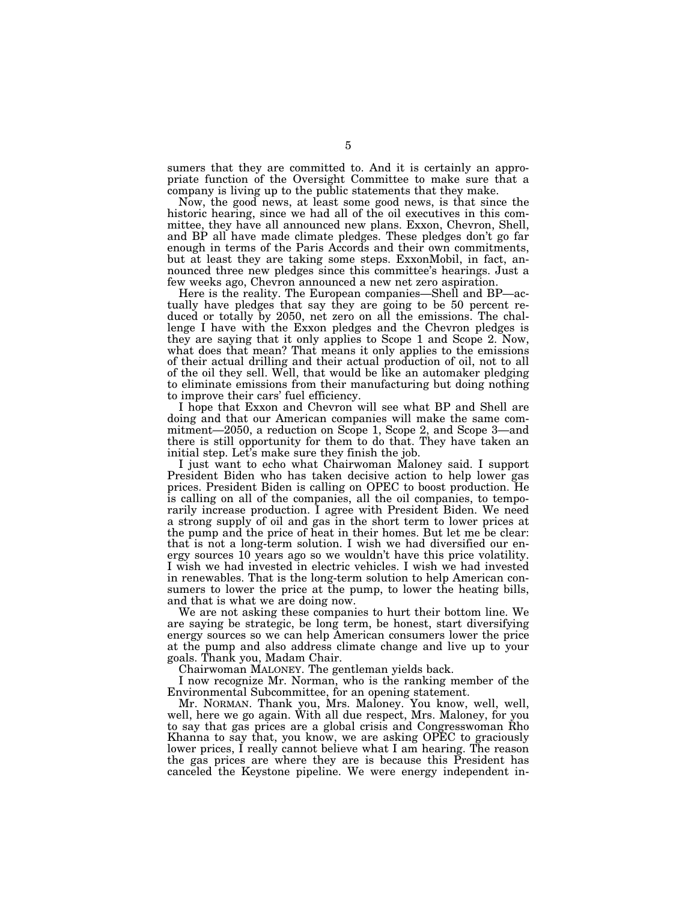sumers that they are committed to. And it is certainly an appropriate function of the Oversight Committee to make sure that a company is living up to the public statements that they make.

Now, the good news, at least some good news, is that since the historic hearing, since we had all of the oil executives in this committee, they have all announced new plans. Exxon, Chevron, Shell, and BP all have made climate pledges. These pledges don't go far enough in terms of the Paris Accords and their own commitments, but at least they are taking some steps. ExxonMobil, in fact, announced three new pledges since this committee's hearings. Just a few weeks ago, Chevron announced a new net zero aspiration.

Here is the reality. The European companies—Shell and BP—actually have pledges that say they are going to be 50 percent reduced or totally by 2050, net zero on all the emissions. The challenge I have with the Exxon pledges and the Chevron pledges is they are saying that it only applies to Scope 1 and Scope 2. Now, what does that mean? That means it only applies to the emissions of their actual drilling and their actual production of oil, not to all of the oil they sell. Well, that would be like an automaker pledging to eliminate emissions from their manufacturing but doing nothing to improve their cars' fuel efficiency.

I hope that Exxon and Chevron will see what BP and Shell are doing and that our American companies will make the same commitment—2050, a reduction on Scope 1, Scope 2, and Scope 3—and there is still opportunity for them to do that. They have taken an initial step. Let's make sure they finish the job.

I just want to echo what Chairwoman Maloney said. I support President Biden who has taken decisive action to help lower gas prices. President Biden is calling on OPEC to boost production. He is calling on all of the companies, all the oil companies, to temporarily increase production. I agree with President Biden. We need a strong supply of oil and gas in the short term to lower prices at the pump and the price of heat in their homes. But let me be clear: that is not a long-term solution. I wish we had diversified our energy sources 10 years ago so we wouldn't have this price volatility. I wish we had invested in electric vehicles. I wish we had invested in renewables. That is the long-term solution to help American consumers to lower the price at the pump, to lower the heating bills, and that is what we are doing now.

We are not asking these companies to hurt their bottom line. We are saying be strategic, be long term, be honest, start diversifying energy sources so we can help American consumers lower the price at the pump and also address climate change and live up to your goals. Thank you, Madam Chair.

Chairwoman MALONEY. The gentleman yields back.

I now recognize Mr. Norman, who is the ranking member of the Environmental Subcommittee, for an opening statement.

Mr. NORMAN. Thank you, Mrs. Maloney. You know, well, well, well, here we go again. With all due respect, Mrs. Maloney, for you to say that gas prices are a global crisis and Congresswoman Rho Khanna to say that, you know, we are asking OPEC to graciously lower prices, I really cannot believe what I am hearing. The reason the gas prices are where they are is because this President has canceled the Keystone pipeline. We were energy independent in-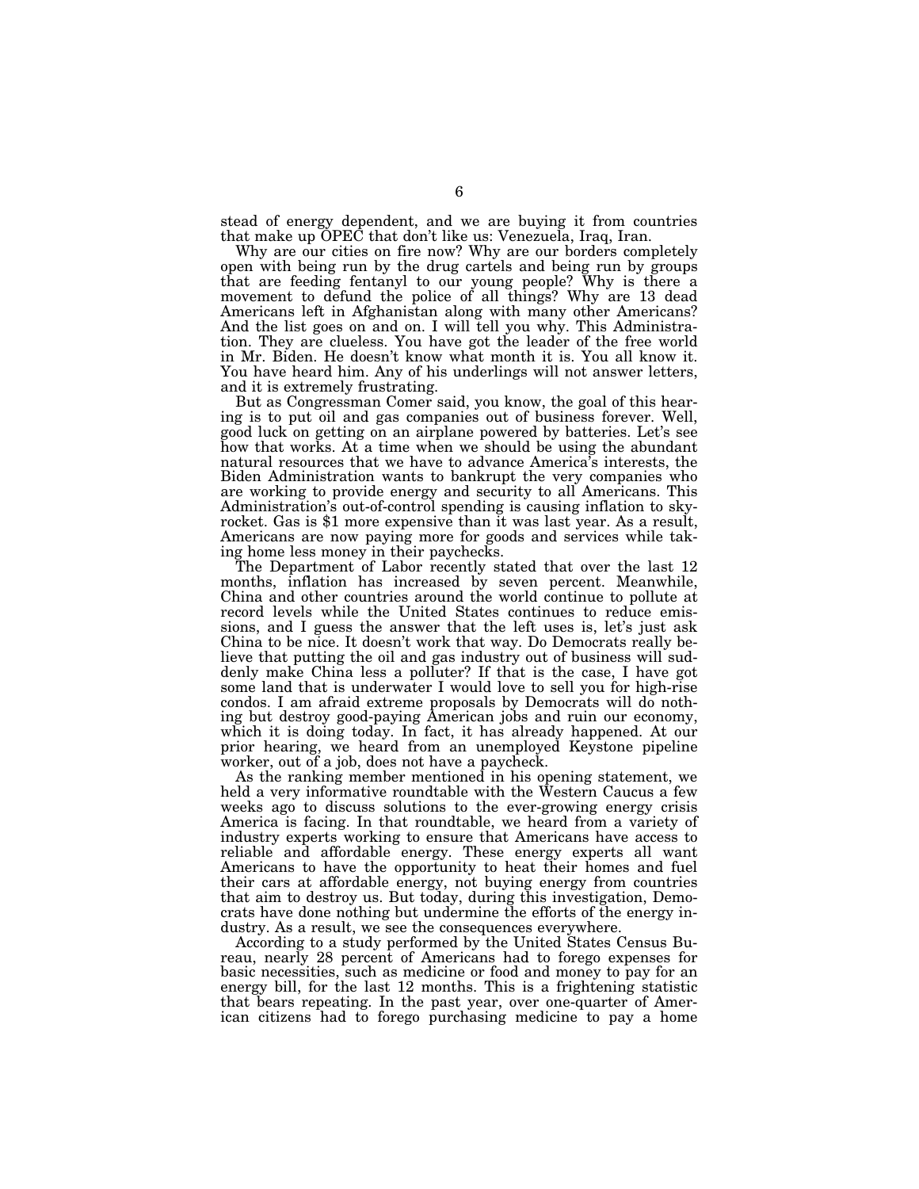stead of energy dependent, and we are buying it from countries that make up OPEC that don't like us: Venezuela, Iraq, Iran.

Why are our cities on fire now? Why are our borders completely open with being run by the drug cartels and being run by groups that are feeding fentanyl to our young people? Why is there a movement to defund the police of all things? Why are 13 dead Americans left in Afghanistan along with many other Americans? And the list goes on and on. I will tell you why. This Administration. They are clueless. You have got the leader of the free world in Mr. Biden. He doesn't know what month it is. You all know it. You have heard him. Any of his underlings will not answer letters, and it is extremely frustrating.

But as Congressman Comer said, you know, the goal of this hearing is to put oil and gas companies out of business forever. Well, good luck on getting on an airplane powered by batteries. Let's see how that works. At a time when we should be using the abundant natural resources that we have to advance America's interests, the Biden Administration wants to bankrupt the very companies who are working to provide energy and security to all Americans. This Administration's out-of-control spending is causing inflation to skyrocket. Gas is $1 more expensive than it was last year. As a result, Americans are now paying more for goods and services while taking home less money in their paychecks.

The Department of Labor recently stated that over the last 12 months, inflation has increased by seven percent. Meanwhile, China and other countries around the world continue to pollute at record levels while the United States continues to reduce emissions, and I guess the answer that the left uses is, let's just ask China to be nice. It doesn't work that way. Do Democrats really believe that putting the oil and gas industry out of business will suddenly make China less a polluter? If that is the case, I have got some land that is underwater I would love to sell you for high-rise condos. I am afraid extreme proposals by Democrats will do nothing but destroy good-paying American jobs and ruin our economy, which it is doing today. In fact, it has already happened. At our prior hearing, we heard from an unemployed Keystone pipeline worker, out of a job, does not have a paycheck.

As the ranking member mentioned in his opening statement, we held a very informative roundtable with the Western Caucus a few weeks ago to discuss solutions to the ever-growing energy crisis America is facing. In that roundtable, we heard from a variety of industry experts working to ensure that Americans have access to reliable and affordable energy. These energy experts all want Americans to have the opportunity to heat their homes and fuel their cars at affordable energy, not buying energy from countries that aim to destroy us. But today, during this investigation, Democrats have done nothing but undermine the efforts of the energy industry. As a result, we see the consequences everywhere.

According to a study performed by the United States Census Bureau, nearly 28 percent of Americans had to forego expenses for basic necessities, such as medicine or food and money to pay for an energy bill, for the last 12 months. This is a frightening statistic that bears repeating. In the past year, over one-quarter of American citizens had to forego purchasing medicine to pay a home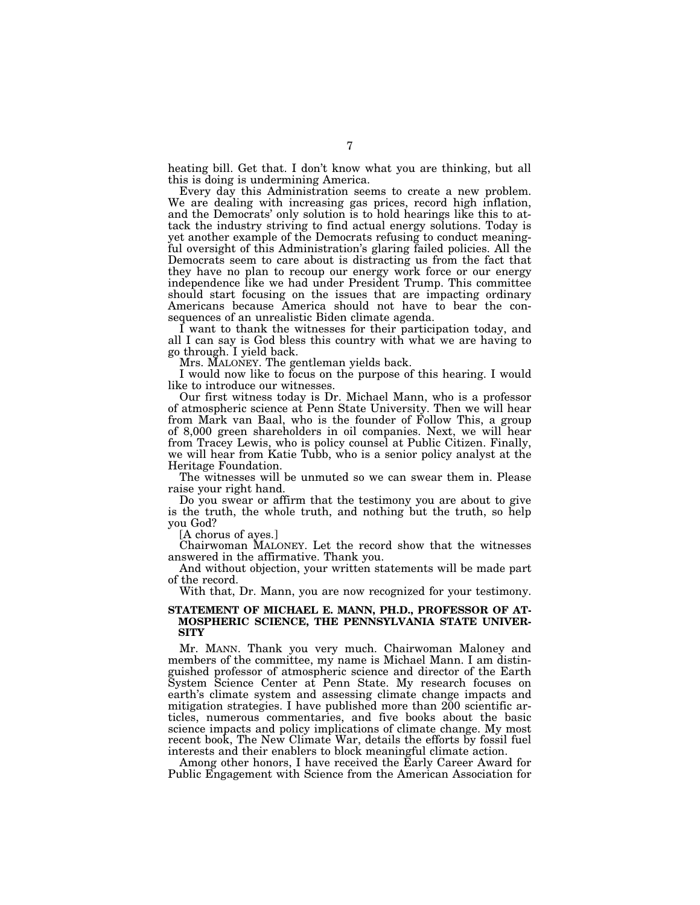heating bill. Get that. I don't know what you are thinking, but all this is doing is undermining America.

Every day this Administration seems to create a new problem. We are dealing with increasing gas prices, record high inflation, and the Democrats' only solution is to hold hearings like this to attack the industry striving to find actual energy solutions. Today is yet another example of the Democrats refusing to conduct meaningful oversight of this Administration's glaring failed policies. All the Democrats seem to care about is distracting us from the fact that they have no plan to recoup our energy work force or our energy independence like we had under President Trump. This committee should start focusing on the issues that are impacting ordinary Americans because America should not have to bear the consequences of an unrealistic Biden climate agenda.

I want to thank the witnesses for their participation today, and all I can say is God bless this country with what we are having to go through. I yield back.

Mrs. MALONEY. The gentleman yields back.

I would now like to focus on the purpose of this hearing. I would like to introduce our witnesses.

Our first witness today is Dr. Michael Mann, who is a professor of atmospheric science at Penn State University. Then we will hear from Mark van Baal, who is the founder of Follow This, a group of 8,000 green shareholders in oil companies. Next, we will hear from Tracey Lewis, who is policy counsel at Public Citizen. Finally, we will hear from Katie Tubb, who is a senior policy analyst at the Heritage Foundation.

The witnesses will be unmuted so we can swear them in. Please raise your right hand.

Do you swear or affirm that the testimony you are about to give is the truth, the whole truth, and nothing but the truth, so help you God?

[A chorus of ayes.]

Chairwoman MALONEY. Let the record show that the witnesses answered in the affirmative. Thank you.

And without objection, your written statements will be made part of the record.

With that, Dr. Mann, you are now recognized for your testimony.

## STATEMENT OF MICHAEL E. MANN, PH.D., PROFESSOR OF ATMOSPHERIC SCIENCE, THE PENNSYLVANIA STATE UNIVERSITY

Mr. MANN. Thank you very much. Chairwoman Maloney and members of the committee, my name is Michael Mann. I am distinguished professor of atmospheric science and director of the Earth System Science Center at Penn State. My research focuses on earth's climate system and assessing climate change impacts and mitigation strategies. I have published more than 200 scientific articles, numerous commentaries, and five books about the basic science impacts and policy implications of climate change. My most recent book, The New Climate War, details the efforts by fossil fuel interests and their enablers to block meaningful climate action.

Among other honors, I have received the Early Career Award for Public Engagement with Science from the American Association for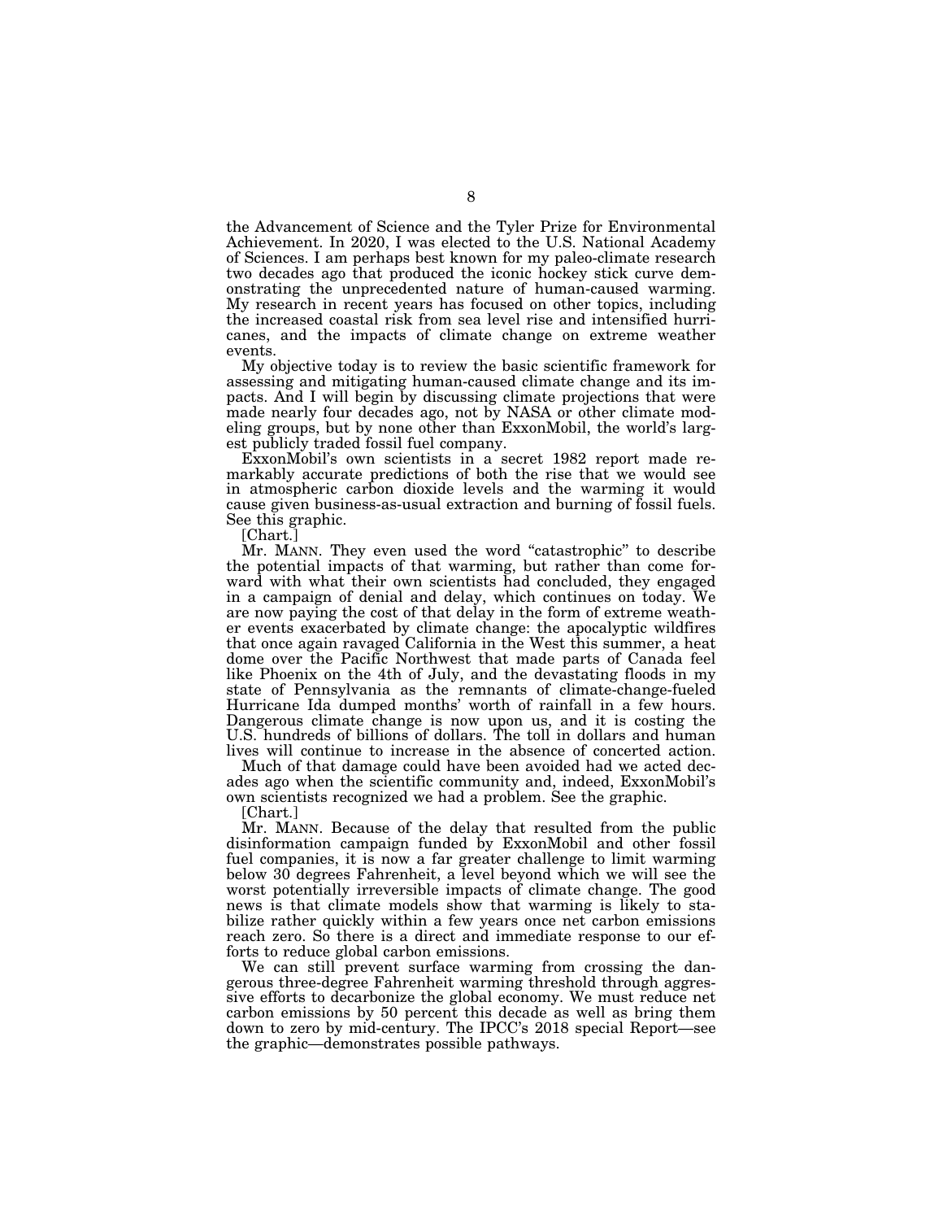the Advancement of Science and the Tyler Prize for Environmental Achievement. In 2020, I was elected to the U.S. National Academy of Sciences. I am perhaps best known for my paleo-climate research two decades ago that produced the iconic hockey stick curve demonstrating the unprecedented nature of human-caused warming. My research in recent years has focused on other topics, including the increased coastal risk from sea level rise and intensified hurricanes, and the impacts of climate change on extreme weather events.

My objective today is to review the basic scientific framework for assessing and mitigating human-caused climate change and its impacts. And I will begin by discussing climate projections that were made nearly four decades ago, not by NASA or other climate modeling groups, but by none other than ExxonMobil, the world's largest publicly traded fossil fuel company.

ExxonMobil's own scientists in a secret 1982 report made remarkably accurate predictions of both the rise that we would see in atmospheric carbon dioxide levels and the warming it would cause given business-as-usual extraction and burning of fossil fuels. See this graphic.

[Chart.]

Mr. MANN. They even used the word "catastrophic" to describe the potential impacts of that warming, but rather than come forward with what their own scientists had concluded, they engaged in a campaign of denial and delay, which continues on today. We are now paying the cost of that delay in the form of extreme weather events exacerbated by climate change: the apocalyptic wildfires that once again ravaged California in the West this summer, a heat dome over the Pacific Northwest that made parts of Canada feel like Phoenix on the 4th of July, and the devastating floods in my state of Pennsylvania as the remnants of climate-change-fueled Hurricane Ida dumped months' worth of rainfall in a few hours. Dangerous climate change is now upon us, and it is costing the U.S. hundreds of billions of dollars. The toll in dollars and human lives will continue to increase in the absence of concerted action.

Much of that damage could have been avoided had we acted decades ago when the scientific community and, indeed, ExxonMobil's own scientists recognized we had a problem. See the graphic.

[Chart.]

Mr. MANN. Because of the delay that resulted from the public disinformation campaign funded by ExxonMobil and other fossil fuel companies, it is now a far greater challenge to limit warming below 30 degrees Fahrenheit, a level beyond which we will see the worst potentially irreversible impacts of climate change. The good news is that climate models show that warming is likely to stabilize rather quickly within a few years once net carbon emissions reach zero. So there is a direct and immediate response to our efforts to reduce global carbon emissions.

We can still prevent surface warming from crossing the dangerous three-degree Fahrenheit warming threshold through aggressive efforts to decarbonize the global economy. We must reduce net carbon emissions by 50 percent this decade as well as bring them down to zero by mid-century. The IPCC's 2018 special Report—see the graphic—demonstrates possible pathways.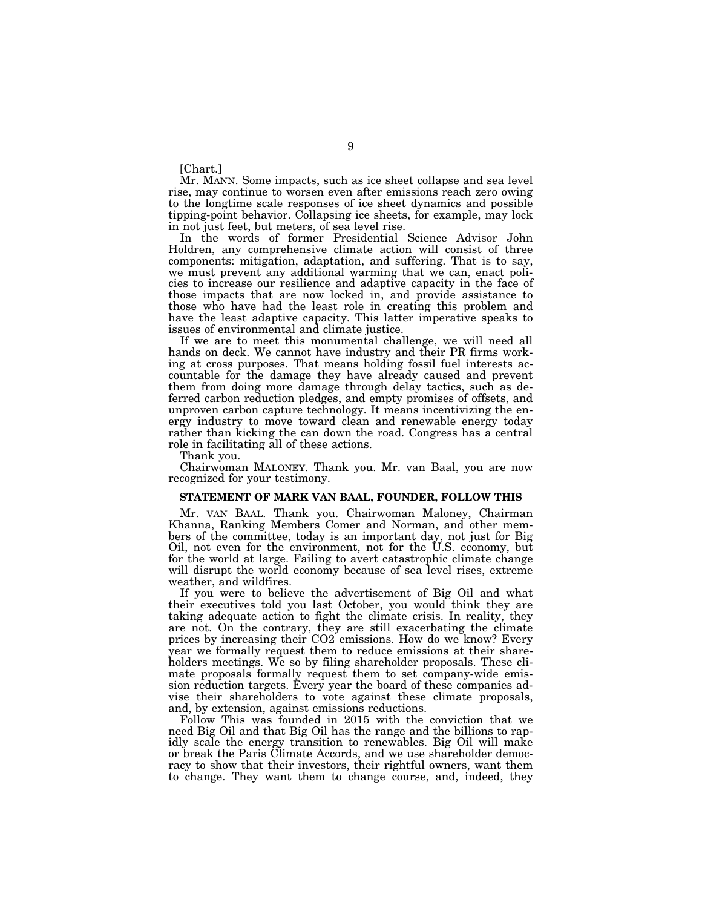[Chart.]

Mr. MANN. Some impacts, such as ice sheet collapse and sea level rise, may continue to worsen even after emissions reach zero owing to the longtime scale responses of ice sheet dynamics and possible tipping-point behavior. Collapsing ice sheets, for example, may lock in not just feet, but meters, of sea level rise.

In the words of former Presidential Science Advisor John Holdren, any comprehensive climate action will consist of three components: mitigation, adaptation, and suffering. That is to say, we must prevent any additional warming that we can, enact policies to increase our resilience and adaptive capacity in the face of those impacts that are now locked in, and provide assistance to those who have had the least role in creating this problem and have the least adaptive capacity. This latter imperative speaks to issues of environmental and climate justice.

If we are to meet this monumental challenge, we will need all hands on deck. We cannot have industry and their PR firms working at cross purposes. That means holding fossil fuel interests accountable for the damage they have already caused and prevent them from doing more damage through delay tactics, such as deferred carbon reduction pledges, and empty promises of offsets, and unproven carbon capture technology. It means incentivizing the energy industry to move toward clean and renewable energy today rather than kicking the can down the road. Congress has a central role in facilitating all of these actions.

Thank you.

Chairwoman MALONEY. Thank you. Mr. van Baal, you are now recognized for your testimony.

**STATEMENT OF MARK VAN BAAL, FOUNDER, FOLLOW THIS**

Mr. VAN BAAL. Thank you. Chairwoman Maloney, Chairman Khanna, Ranking Members Comer and Norman, and other members of the committee, today is an important day, not just for Big Oil, not even for the environment, not for the U.S. economy, but for the world at large. Failing to avert catastrophic climate change will disrupt the world economy because of sea level rises, extreme weather, and wildfires.

If you were to believe the advertisement of Big Oil and what their executives told you last October, you would think they are taking adequate action to fight the climate crisis. In reality, they are not. On the contrary, they are still exacerbating the climate prices by increasing their CO2 emissions. How do we know? Every year we formally request them to reduce emissions at their shareholders meetings. We so by filing shareholder proposals. These climate proposals formally request them to set company-wide emission reduction targets. Every year the board of these companies advise their shareholders to vote against these climate proposals, and, by extension, against emissions reductions.

Follow This was founded in 2015 with the conviction that we need Big Oil and that Big Oil has the range and the billions to rapidly scale the energy transition to renewables. Big Oil will make or break the Paris Climate Accords, and we use shareholder democracy to show that their investors, their rightful owners, want them to change. They want them to change course, and, indeed, they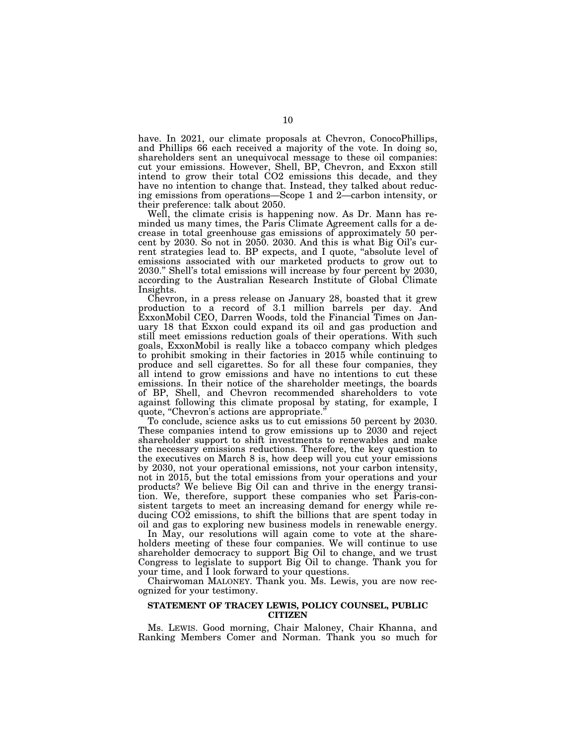have. In 2021, our climate proposals at Chevron, ConocoPhillips, and Phillips 66 each received a majority of the vote. In doing so, shareholders sent an unequivocal message to these oil companies: cut your emissions. However, Shell, BP, Chevron, and Exxon still intend to grow their total $CO_2$ emissions this decade, and they have no intention to change that. Instead, they talked about reducing emissions from operations—Scope 1 and 2—carbon intensity, or their preference: talk about 2050.

Well, the climate crisis is happening now. As Dr. Mann has reminded us many times, the Paris Climate Agreement calls for a decrease in total greenhouse gas emissions of approximately 50 percent by 2030. So not in 2050. 2030. And this is what Big Oil's current strategies lead to. BP expects, and I quote, "absolute level of emissions associated with our marketed products to grow out to 2030." Shell's total emissions will increase by four percent by 2030, according to the Australian Research Institute of Global Climate Insights.

Chevron, in a press release on January 28, boasted that it grew production to a record of 3.1 million barrels per day. And ExxonMobil CEO, Darren Woods, told the Financial Times on January 18 that Exxon could expand its oil and gas production and still meet emissions reduction goals of their operations. With such goals, ExxonMobil is really like a tobacco company which pledges to prohibit smoking in their factories in 2015 while continuing to produce and sell cigarettes. So for all these four companies, they all intend to grow emissions and have no intentions to cut these emissions. In their notice of the shareholder meetings, the boards of BP, Shell, and Chevron recommended shareholders to vote against following this climate proposal by stating, for example, I quote, "Chevron's actions are appropriate."

To conclude, science asks us to cut emissions 50 percent by 2030. These companies intend to grow emissions up to 2030 and reject shareholder support to shift investments to renewables and make the necessary emissions reductions. Therefore, the key question to the executives on March 8 is, how deep will you cut your emissions by 2030, not your operational emissions, not your carbon intensity, not in 2015, but the total emissions from your operations and your products? We believe Big Oil can and thrive in the energy transition. We, therefore, support these companies who set Paris-consistent targets to meet an increasing demand for energy while reducing $CO_2$ emissions, to shift the billions that are spent today in oil and gas to exploring new business models in renewable energy.

In May, our resolutions will again come to vote at the shareholders meeting of these four companies. We will continue to use shareholder democracy to support Big Oil to change, and we trust Congress to legislate to support Big Oil to change. Thank you for your time, and I look forward to your questions.

Chairwoman MALONEY. Thank you. Ms. Lewis, you are now recognized for your testimony.

## STATEMENT OF TRACEY LEWIS, POLICY COUNSEL, PUBLIC CITIZEN

Ms. LEWIS. Good morning, Chair Maloney, Chair Khanna, and Ranking Members Comer and Norman. Thank you so much for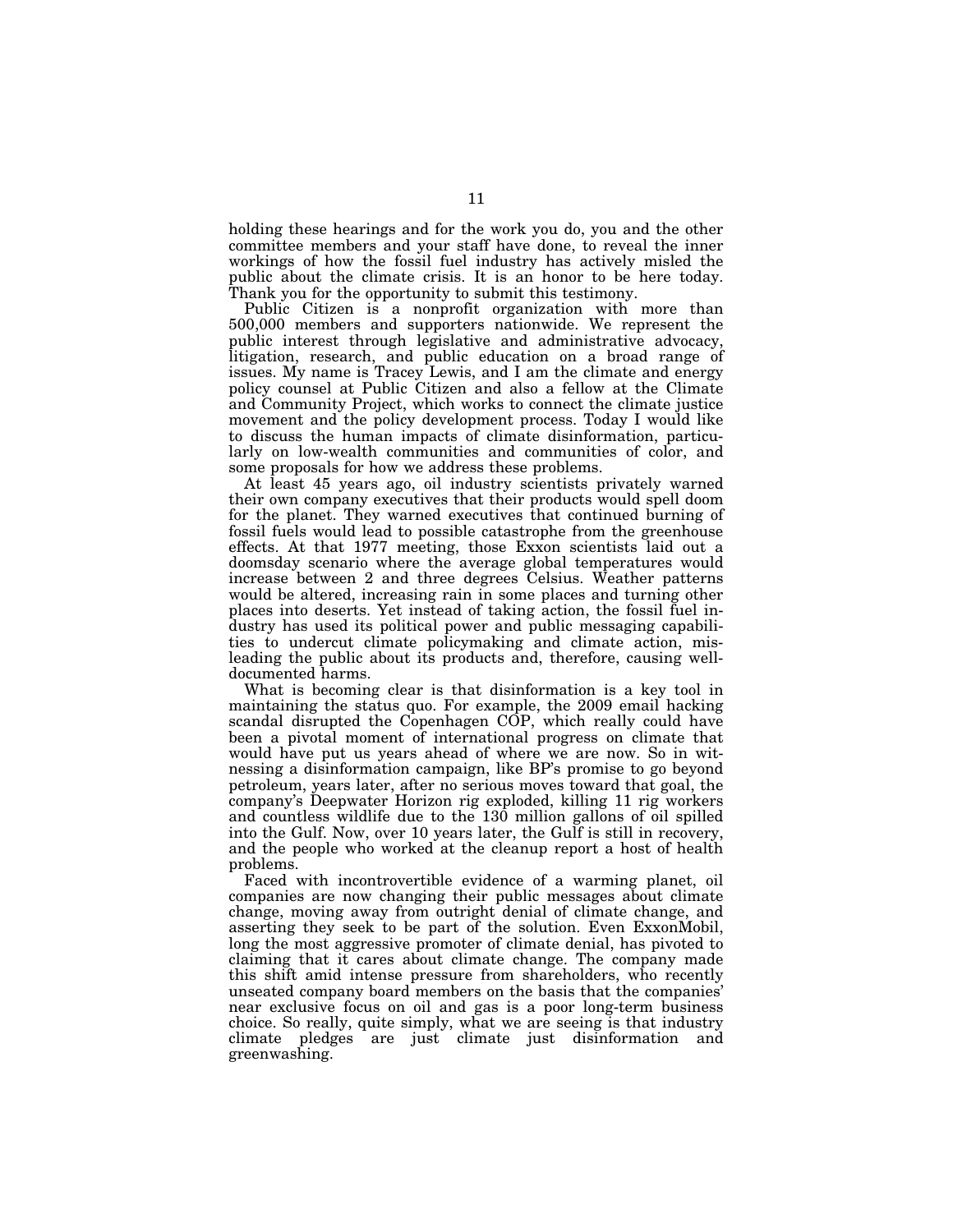holding these hearings and for the work you do, you and the other committee members and your staff have done, to reveal the inner workings of how the fossil fuel industry has actively misled the public about the climate crisis. It is an honor to be here today. Thank you for the opportunity to submit this testimony.

Public Citizen is a nonprofit organization with more than 500,000 members and supporters nationwide. We represent the public interest through legislative and administrative advocacy, litigation, research, and public education on a broad range of issues. My name is Tracey Lewis, and I am the climate and energy policy counsel at Public Citizen and also a fellow at the Climate and Community Project, which works to connect the climate justice movement and the policy development process. Today I would like to discuss the human impacts of climate disinformation, particularly on low-wealth communities and communities of color, and some proposals for how we address these problems.

At least 45 years ago, oil industry scientists privately warned their own company executives that their products would spell doom for the planet. They warned executives that continued burning of fossil fuels would lead to possible catastrophe from the greenhouse effects. At that 1977 meeting, those Exxon scientists laid out a doomsday scenario where the average global temperatures would increase between 2 and three degrees Celsius. Weather patterns would be altered, increasing rain in some places and turning other places into deserts. Yet instead of taking action, the fossil fuel industry has used its political power and public messaging capabilities to undercut climate policymaking and climate action, misleading the public about its products and, therefore, causing well-documented harms.

What is becoming clear is that disinformation is a key tool in maintaining the status quo. For example, the 2009 email hacking scandal disrupted the Copenhagen COP, which really could have been a pivotal moment of international progress on climate that would have put us years ahead of where we are now. So in witnessing a disinformation campaign, like BP's promise to go beyond petroleum, years later, after no serious moves toward that goal, the company's Deepwater Horizon rig exploded, killing 11 rig workers and countless wildlife due to the 130 million gallons of oil spilled into the Gulf. Now, over 10 years later, the Gulf is still in recovery, and the people who worked at the cleanup report a host of health problems.

Faced with incontrovertible evidence of a warming planet, oil companies are now changing their public messages about climate change, moving away from outright denial of climate change, and asserting they seek to be part of the solution. Even ExxonMobil, long the most aggressive promoter of climate denial, has pivoted to claiming that it cares about climate change. The company made this shift amid intense pressure from shareholders, who recently unseated company board members on the basis that the companies' near exclusive focus on oil and gas is a poor long-term business choice. So really, quite simply, what we are seeing is that industry climate pledges are just climate just disinformation and greenwashing.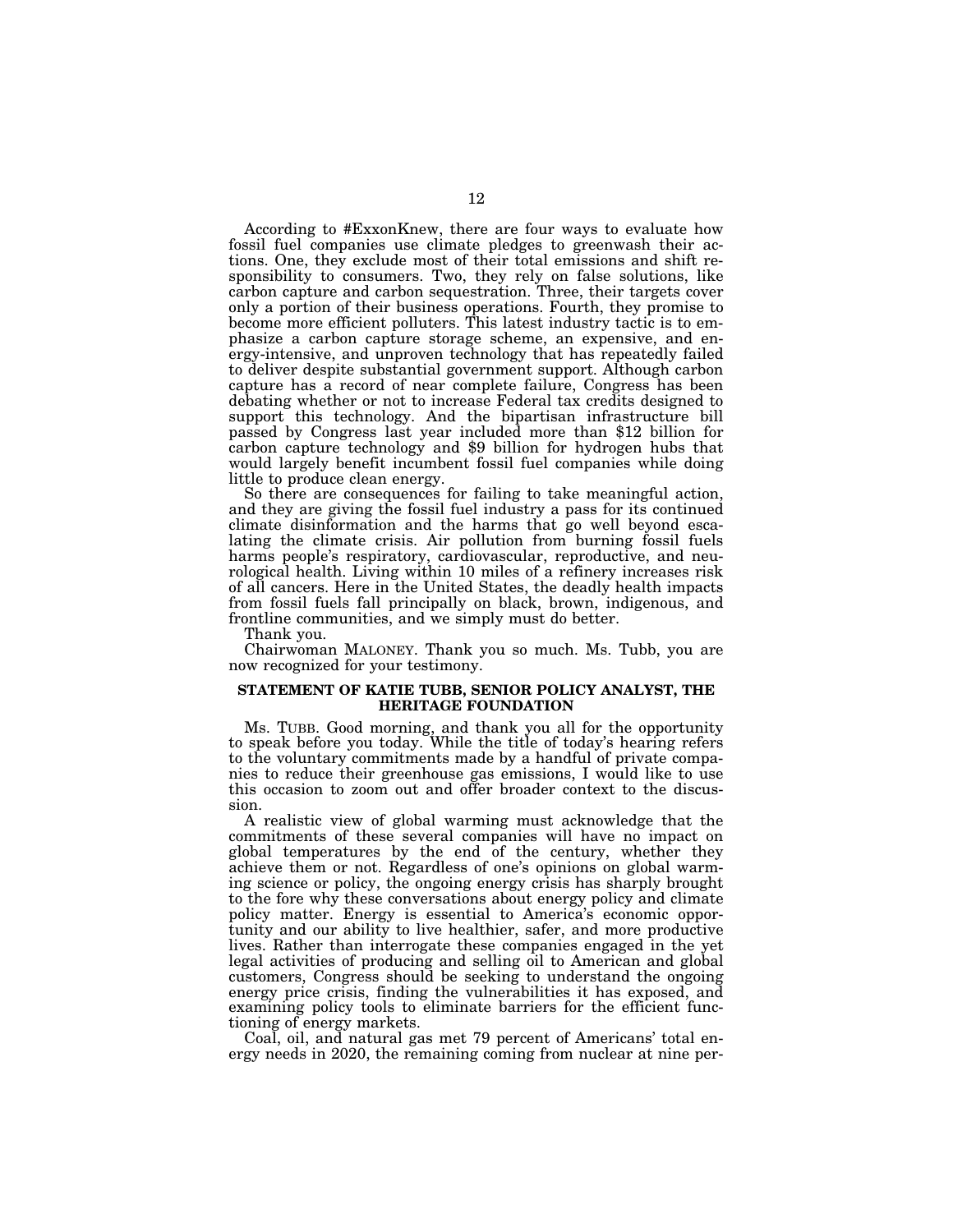According to #ExxonKnew, there are four ways to evaluate how fossil fuel companies use climate pledges to greenwash their actions. One, they exclude most of their total emissions and shift responsibility to consumers. Two, they rely on false solutions, like carbon capture and carbon sequestration. Three, their targets cover only a portion of their business operations. Fourth, they promise to become more efficient polluters. This latest industry tactic is to emphasize a carbon capture storage scheme, an expensive, and energy-intensive, and unproven technology that has repeatedly failed to deliver despite substantial government support. Although carbon capture has a record of near complete failure, Congress has been debating whether or not to increase Federal tax credits designed to support this technology. And the bipartisan infrastructure bill passed by Congress last year included more than $12 billion for carbon capture technology and $9 billion for hydrogen hubs that would largely benefit incumbent fossil fuel companies while doing little to produce clean energy.

So there are consequences for failing to take meaningful action, and they are giving the fossil fuel industry a pass for its continued climate disinformation and the harms that go well beyond escalating the climate crisis. Air pollution from burning fossil fuels harms people's respiratory, cardiovascular, reproductive, and neurological health. Living within 10 miles of a refinery increases risk of all cancers. Here in the United States, the deadly health impacts from fossil fuels fall principally on black, brown, indigenous, and frontline communities, and we simply must do better.

Thank you.

Chairwoman MALONEY. Thank you so much. Ms. Tubb, you are now recognized for your testimony.

## STATEMENT OF KATIE TUBB, SENIOR POLICY ANALYST, THE HERITAGE FOUNDATION

Ms. TUBB. Good morning, and thank you all for the opportunity to speak before you today. While the title of today's hearing refers to the voluntary commitments made by a handful of private companies to reduce their greenhouse gas emissions, I would like to use this occasion to zoom out and offer broader context to the discussion.

A realistic view of global warming must acknowledge that the commitments of these several companies will have no impact on global temperatures by the end of the century, whether they achieve them or not. Regardless of one's opinions on global warming science or policy, the ongoing energy crisis has sharply brought to the fore why these conversations about energy policy and climate policy matter. Energy is essential to America's economic opportunity and our ability to live healthier, safer, and more productive lives. Rather than interrogate these companies engaged in the yet legal activities of producing and selling oil to American and global customers, Congress should be seeking to understand the ongoing energy price crisis, finding the vulnerabilities it has exposed, and examining policy tools to eliminate barriers for the efficient functioning of energy markets.

Coal, oil, and natural gas met 79 percent of Americans' total energy needs in 2020, the remaining coming from nuclear at nine per-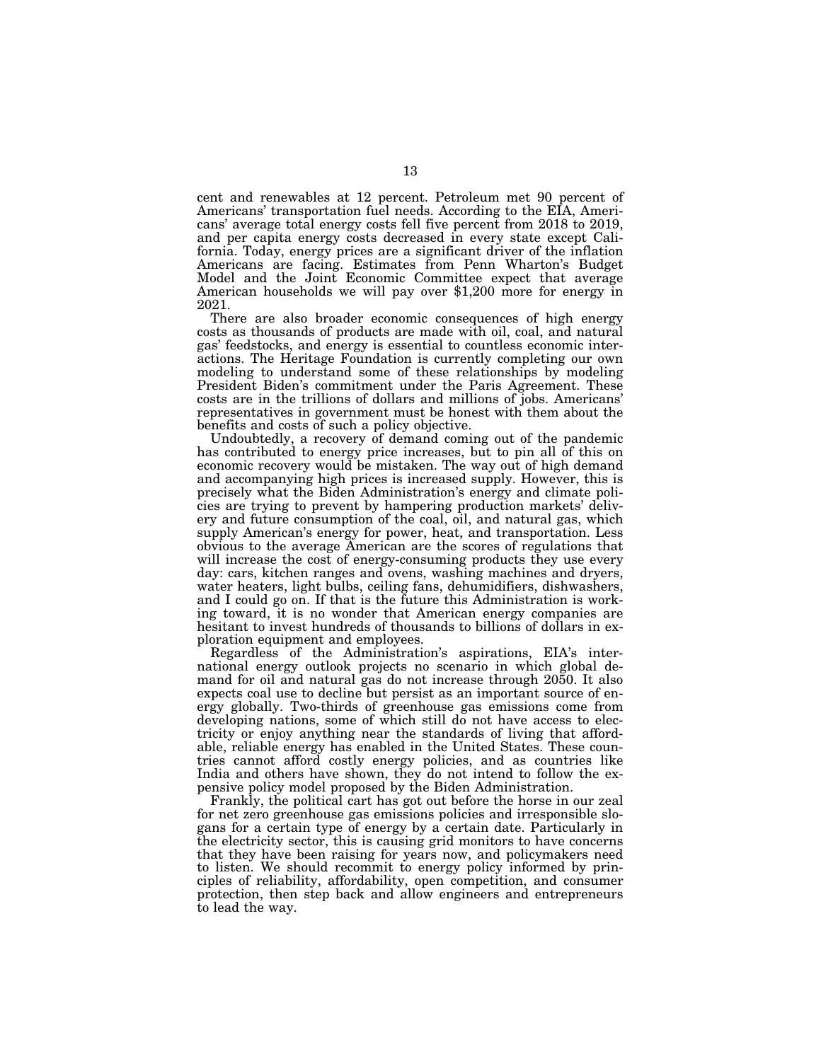cent and renewables at 12 percent. Petroleum met 90 percent of Americans' transportation fuel needs. According to the EIA, Americans' average total energy costs fell five percent from 2018 to 2019, and per capita energy costs decreased in every state except California. Today, energy prices are a significant driver of the inflation Americans are facing. Estimates from Penn Wharton's Budget Model and the Joint Economic Committee expect that average American households we will pay over $1,200 more for energy in 2021.

There are also broader economic consequences of high energy costs as thousands of products are made with oil, coal, and natural gas' feedstocks, and energy is essential to countless economic interactions. The Heritage Foundation is currently completing our own modeling to understand some of these relationships by modeling President Biden's commitment under the Paris Agreement. These costs are in the trillions of dollars and millions of jobs. Americans' representatives in government must be honest with them about the benefits and costs of such a policy objective.

Undoubtedly, a recovery of demand coming out of the pandemic has contributed to energy price increases, but to pin all of this on economic recovery would be mistaken. The way out of high demand and accompanying high prices is increased supply. However, this is precisely what the Biden Administration's energy and climate policies are trying to prevent by hampering production markets' delivery and future consumption of the coal, oil, and natural gas, which supply American's energy for power, heat, and transportation. Less obvious to the average American are the scores of regulations that will increase the cost of energy-consuming products they use every day: cars, kitchen ranges and ovens, washing machines and dryers, water heaters, light bulbs, ceiling fans, dehumidifiers, dishwashers, and I could go on. If that is the future this Administration is working toward, it is no wonder that American energy companies are hesitant to invest hundreds of thousands to billions of dollars in exploration equipment and employees.

Regardless of the Administration's aspirations, EIA's international energy outlook projects no scenario in which global demand for oil and natural gas do not increase through 2050. It also expects coal use to decline but persist as an important source of energy globally. Two-thirds of greenhouse gas emissions come from developing nations, some of which still do not have access to electricity or enjoy anything near the standards of living that affordable, reliable energy has enabled in the United States. These countries cannot afford costly energy policies, and as countries like India and others have shown, they do not intend to follow the expensive policy model proposed by the Biden Administration.

Frankly, the political cart has got out before the horse in our zeal for net zero greenhouse gas emissions policies and irresponsible slogans for a certain type of energy by a certain date. Particularly in the electricity sector, this is causing grid monitors to have concerns that they have been raising for years now, and policymakers need to listen. We should recommit to energy policy informed by principles of reliability, affordability, open competition, and consumer protection, then step back and allow engineers and entrepreneurs to lead the way.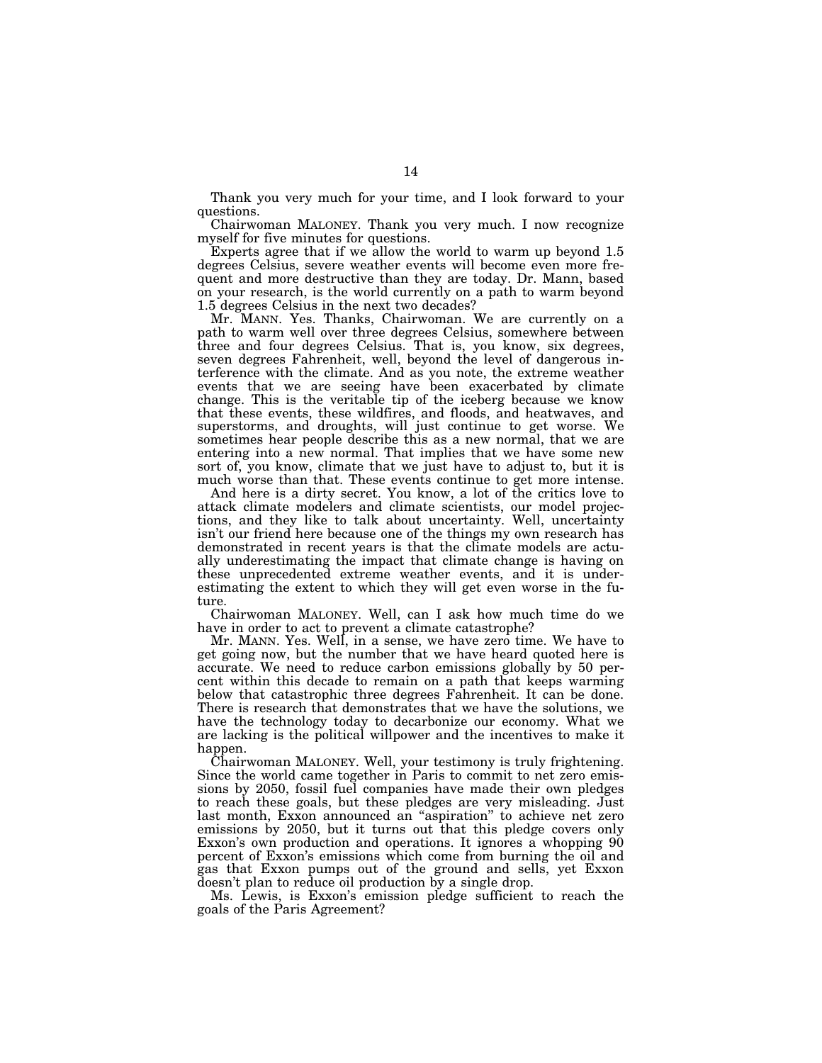Thank you very much for your time, and I look forward to your questions.

Chairwoman MALONEY. Thank you very much. I now recognize myself for five minutes for questions.

Experts agree that if we allow the world to warm up beyond 1.5 degrees Celsius, severe weather events will become even more frequent and more destructive than they are today. Dr. Mann, based on your research, is the world currently on a path to warm beyond 1.5 degrees Celsius in the next two decades?

Mr. MANN. Yes. Thanks, Chairwoman. We are currently on a path to warm well over three degrees Celsius, somewhere between three and four degrees Celsius. That is, you know, six degrees, seven degrees Fahrenheit, well, beyond the level of dangerous interference with the climate. And as you note, the extreme weather events that we are seeing have been exacerbated by climate change. This is the veritable tip of the iceberg because we know that these events, these wildfires, and floods, and heatwaves, and superstorms, and droughts, will just continue to get worse. We sometimes hear people describe this as a new normal, that we are entering into a new normal. That implies that we have some new sort of, you know, climate that we just have to adjust to, but it is much worse than that. These events continue to get more intense.

And here is a dirty secret. You know, a lot of the critics love to attack climate modelers and climate scientists, our model projections, and they like to talk about uncertainty. Well, uncertainty isn't our friend here because one of the things my own research has demonstrated in recent years is that the climate models are actually underestimating the impact that climate change is having on these unprecedented extreme weather events, and it is underestimating the extent to which they will get even worse in the future.

Chairwoman MALONEY. Well, can I ask how much time do we have in order to act to prevent a climate catastrophe?

Mr. MANN. Yes. Well, in a sense, we have zero time. We have to get going now, but the number that we have heard quoted here is accurate. We need to reduce carbon emissions globally by 50 percent within this decade to remain on a path that keeps warming below that catastrophic three degrees Fahrenheit. It can be done. There is research that demonstrates that we have the solutions, we have the technology today to decarbonize our economy. What we are lacking is the political willpower and the incentives to make it happen.

Chairwoman MALONEY. Well, your testimony is truly frightening. Since the world came together in Paris to commit to net zero emissions by 2050, fossil fuel companies have made their own pledges to reach these goals, but these pledges are very misleading. Just last month, Exxon announced an "aspiration" to achieve net zero emissions by 2050, but it turns out that this pledge covers only Exxon's own production and operations. It ignores a whopping 90 percent of Exxon's emissions which come from burning the oil and gas that Exxon pumps out of the ground and sells, yet Exxon doesn't plan to reduce oil production by a single drop.

Ms. Lewis, is Exxon's emission pledge sufficient to reach the goals of the Paris Agreement?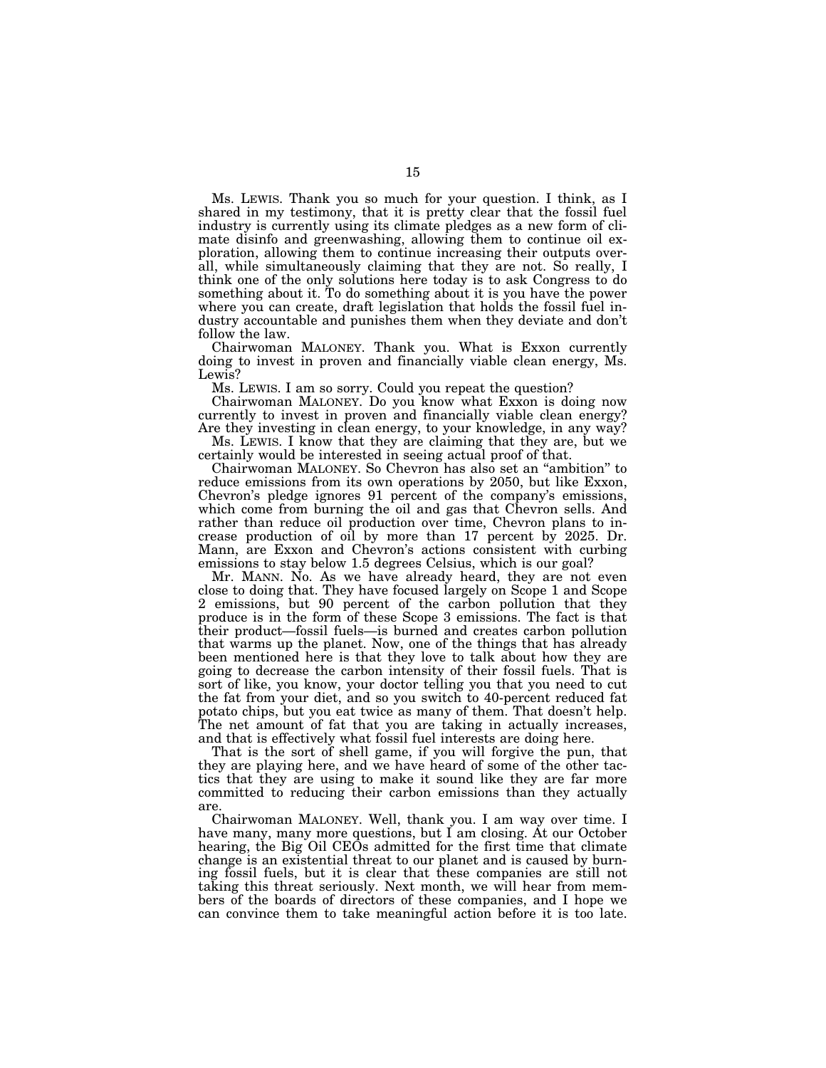Ms. LEWIS. Thank you so much for your question. I think, as I shared in my testimony, that it is pretty clear that the fossil fuel industry is currently using its climate pledges as a new form of climate disinfo and greenwashing, allowing them to continue oil exploration, allowing them to continue increasing their outputs overall, while simultaneously claiming that they are not. So really, I think one of the only solutions here today is to ask Congress to do something about it. To do something about it is you have the power where you can create, draft legislation that holds the fossil fuel industry accountable and punishes them when they deviate and don't follow the law.

Chairwoman MALONEY. Thank you. What is Exxon currently doing to invest in proven and financially viable clean energy, Ms. Lewis?

Ms. LEWIS. I am so sorry. Could you repeat the question?

Chairwoman MALONEY. Do you know what Exxon is doing now currently to invest in proven and financially viable clean energy? Are they investing in clean energy, to your knowledge, in any way?

Ms. LEWIS. I know that they are claiming that they are, but we certainly would be interested in seeing actual proof of that.

Chairwoman MALONEY. So Chevron has also set an "ambition" to reduce emissions from its own operations by 2050, but like Exxon, Chevron's pledge ignores 91 percent of the company's emissions, which come from burning the oil and gas that Chevron sells. And rather than reduce oil production over time, Chevron plans to increase production of oil by more than 17 percent by 2025. Dr. Mann, are Exxon and Chevron's actions consistent with curbing emissions to stay below 1.5 degrees Celsius, which is our goal?

Mr. MANN. No. As we have already heard, they are not even close to doing that. They have focused largely on Scope 1 and Scope 2 emissions, but 90 percent of the carbon pollution that they produce is in the form of these Scope 3 emissions. The fact is that their product—fossil fuels—is burned and creates carbon pollution that warms up the planet. Now, one of the things that has already been mentioned here is that they love to talk about how they are going to decrease the carbon intensity of their fossil fuels. That is sort of like, you know, your doctor telling you that you need to cut the fat from your diet, and so you switch to 40-percent reduced fat potato chips, but you eat twice as many of them. That doesn't help. The net amount of fat that you are taking in actually increases, and that is effectively what fossil fuel interests are doing here.

That is the sort of shell game, if you will forgive the pun, that they are playing here, and we have heard of some of the other tactics that they are using to make it sound like they are far more committed to reducing their carbon emissions than they actually are.

Chairwoman MALONEY. Well, thank you. I am way over time. I have many, many more questions, but I am closing. At our October hearing, the Big Oil CEOs admitted for the first time that climate change is an existential threat to our planet and is caused by burning fossil fuels, but it is clear that these companies are still not taking this threat seriously. Next month, we will hear from members of the boards of directors of these companies, and I hope we can convince them to take meaningful action before it is too late.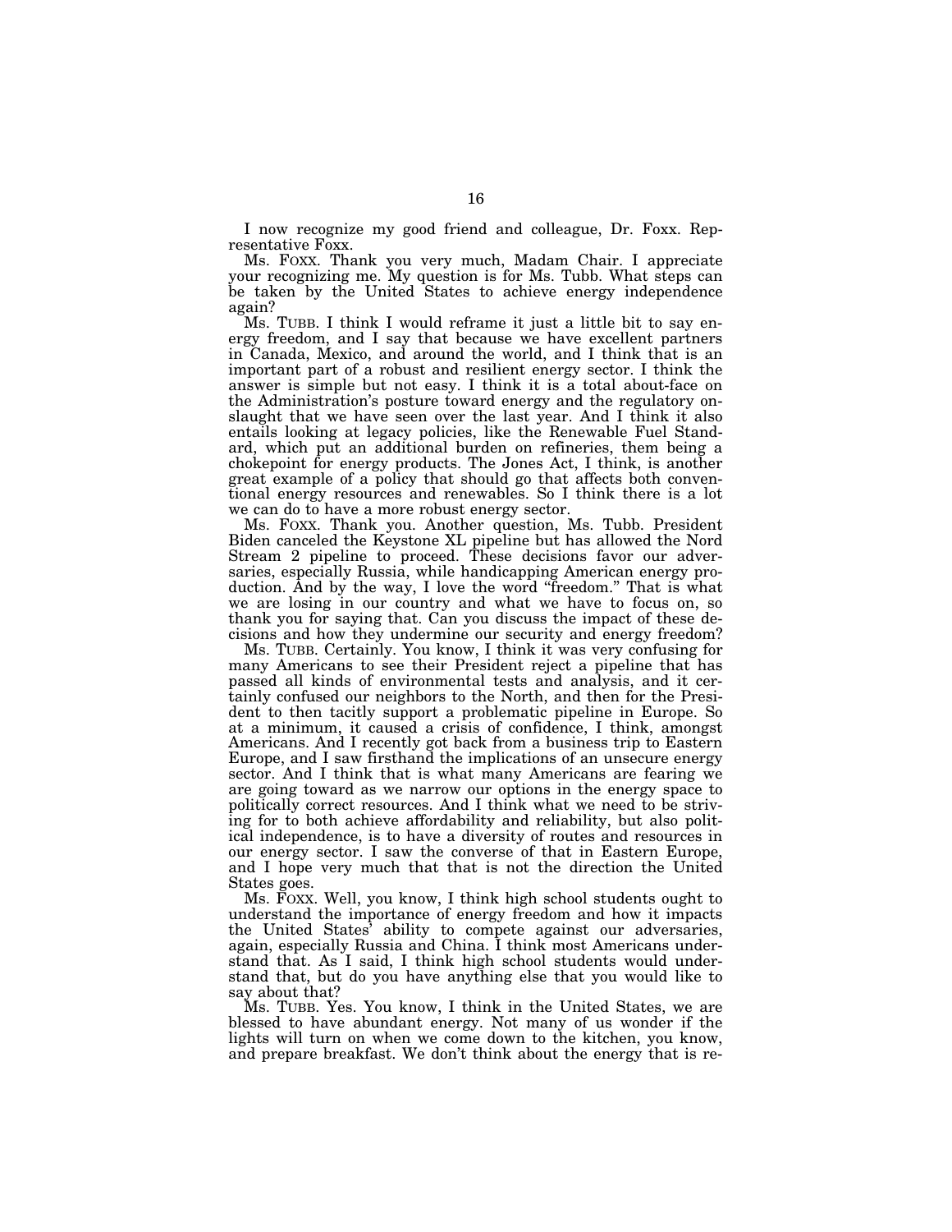I now recognize my good friend and colleague, Dr. Foxx. Representative Foxx.

Ms. FOXX. Thank you very much, Madam Chair. I appreciate your recognizing me. My question is for Ms. Tubb. What steps can be taken by the United States to achieve energy independence again?

Ms. TUBB. I think I would reframe it just a little bit to say energy freedom, and I say that because we have excellent partners in Canada, Mexico, and around the world, and I think that is an important part of a robust and resilient energy sector. I think the answer is simple but not easy. I think it is a total about-face on the Administration's posture toward energy and the regulatory onslaught that we have seen over the last year. And I think it also entails looking at legacy policies, like the Renewable Fuel Standard, which put an additional burden on refineries, them being a chokepoint for energy products. The Jones Act, I think, is another great example of a policy that should go that affects both conventional energy resources and renewables. So I think there is a lot we can do to have a more robust energy sector.

Ms. FOXX. Thank you. Another question, Ms. Tubb. President Biden canceled the Keystone XL pipeline but has allowed the Nord Stream 2 pipeline to proceed. These decisions favor our adversaries, especially Russia, while handicapping American energy production. And by the way, I love the word "freedom." That is what we are losing in our country and what we have to focus on, so thank you for saying that. Can you discuss the impact of these decisions and how they undermine our security and energy freedom?

Ms. TUBB. Certainly. You know, I think it was very confusing for many Americans to see their President reject a pipeline that has passed all kinds of environmental tests and analysis, and it certainly confused our neighbors to the North, and then for the President to then tacitly support a problematic pipeline in Europe. So at a minimum, it caused a crisis of confidence, I think, amongst Americans. And I recently got back from a business trip to Eastern Europe, and I saw firsthand the implications of an unsecure energy sector. And I think that is what many Americans are fearing we are going toward as we narrow our options in the energy space to politically correct resources. And I think what we need to be striving for to both achieve affordability and reliability, but also political independence, is to have a diversity of routes and resources in our energy sector. I saw the converse of that in Eastern Europe, and I hope very much that that is not the direction the United States goes.

Ms. FOXX. Well, you know, I think high school students ought to understand the importance of energy freedom and how it impacts the United States' ability to compete against our adversaries, again, especially Russia and China. I think most Americans understand that. As I said, I think high school students would understand that, but do you have anything else that you would like to say about that?

Ms. TUBB. Yes. You know, I think in the United States, we are blessed to have abundant energy. Not many of us wonder if the lights will turn on when we come down to the kitchen, you know, and prepare breakfast. We don't think about the energy that is re-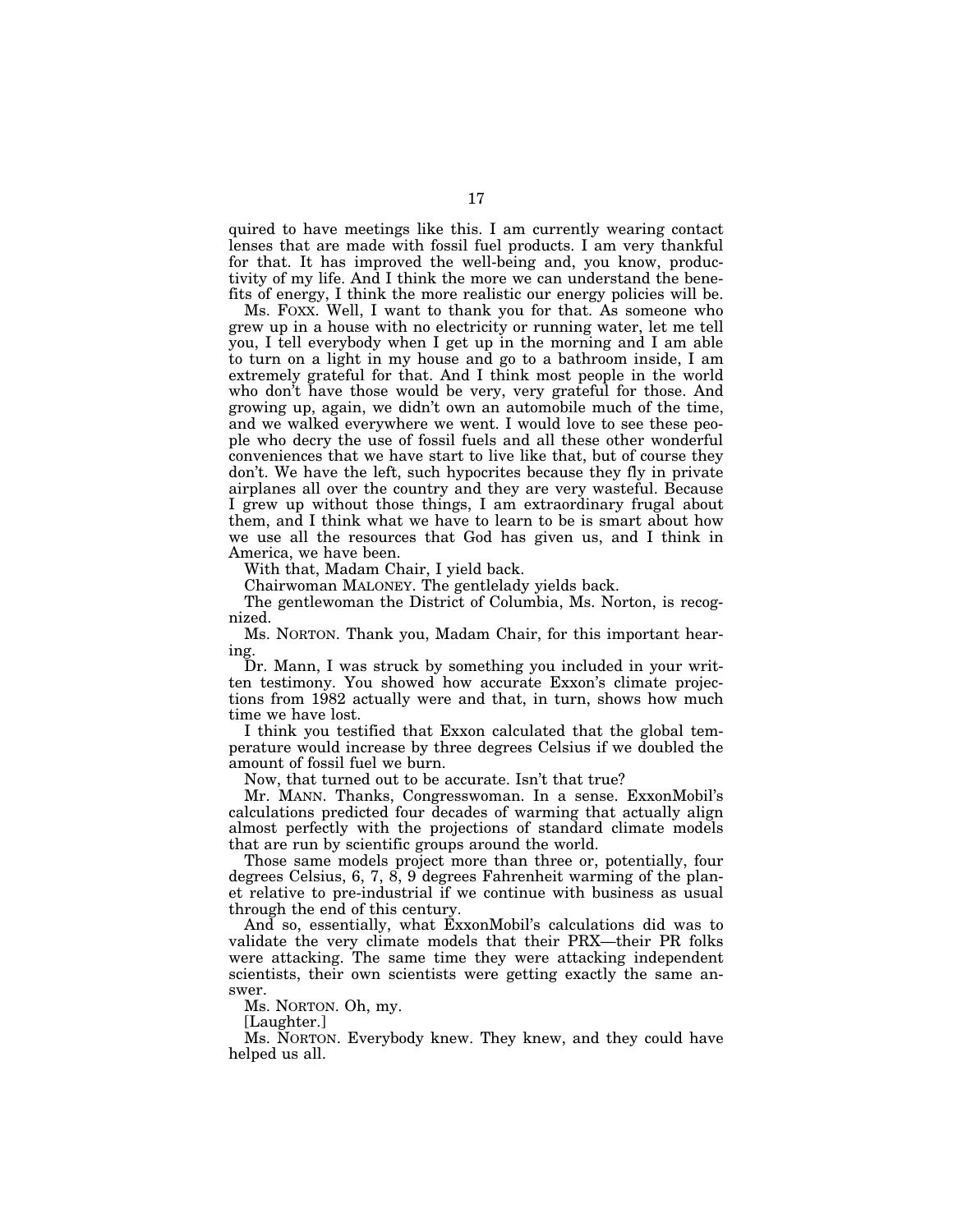quired to have meetings like this. I am currently wearing contact lenses that are made with fossil fuel products. I am very thankful for that. It has improved the well-being and, you know, productivity of my life. And I think the more we can understand the benefits of energy, I think the more realistic our energy policies will be.

Ms. FOXX. Well, I want to thank you for that. As someone who grew up in a house with no electricity or running water, let me tell you, I tell everybody when I get up in the morning and I am able to turn on a light in my house and go to a bathroom inside, I am extremely grateful for that. And I think most people in the world who don't have those would be very, very grateful for those. And growing up, again, we didn't own an automobile much of the time, and we walked everywhere we went. I would love to see these people who decry the use of fossil fuels and all these other wonderful conveniences that we have start to live like that, but of course they don't. We have the left, such hypocrites because they fly in private airplanes all over the country and they are very wasteful. Because I grew up without those things, I am extraordinary frugal about them, and I think what we have to learn to be is smart about how we use all the resources that God has given us, and I think in America, we have been.

With that, Madam Chair, I yield back.

Chairwoman MALONEY. The gentlelady yields back.

The gentlewoman the District of Columbia, Ms. Norton, is recognized.

Ms. NORTON. Thank you, Madam Chair, for this important hearing.

Dr. Mann, I was struck by something you included in your written testimony. You showed how accurate Exxon's climate projections from 1982 actually were and that, in turn, shows how much time we have lost.

I think you testified that Exxon calculated that the global temperature would increase by three degrees Celsius if we doubled the amount of fossil fuel we burn.

Now, that turned out to be accurate. Isn't that true?

Mr. MANN. Thanks, Congresswoman. In a sense. ExxonMobil's calculations predicted four decades of warming that actually align almost perfectly with the projections of standard climate models that are run by scientific groups around the world.

Those same models project more than three or, potentially, four degrees Celsius, 6, 7, 8, 9 degrees Fahrenheit warming of the planet relative to pre-industrial if we continue with business as usual through the end of this century.

And so, essentially, what ExxonMobil's calculations did was to validate the very climate models that their PRX—their PR folks were attacking. The same time they were attacking independent scientists, their own scientists were getting exactly the same answer.

Ms. NORTON. Oh, my.

[Laughter.]

Ms. NORTON. Everybody knew. They knew, and they could have helped us all.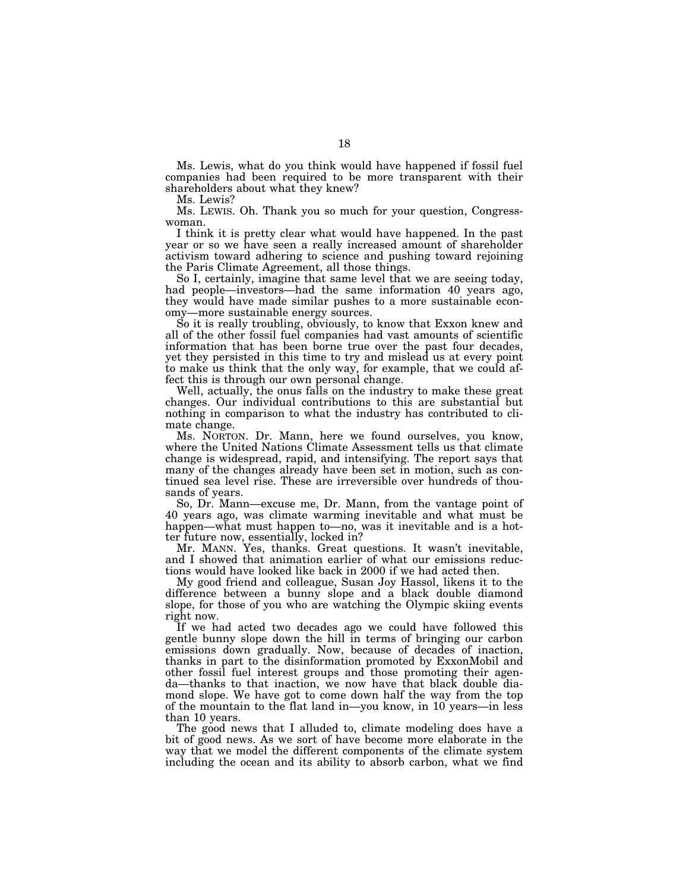Ms. Lewis, what do you think would have happened if fossil fuel companies had been required to be more transparent with their shareholders about what they knew?

Ms. Lewis?

Ms. LEWIS. Oh. Thank you so much for your question, Congresswoman.

I think it is pretty clear what would have happened. In the past year or so we have seen a really increased amount of shareholder activism toward adhering to science and pushing toward rejoining the Paris Climate Agreement, all those things.

So I, certainly, imagine that same level that we are seeing today, had people—investors—had the same information 40 years ago, they would have made similar pushes to a more sustainable economy—more sustainable energy sources.

So it is really troubling, obviously, to know that Exxon knew and all of the other fossil fuel companies had vast amounts of scientific information that has been borne true over the past four decades, yet they persisted in this time to try and mislead us at every point to make us think that the only way, for example, that we could affect this is through our own personal change.

Well, actually, the onus falls on the industry to make these great changes. Our individual contributions to this are substantial but nothing in comparison to what the industry has contributed to climate change.

Ms. NORTON. Dr. Mann, here we found ourselves, you know, where the United Nations Climate Assessment tells us that climate change is widespread, rapid, and intensifying. The report says that many of the changes already have been set in motion, such as continued sea level rise. These are irreversible over hundreds of thousands of years.

So, Dr. Mann—excuse me, Dr. Mann, from the vantage point of 40 years ago, was climate warming inevitable and what must be happen—what must happen to—no, was it inevitable and is a hotter future now, essentially, locked in?

Mr. MANN. Yes, thanks. Great questions. It wasn't inevitable, and I showed that animation earlier of what our emissions reductions would have looked like back in 2000 if we had acted then.

My good friend and colleague, Susan Joy Hassol, likens it to the difference between a bunny slope and a black double diamond slope, for those of you who are watching the Olympic skiing events right now.

If we had acted two decades ago we could have followed this gentle bunny slope down the hill in terms of bringing our carbon emissions down gradually. Now, because of decades of inaction, thanks in part to the disinformation promoted by ExxonMobil and other fossil fuel interest groups and those promoting their agenda—thanks to that inaction, we now have that black double diamond slope. We have got to come down half the way from the top of the mountain to the flat land in—you know, in 10 years—in less than 10 years.

The good news that I alluded to, climate modeling does have a bit of good news. As we sort of have become more elaborate in the way that we model the different components of the climate system including the ocean and its ability to absorb carbon, what we find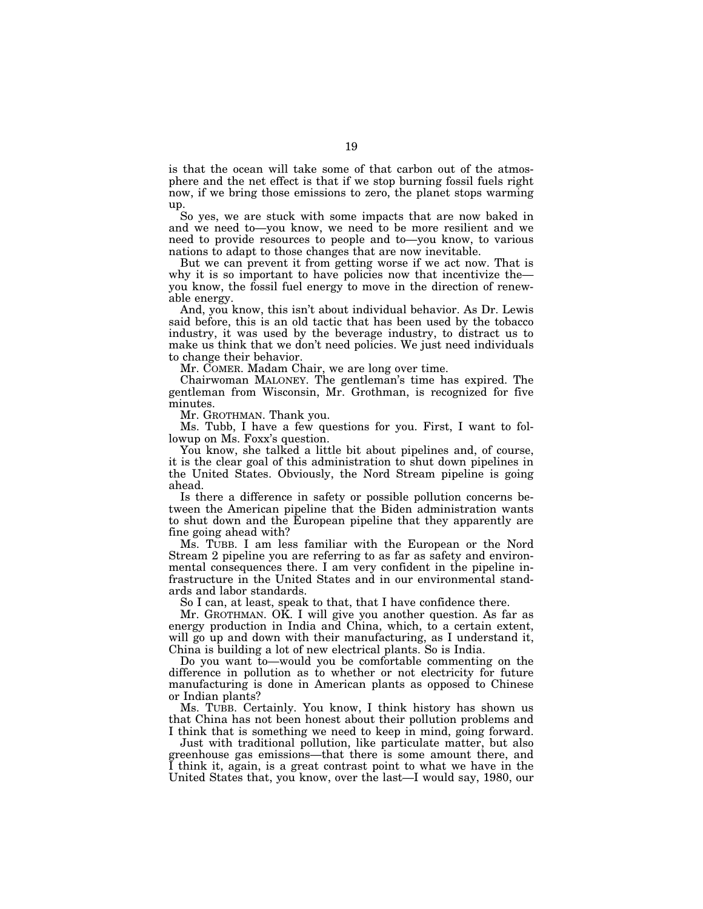is that the ocean will take some of that carbon out of the atmosphere and the net effect is that if we stop burning fossil fuels right now, if we bring those emissions to zero, the planet stops warming up.

So yes, we are stuck with some impacts that are now baked in and we need to—you know, we need to be more resilient and we need to provide resources to people and to—you know, to various nations to adapt to those changes that are now inevitable.

But we can prevent it from getting worse if we act now. That is why it is so important to have policies now that incentivize the—you know, the fossil fuel energy to move in the direction of renewable energy.

And, you know, this isn't about individual behavior. As Dr. Lewis said before, this is an old tactic that has been used by the tobacco industry, it was used by the beverage industry, to distract us to make us think that we don't need policies. We just need individuals to change their behavior.

Mr. COMER. Madam Chair, we are long over time.

Chairwoman MALONEY. The gentleman's time has expired. The gentleman from Wisconsin, Mr. Grothman, is recognized for five minutes.

Mr. GROTHMAN. Thank you.

Ms. Tubb, I have a few questions for you. First, I want to followup on Ms. Foxx's question.

You know, she talked a little bit about pipelines and, of course, it is the clear goal of this administration to shut down pipelines in the United States. Obviously, the Nord Stream pipeline is going ahead.

Is there a difference in safety or possible pollution concerns between the American pipeline that the Biden administration wants to shut down and the European pipeline that they apparently are fine going ahead with?

Ms. TUBB. I am less familiar with the European or the Nord Stream 2 pipeline you are referring to as far as safety and environmental consequences there. I am very confident in the pipeline infrastructure in the United States and in our environmental standards and labor standards.

So I can, at least, speak to that, that I have confidence there.

Mr. GROTHMAN. OK. I will give you another question. As far as energy production in India and China, which, to a certain extent, will go up and down with their manufacturing, as I understand it, China is building a lot of new electrical plants. So is India.

Do you want to—would you be comfortable commenting on the difference in pollution as to whether or not electricity for future manufacturing is done in American plants as opposed to Chinese or Indian plants?

Ms. TUBB. Certainly. You know, I think history has shown us that China has not been honest about their pollution problems and I think that is something we need to keep in mind, going forward.

Just with traditional pollution, like particulate matter, but also greenhouse gas emissions—that there is some amount there, and I think it, again, is a great contrast point to what we have in the United States that, you know, over the last—I would say, 1980, our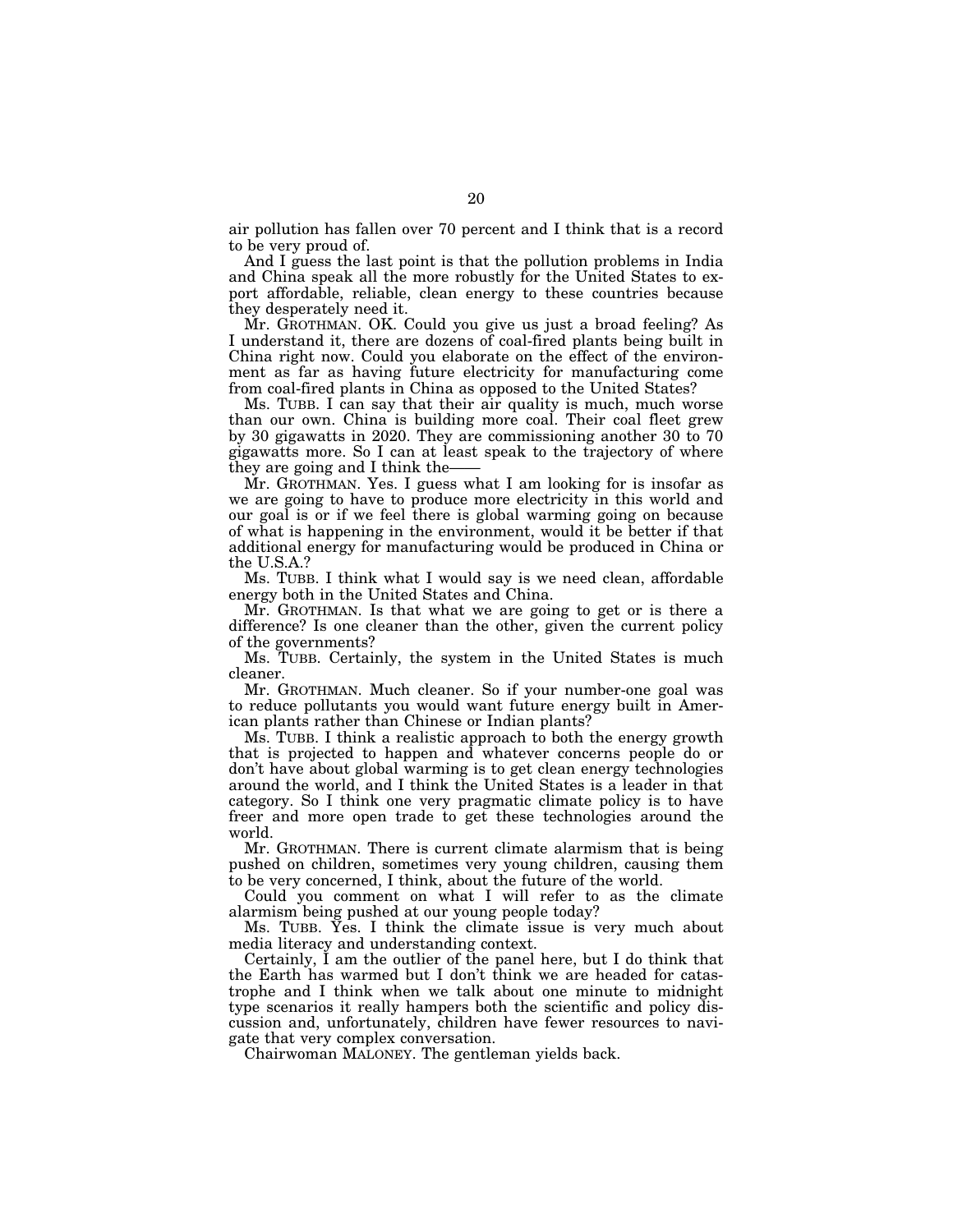air pollution has fallen over 70 percent and I think that is a record to be very proud of.

And I guess the last point is that the pollution problems in India and China speak all the more robustly for the United States to export affordable, reliable, clean energy to these countries because they desperately need it.

Mr. GROTHMAN. OK. Could you give us just a broad feeling? As I understand it, there are dozens of coal-fired plants being built in China right now. Could you elaborate on the effect of the environment as far as having future electricity for manufacturing come from coal-fired plants in China as opposed to the United States?

Ms. TUBB. I can say that their air quality is much, much worse than our own. China is building more coal. Their coal fleet grew by 30 gigawatts in 2020. They are commissioning another 30 to 70 gigawatts more. So I can at least speak to the trajectory of where they are going and I think the——

Mr. GROTHMAN. Yes. I guess what I am looking for is insofar as we are going to have to produce more electricity in this world and our goal is or if we feel there is global warming going on because of what is happening in the environment, would it be better if that additional energy for manufacturing would be produced in China or the U.S.A.?

Ms. TUBB. I think what I would say is we need clean, affordable energy both in the United States and China.

Mr. GROTHMAN. Is that what we are going to get or is there a difference? Is one cleaner than the other, given the current policy of the governments?

Ms. TUBB. Certainly, the system in the United States is much cleaner.

Mr. GROTHMAN. Much cleaner. So if your number-one goal was to reduce pollutants you would want future energy built in American plants rather than Chinese or Indian plants?

Ms. TUBB. I think a realistic approach to both the energy growth that is projected to happen and whatever concerns people do or don't have about global warming is to get clean energy technologies around the world, and I think the United States is a leader in that category. So I think one very pragmatic climate policy is to have freer and more open trade to get these technologies around the world.

Mr. GROTHMAN. There is current climate alarmism that is being pushed on children, sometimes very young children, causing them to be very concerned, I think, about the future of the world.

Could you comment on what I will refer to as the climate alarmism being pushed at our young people today?

Ms. TUBB. Yes. I think the climate issue is very much about media literacy and understanding context.

Certainly, I am the outlier of the panel here, but I do think that the Earth has warmed but I don't think we are headed for catastrophe and I think when we talk about one minute to midnight type scenarios it really hampers both the scientific and policy discussion and, unfortunately, children have fewer resources to navigate that very complex conversation.

Chairwoman MALONEY. The gentleman yields back.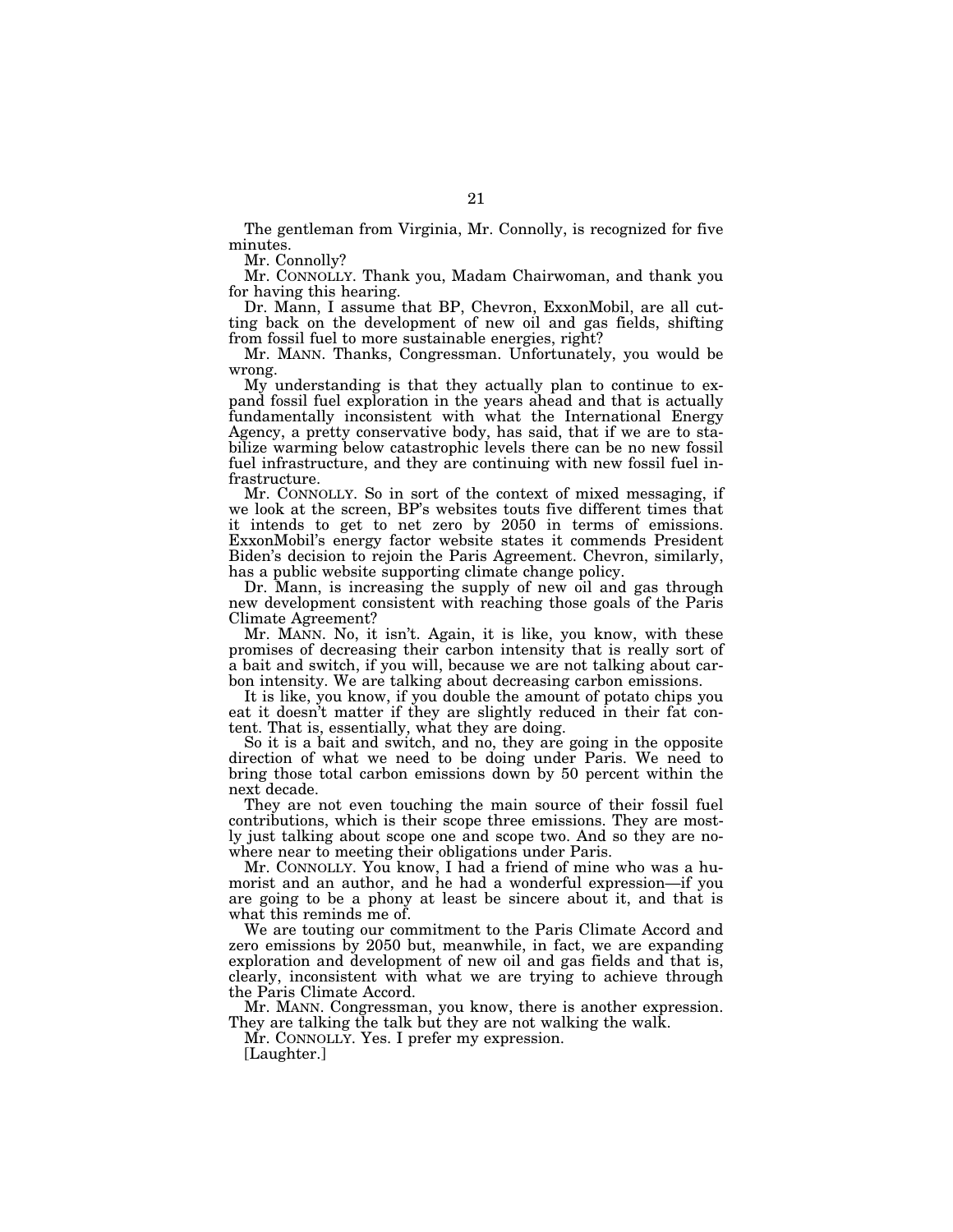The gentleman from Virginia, Mr. Connolly, is recognized for five minutes.

Mr. Connolly?

Mr. CONNOLLY. Thank you, Madam Chairwoman, and thank you for having this hearing.

Dr. Mann, I assume that BP, Chevron, ExxonMobil, are all cutting back on the development of new oil and gas fields, shifting from fossil fuel to more sustainable energies, right?

Mr. MANN. Thanks, Congressman. Unfortunately, you would be wrong.

My understanding is that they actually plan to continue to expand fossil fuel exploration in the years ahead and that is actually fundamentally inconsistent with what the International Energy Agency, a pretty conservative body, has said, that if we are to stabilize warming below catastrophic levels there can be no new fossil fuel infrastructure, and they are continuing with new fossil fuel infrastructure.

Mr. CONNOLLY. So in sort of the context of mixed messaging, if we look at the screen, BP's websites touts five different times that it intends to get to net zero by 2050 in terms of emissions. ExxonMobil's energy factor website states it commends President Biden's decision to rejoin the Paris Agreement. Chevron, similarly, has a public website supporting climate change policy.

Dr. Mann, is increasing the supply of new oil and gas through new development consistent with reaching those goals of the Paris Climate Agreement?

Mr. MANN. No, it isn't. Again, it is like, you know, with these promises of decreasing their carbon intensity that is really sort of a bait and switch, if you will, because we are not talking about carbon intensity. We are talking about decreasing carbon emissions.

It is like, you know, if you double the amount of potato chips you eat it doesn't matter if they are slightly reduced in their fat content. That is, essentially, what they are doing.

So it is a bait and switch, and no, they are going in the opposite direction of what we need to be doing under Paris. We need to bring those total carbon emissions down by 50 percent within the next decade.

They are not even touching the main source of their fossil fuel contributions, which is their scope three emissions. They are mostly just talking about scope one and scope two. And so they are nowhere near to meeting their obligations under Paris.

Mr. CONNOLLY. You know, I had a friend of mine who was a humorist and an author, and he had a wonderful expression—if you are going to be a phony at least be sincere about it, and that is what this reminds me of.

We are touting our commitment to the Paris Climate Accord and zero emissions by 2050 but, meanwhile, in fact, we are expanding exploration and development of new oil and gas fields and that is, clearly, inconsistent with what we are trying to achieve through the Paris Climate Accord.

Mr. MANN. Congressman, you know, there is another expression. They are talking the talk but they are not walking the walk.

Mr. CONNOLLY. Yes. I prefer my expression.

[Laughter.]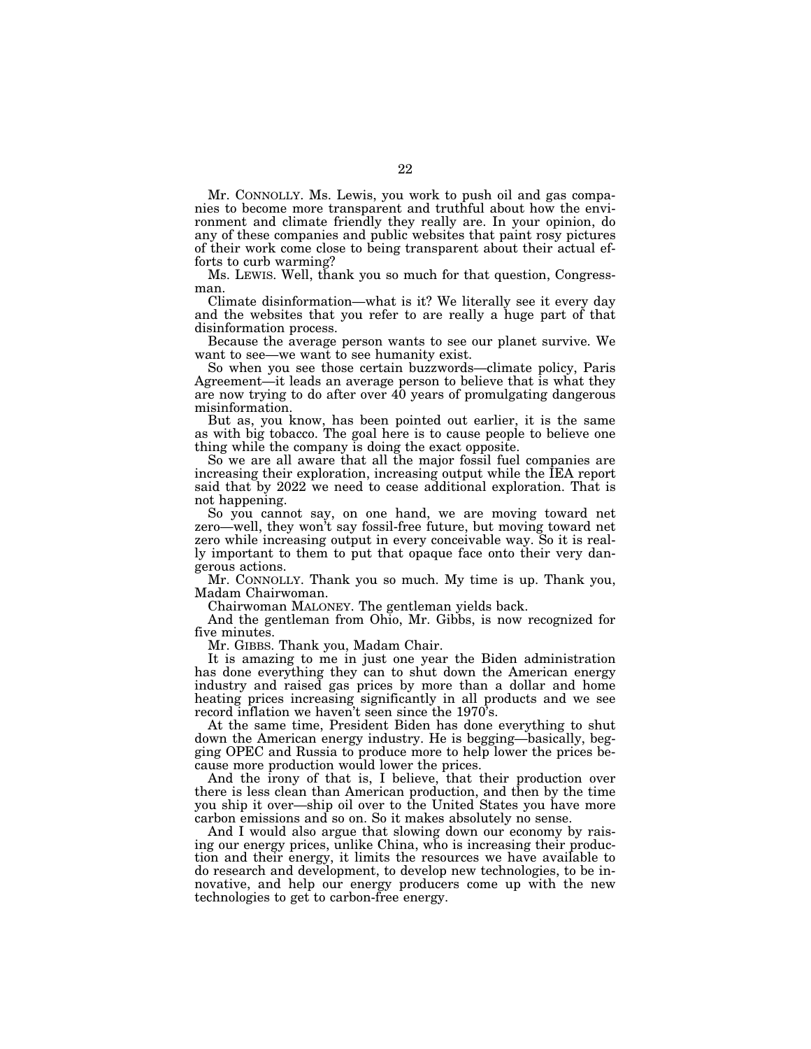Mr. CONNOLLY. Ms. Lewis, you work to push oil and gas companies to become more transparent and truthful about how the environment and climate friendly they really are. In your opinion, do any of these companies and public websites that paint rosy pictures of their work come close to being transparent about their actual efforts to curb warming?

Ms. LEWIS. Well, thank you so much for that question, Congressman.

Climate disinformation—what is it? We literally see it every day and the websites that you refer to are really a huge part of that disinformation process.

Because the average person wants to see our planet survive. We want to see—we want to see humanity exist.

So when you see those certain buzzwords—climate policy, Paris Agreement—it leads an average person to believe that is what they are now trying to do after over 40 years of promulgating dangerous misinformation.

But as, you know, has been pointed out earlier, it is the same as with big tobacco. The goal here is to cause people to believe one thing while the company is doing the exact opposite.

So we are all aware that all the major fossil fuel companies are increasing their exploration, increasing output while the IEA report said that by 2022 we need to cease additional exploration. That is not happening.

So you cannot say, on one hand, we are moving toward net zero—well, they won't say fossil-free future, but moving toward net zero while increasing output in every conceivable way. So it is really important to them to put that opaque face onto their very dangerous actions.

Mr. CONNOLLY. Thank you so much. My time is up. Thank you, Madam Chairwoman.

Chairwoman MALONEY. The gentleman yields back.

And the gentleman from Ohio, Mr. Gibbs, is now recognized for five minutes.

Mr. GIBBS. Thank you, Madam Chair.

It is amazing to me in just one year the Biden administration has done everything they can to shut down the American energy industry and raised gas prices by more than a dollar and home heating prices increasing significantly in all products and we see record inflation we haven't seen since the 1970's.

At the same time, President Biden has done everything to shut down the American energy industry. He is begging—basically, begging OPEC and Russia to produce more to help lower the prices because more production would lower the prices.

And the irony of that is, I believe, that their production over there is less clean than American production, and then by the time you ship it over—ship oil over to the United States you have more carbon emissions and so on. So it makes absolutely no sense.

And I would also argue that slowing down our economy by raising our energy prices, unlike China, who is increasing their production and their energy, it limits the resources we have available to do research and development, to develop new technologies, to be innovative, and help our energy producers come up with the new technologies to get to carbon-free energy.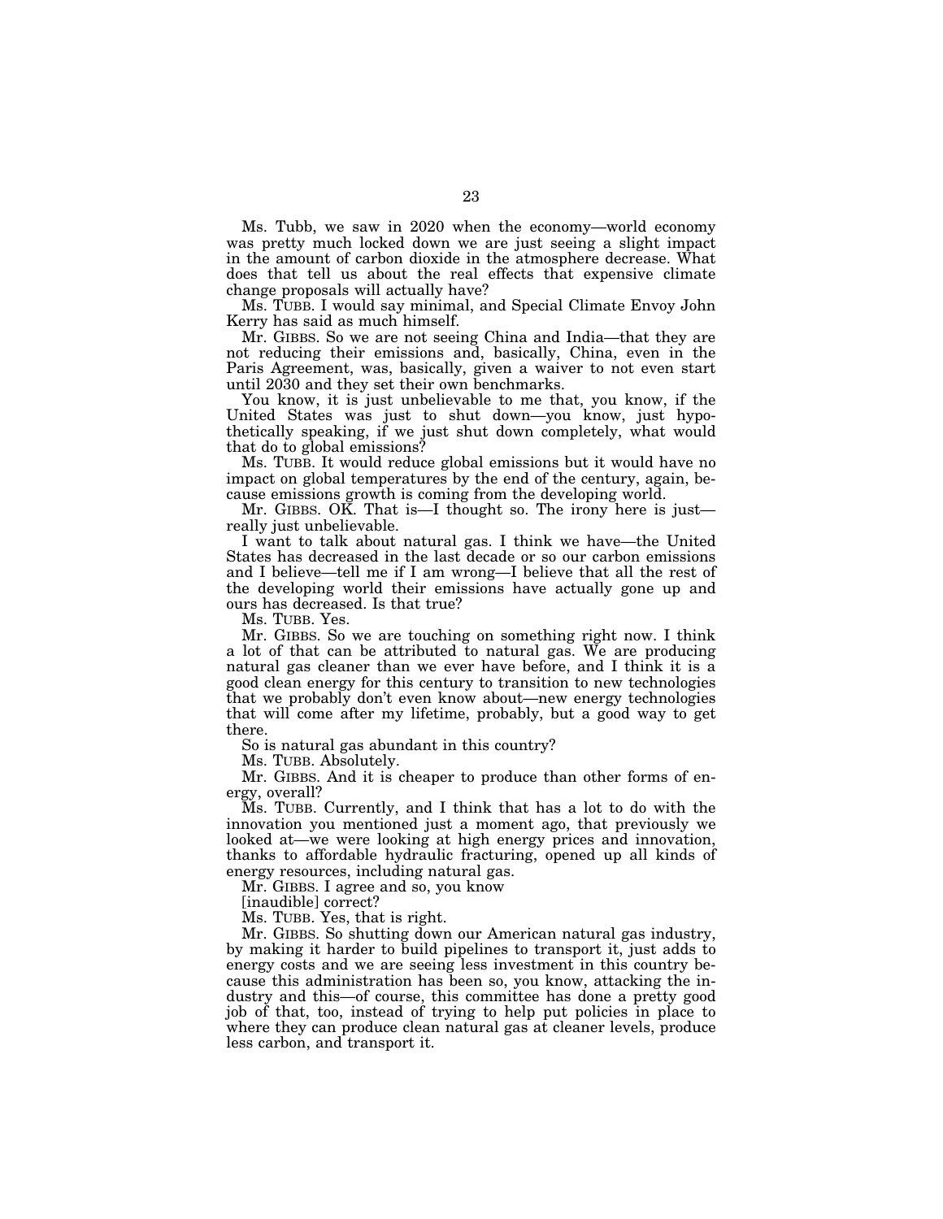Ms. Tubb, we saw in 2020 when the economy—world economy was pretty much locked down we are just seeing a slight impact in the amount of carbon dioxide in the atmosphere decrease. What does that tell us about the real effects that expensive climate change proposals will actually have?

Ms. TUBB. I would say minimal, and Special Climate Envoy John Kerry has said as much himself.

Mr. GIBBS. So we are not seeing China and India—that they are not reducing their emissions and, basically, China, even in the Paris Agreement, was, basically, given a waiver to not even start until 2030 and they set their own benchmarks.

You know, it is just unbelievable to me that, you know, if the United States was just to shut down—you know, just hypothetically speaking, if we just shut down completely, what would that do to global emissions?

Ms. TUBB. It would reduce global emissions but it would have no impact on global temperatures by the end of the century, again, because emissions growth is coming from the developing world.

Mr. GIBBS. OK. That is—I thought so. The irony here is just—really just unbelievable.

I want to talk about natural gas. I think we have—the United States has decreased in the last decade or so our carbon emissions and I believe—tell me if I am wrong—I believe that all the rest of the developing world their emissions have actually gone up and ours has decreased. Is that true?

Ms. TUBB. Yes.

Mr. GIBBS. So we are touching on something right now. I think a lot of that can be attributed to natural gas. We are producing natural gas cleaner than we ever have before, and I think it is a good clean energy for this century to transition to new technologies that we probably don't even know about—new energy technologies that will come after my lifetime, probably, but a good way to get there.

So is natural gas abundant in this country?

Ms. TUBB. Absolutely.

Mr. GIBBS. And it is cheaper to produce than other forms of energy, overall?

Ms. TUBB. Currently, and I think that has a lot to do with the innovation you mentioned just a moment ago, that previously we looked at—we were looking at high energy prices and innovation, thanks to affordable hydraulic fracturing, opened up all kinds of energy resources, including natural gas.

Mr. GIBBS. I agree and so, you know

[inaudible] correct?

Ms. TUBB. Yes, that is right.

Mr. GIBBS. So shutting down our American natural gas industry, by making it harder to build pipelines to transport it, just adds to energy costs and we are seeing less investment in this country because this administration has been so, you know, attacking the industry and this—of course, this committee has done a pretty good job of that, too, instead of trying to help put policies in place to where they can produce clean natural gas at cleaner levels, produce less carbon, and transport it.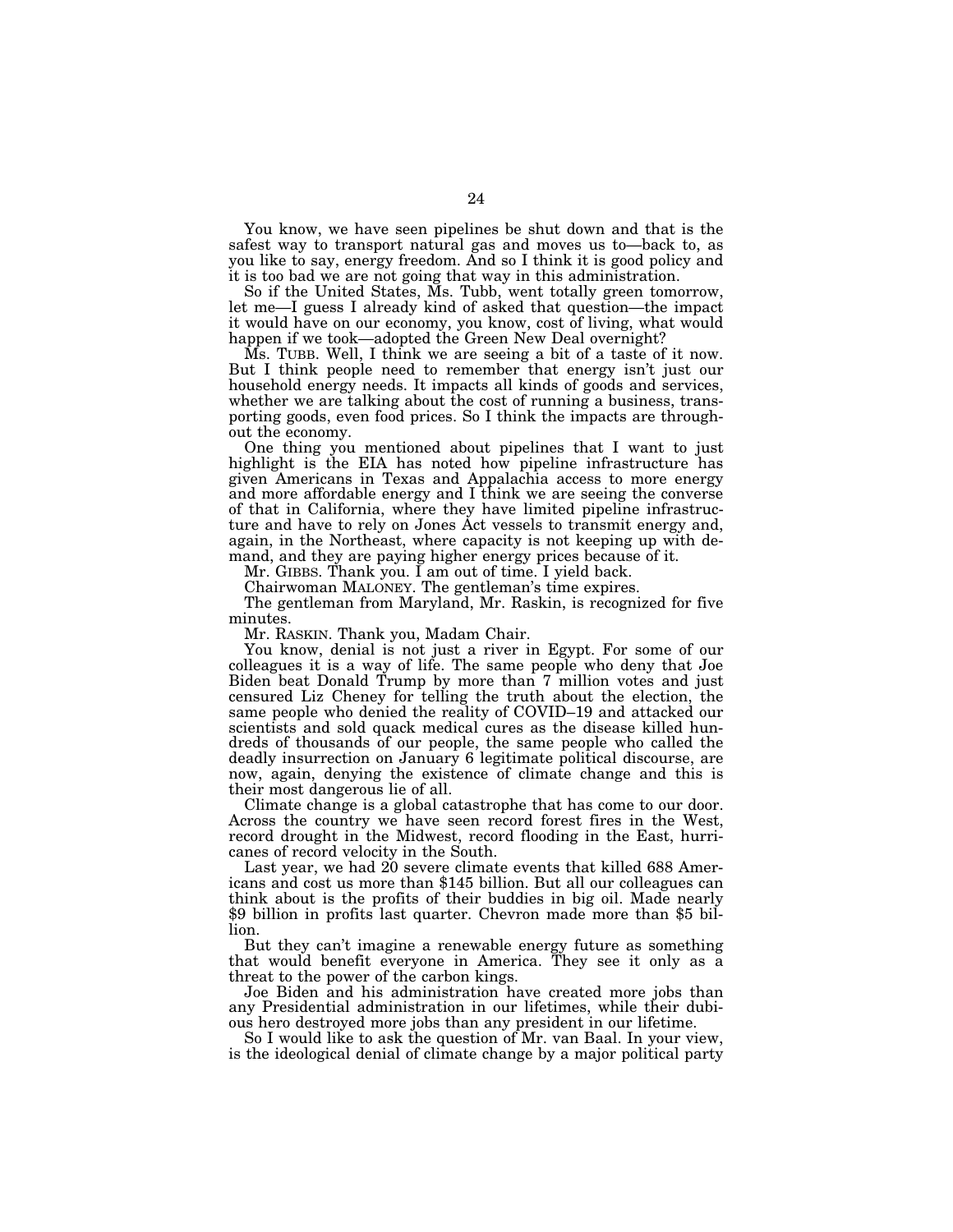You know, we have seen pipelines be shut down and that is the safest way to transport natural gas and moves us to—back to, as you like to say, energy freedom. And so I think it is good policy and it is too bad we are not going that way in this administration.

So if the United States, Ms. Tubb, went totally green tomorrow, let me—I guess I already kind of asked that question—the impact it would have on our economy, you know, cost of living, what would happen if we took—adopted the Green New Deal overnight?

Ms. TUBB. Well, I think we are seeing a bit of a taste of it now. But I think people need to remember that energy isn't just our household energy needs. It impacts all kinds of goods and services, whether we are talking about the cost of running a business, transporting goods, even food prices. So I think the impacts are throughout the economy.

One thing you mentioned about pipelines that I want to just highlight is the EIA has noted how pipeline infrastructure has given Americans in Texas and Appalachia access to more energy and more affordable energy and I think we are seeing the converse of that in California, where they have limited pipeline infrastructure and have to rely on Jones Act vessels to transmit energy and, again, in the Northeast, where capacity is not keeping up with demand, and they are paying higher energy prices because of it.

Mr. GIBBS. Thank you. I am out of time. I yield back.

Chairwoman MALONEY. The gentleman's time expires.

The gentleman from Maryland, Mr. Raskin, is recognized for five minutes.

Mr. RASKIN. Thank you, Madam Chair.

You know, denial is not just a river in Egypt. For some of our colleagues it is a way of life. The same people who deny that Joe Biden beat Donald Trump by more than 7 million votes and just censured Liz Cheney for telling the truth about the election, the same people who denied the reality of COVID–19 and attacked our scientists and sold quack medical cures as the disease killed hundreds of thousands of our people, the same people who called the deadly insurrection on January 6 legitimate political discourse, are now, again, denying the existence of climate change and this is their most dangerous lie of all.

Climate change is a global catastrophe that has come to our door. Across the country we have seen record forest fires in the West, record drought in the Midwest, record flooding in the East, hurricanes of record velocity in the South.

Last year, we had 20 severe climate events that killed 688 Americans and cost us more than $145 billion. But all our colleagues can think about is the profits of their buddies in big oil. Made nearly $9 billion in profits last quarter. Chevron made more than $5 billion.

But they can't imagine a renewable energy future as something that would benefit everyone in America. They see it only as a threat to the power of the carbon kings.

Joe Biden and his administration have created more jobs than any Presidential administration in our lifetimes, while their dubious hero destroyed more jobs than any president in our lifetime.

So I would like to ask the question of Mr. van Baal. In your view, is the ideological denial of climate change by a major political party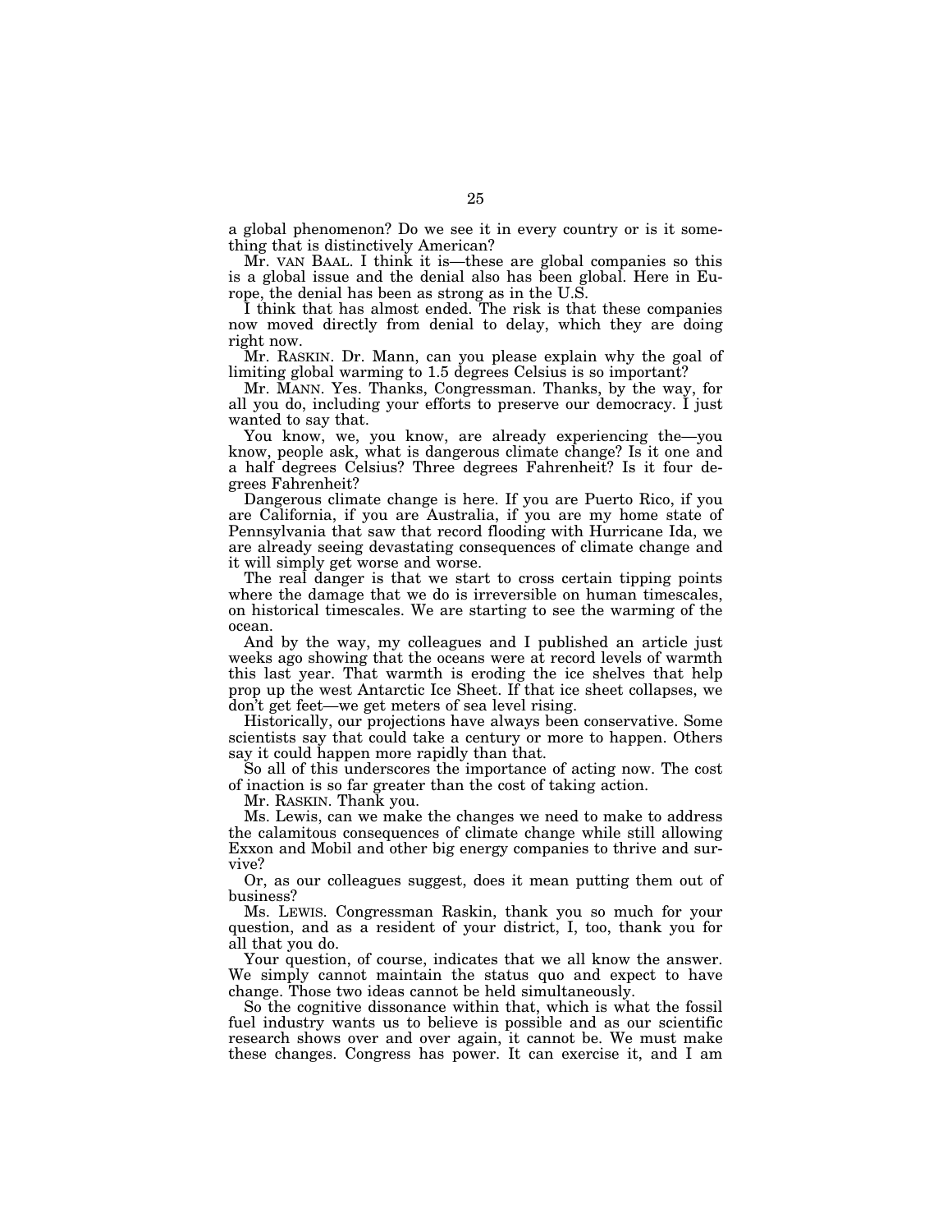a global phenomenon? Do we see it in every country or is it something that is distinctively American?

Mr. VAN BAAL. I think it is—these are global companies so this is a global issue and the denial also has been global. Here in Europe, the denial has been as strong as in the U.S.

I think that has almost ended. The risk is that these companies now moved directly from denial to delay, which they are doing right now.

Mr. RASKIN. Dr. Mann, can you please explain why the goal of limiting global warming to 1.5 degrees Celsius is so important?

Mr. MANN. Yes. Thanks, Congressman. Thanks, by the way, for all you do, including your efforts to preserve our democracy. I just wanted to say that.

You know, we, you know, are already experiencing the—you know, people ask, what is dangerous climate change? Is it one and a half degrees Celsius? Three degrees Fahrenheit? Is it four degrees Fahrenheit?

Dangerous climate change is here. If you are Puerto Rico, if you are California, if you are Australia, if you are my home state of Pennsylvania that saw that record flooding with Hurricane Ida, we are already seeing devastating consequences of climate change and it will simply get worse and worse.

The real danger is that we start to cross certain tipping points where the damage that we do is irreversible on human timescales, on historical timescales. We are starting to see the warming of the ocean.

And by the way, my colleagues and I published an article just weeks ago showing that the oceans were at record levels of warmth this last year. That warmth is eroding the ice shelves that help prop up the west Antarctic Ice Sheet. If that ice sheet collapses, we don't get feet—we get meters of sea level rising.

Historically, our projections have always been conservative. Some scientists say that could take a century or more to happen. Others say it could happen more rapidly than that.

So all of this underscores the importance of acting now. The cost of inaction is so far greater than the cost of taking action.

Mr. RASKIN. Thank you.

Ms. Lewis, can we make the changes we need to make to address the calamitous consequences of climate change while still allowing Exxon and Mobil and other big energy companies to thrive and survive?

Or, as our colleagues suggest, does it mean putting them out of business?

Ms. LEWIS. Congressman Raskin, thank you so much for your question, and as a resident of your district, I, too, thank you for all that you do.

Your question, of course, indicates that we all know the answer. We simply cannot maintain the status quo and expect to have change. Those two ideas cannot be held simultaneously.

So the cognitive dissonance within that, which is what the fossil fuel industry wants us to believe is possible and as our scientific research shows over and over again, it cannot be. We must make these changes. Congress has power. It can exercise it, and I am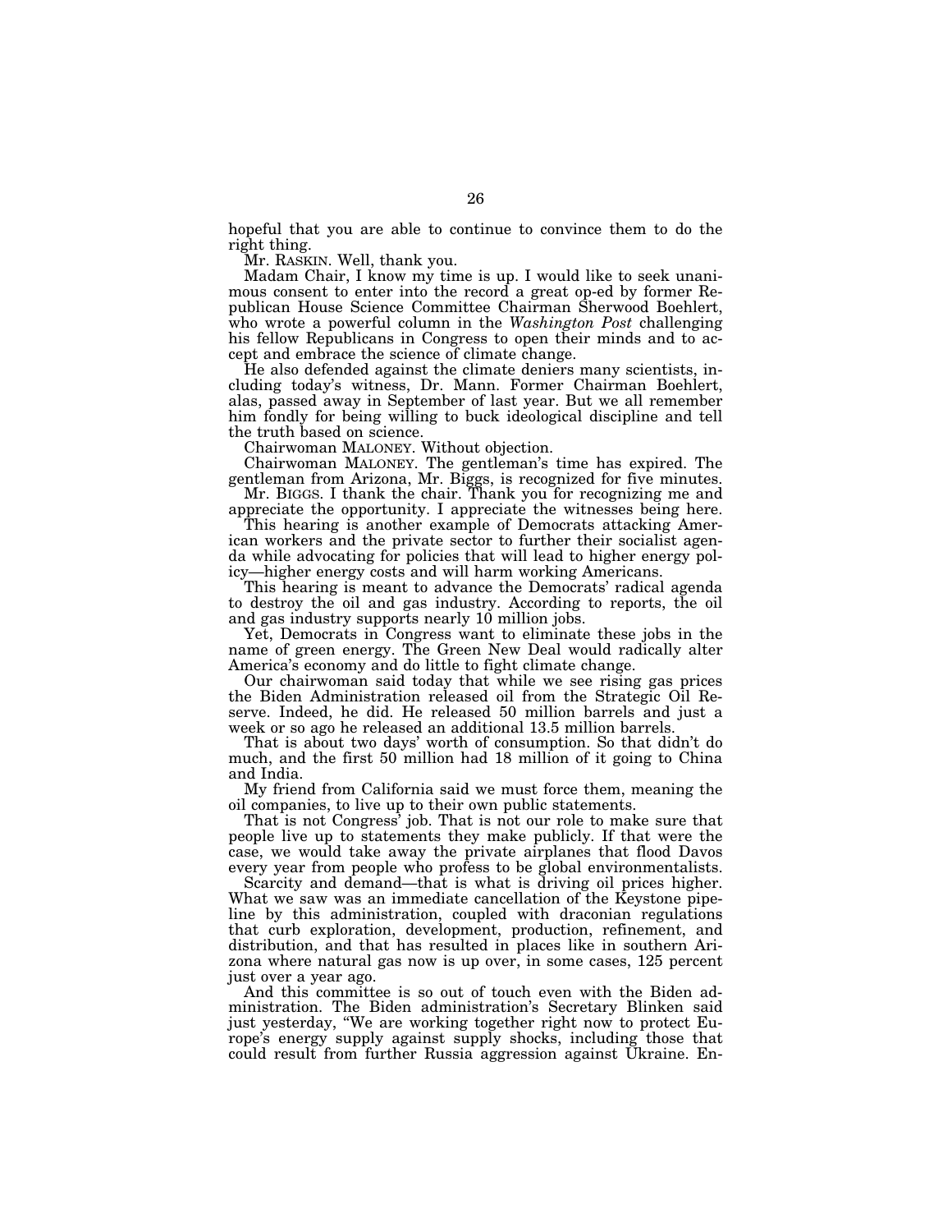hopeful that you are able to continue to convince them to do the right thing.

Mr. RASKIN. Well, thank you.

Madam Chair, I know my time is up. I would like to seek unanimous consent to enter into the record a great op-ed by former Republican House Science Committee Chairman Sherwood Boehlert, who wrote a powerful column in the *Washington Post* challenging his fellow Republicans in Congress to open their minds and to accept and embrace the science of climate change.

He also defended against the climate deniers many scientists, including today's witness, Dr. Mann. Former Chairman Boehlert, alas, passed away in September of last year. But we all remember him fondly for being willing to buck ideological discipline and tell the truth based on science.

Chairwoman MALONEY. Without objection.

Chairwoman MALONEY. The gentleman's time has expired. The gentleman from Arizona, Mr. Biggs, is recognized for five minutes.

Mr. BIGGS. I thank the chair. Thank you for recognizing me and appreciate the opportunity. I appreciate the witnesses being here.

This hearing is another example of Democrats attacking American workers and the private sector to further their socialist agenda while advocating for policies that will lead to higher energy policy—higher energy costs and will harm working Americans.

This hearing is meant to advance the Democrats' radical agenda to destroy the oil and gas industry. According to reports, the oil and gas industry supports nearly 10 million jobs.

Yet, Democrats in Congress want to eliminate these jobs in the name of green energy. The Green New Deal would radically alter America's economy and do little to fight climate change.

Our chairwoman said today that while we see rising gas prices the Biden Administration released oil from the Strategic Oil Reserve. Indeed, he did. He released 50 million barrels and just a week or so ago he released an additional 13.5 million barrels.

That is about two days' worth of consumption. So that didn't do much, and the first 50 million had 18 million of it going to China and India.

My friend from California said we must force them, meaning the oil companies, to live up to their own public statements.

That is not Congress' job. That is not our role to make sure that people live up to statements they make publicly. If that were the case, we would take away the private airplanes that flood Davos every year from people who profess to be global environmentalists.

Scarcity and demand—that is what is driving oil prices higher. What we saw was an immediate cancellation of the Keystone pipeline by this administration, coupled with draconian regulations that curb exploration, development, production, refinement, and distribution, and that has resulted in places like in southern Arizona where natural gas now is up over, in some cases, 125 percent just over a year ago.

And this committee is so out of touch even with the Biden administration. The Biden administration's Secretary Blinken said just yesterday, "We are working together right now to protect Europe's energy supply against supply shocks, including those that could result from further Russia aggression against Ukraine. En-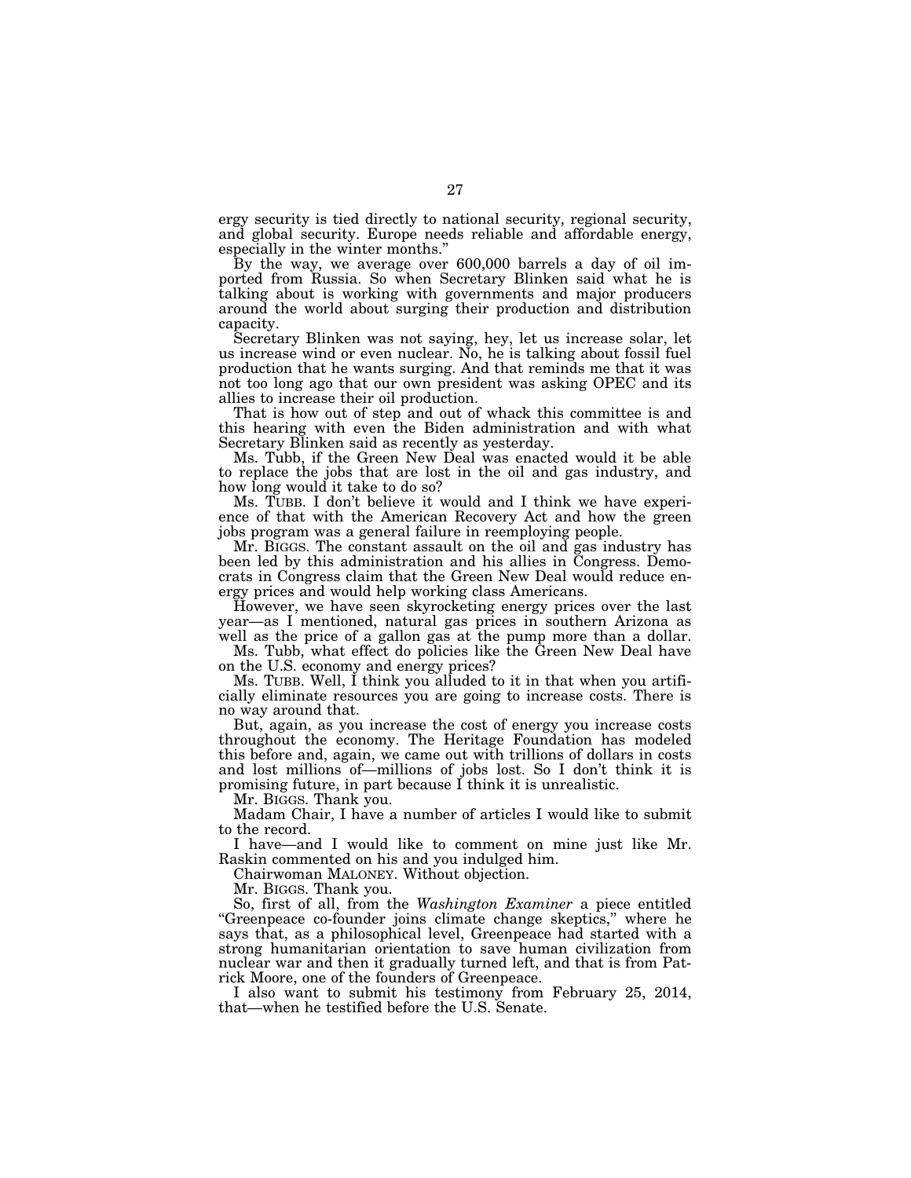ergy security is tied directly to national security, regional security, and global security. Europe needs reliable and affordable energy, especially in the winter months.''

By the way, we average over 600,000 barrels a day of oil imported from Russia. So when Secretary Blinken said what he is talking about is working with governments and major producers around the world about surging their production and distribution capacity.

Secretary Blinken was not saying, hey, let us increase solar, let us increase wind or even nuclear. No, he is talking about fossil fuel production that he wants surging. And that reminds me that it was not too long ago that our own president was asking OPEC and its allies to increase their oil production.

That is how out of step and out of whack this committee is and this hearing with even the Biden administration and with what Secretary Blinken said as recently as yesterday.

Ms. Tubb, if the Green New Deal was enacted would it be able to replace the jobs that are lost in the oil and gas industry, and how long would it take to do so?

Ms. TUBB. I don't believe it would and I think we have experience of that with the American Recovery Act and how the green jobs program was a general failure in reemploying people.

Mr. BIGGS. The constant assault on the oil and gas industry has been led by this administration and his allies in Congress. Democrats in Congress claim that the Green New Deal would reduce energy prices and would help working class Americans.

However, we have seen skyrocketing energy prices over the last year—as I mentioned, natural gas prices in southern Arizona as well as the price of a gallon gas at the pump more than a dollar.

Ms. Tubb, what effect do policies like the Green New Deal have on the U.S. economy and energy prices?

Ms. TUBB. Well, I think you alluded to it in that when you artificially eliminate resources you are going to increase costs. There is no way around that.

But, again, as you increase the cost of energy you increase costs throughout the economy. The Heritage Foundation has modeled this before and, again, we came out with trillions of dollars in costs and lost millions of—millions of jobs lost. So I don't think it is promising future, in part because I think it is unrealistic.

Mr. BIGGS. Thank you.

Madam Chair, I have a number of articles I would like to submit to the record.

I have—and I would like to comment on mine just like Mr. Raskin commented on his and you indulged him.

Chairwoman MALONEY. Without objection.

Mr. BIGGS. Thank you.

So, first of all, from the *Washington Examiner* a piece entitled ''Greenpeace co-founder joins climate change skeptics,'' where he says that, as a philosophical level, Greenpeace had started with a strong humanitarian orientation to save human civilization from nuclear war and then it gradually turned left, and that is from Patrick Moore, one of the founders of Greenpeace.

I also want to submit his testimony from February 25, 2014, that—when he testified before the U.S. Senate.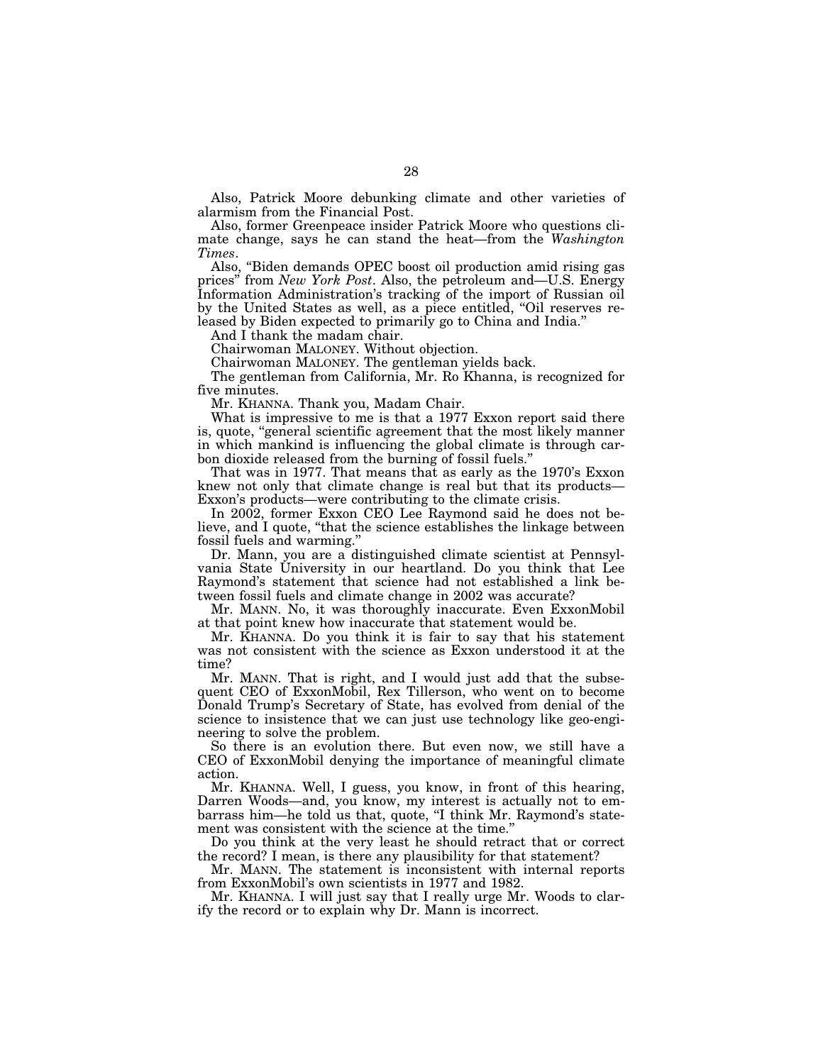Also, Patrick Moore debunking climate and other varieties of alarmism from the Financial Post.

Also, former Greenpeace insider Patrick Moore who questions climate change, says he can stand the heat—from the *Washington Times*.

Also, "Biden demands OPEC boost oil production amid rising gas prices" from *New York Post*. Also, the petroleum and—U.S. Energy Information Administration's tracking of the import of Russian oil by the United States as well, as a piece entitled, "Oil reserves released by Biden expected to primarily go to China and India."

And I thank the madam chair.

Chairwoman MALONEY. Without objection.

Chairwoman MALONEY. The gentleman yields back.

The gentleman from California, Mr. Ro Khanna, is recognized for five minutes.

Mr. KHANNA. Thank you, Madam Chair.

What is impressive to me is that a 1977 Exxon report said there is, quote, "general scientific agreement that the most likely manner in which mankind is influencing the global climate is through carbon dioxide released from the burning of fossil fuels."

That was in 1977. That means that as early as the 1970's Exxon knew not only that climate change is real but that its products—Exxon's products—were contributing to the climate crisis.

In 2002, former Exxon CEO Lee Raymond said he does not believe, and I quote, "that the science establishes the linkage between fossil fuels and warming."

Dr. Mann, you are a distinguished climate scientist at Pennsylvania State University in our heartland. Do you think that Lee Raymond's statement that science had not established a link between fossil fuels and climate change in 2002 was accurate?

Mr. MANN. No, it was thoroughly inaccurate. Even ExxonMobil at that point knew how inaccurate that statement would be.

Mr. KHANNA. Do you think it is fair to say that his statement was not consistent with the science as Exxon understood it at the time?

Mr. MANN. That is right, and I would just add that the subsequent CEO of ExxonMobil, Rex Tillerson, who went on to become Donald Trump's Secretary of State, has evolved from denial of the science to insistence that we can just use technology like geo-engineering to solve the problem.

So there is an evolution there. But even now, we still have a CEO of ExxonMobil denying the importance of meaningful climate action.

Mr. KHANNA. Well, I guess, you know, in front of this hearing, Darren Woods—and, you know, my interest is actually not to embarrass him—he told us that, quote, "I think Mr. Raymond's statement was consistent with the science at the time."

Do you think at the very least he should retract that or correct the record? I mean, is there any plausibility for that statement?

Mr. MANN. The statement is inconsistent with internal reports from ExxonMobil's own scientists in 1977 and 1982.

Mr. KHANNA. I will just say that I really urge Mr. Woods to clarify the record or to explain why Dr. Mann is incorrect.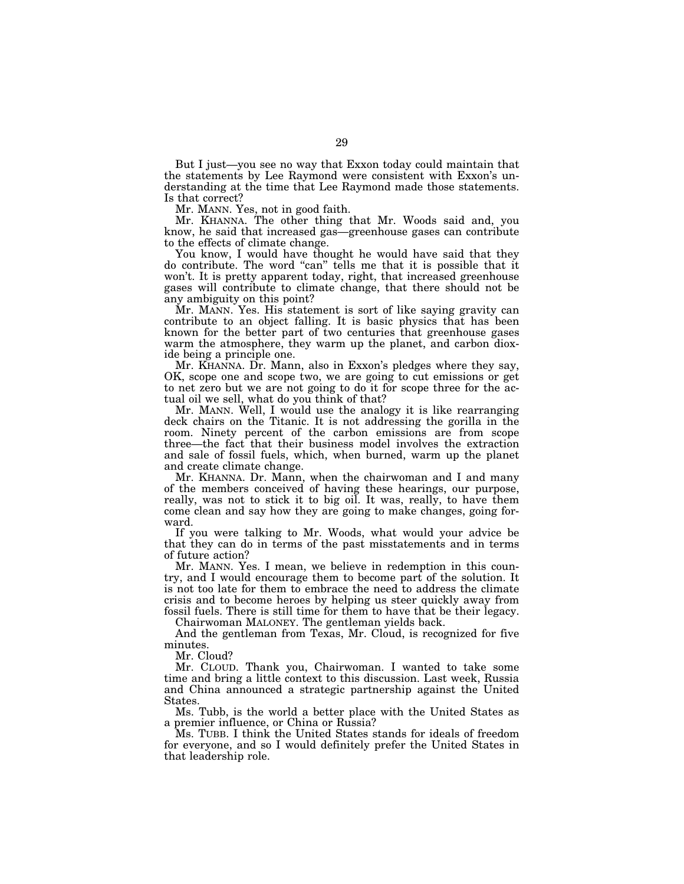But I just—you see no way that Exxon today could maintain that the statements by Lee Raymond were consistent with Exxon's understanding at the time that Lee Raymond made those statements. Is that correct?

Mr. MANN. Yes, not in good faith.

Mr. KHANNA. The other thing that Mr. Woods said and, you know, he said that increased gas—greenhouse gases can contribute to the effects of climate change.

You know, I would have thought he would have said that they do contribute. The word "can" tells me that it is possible that it won't. It is pretty apparent today, right, that increased greenhouse gases will contribute to climate change, that there should not be any ambiguity on this point?

Mr. MANN. Yes. His statement is sort of like saying gravity can contribute to an object falling. It is basic physics that has been known for the better part of two centuries that greenhouse gases warm the atmosphere, they warm up the planet, and carbon dioxide being a principle one.

Mr. KHANNA. Dr. Mann, also in Exxon's pledges where they say, OK, scope one and scope two, we are going to cut emissions or get to net zero but we are not going to do it for scope three for the actual oil we sell, what do you think of that?

Mr. MANN. Well, I would use the analogy it is like rearranging deck chairs on the Titanic. It is not addressing the gorilla in the room. Ninety percent of the carbon emissions are from scope three—the fact that their business model involves the extraction and sale of fossil fuels, which, when burned, warm up the planet and create climate change.

Mr. KHANNA. Dr. Mann, when the chairwoman and I and many of the members conceived of having these hearings, our purpose, really, was not to stick it to big oil. It was, really, to have them come clean and say how they are going to make changes, going forward.

If you were talking to Mr. Woods, what would your advice be that they can do in terms of the past misstatements and in terms of future action?

Mr. MANN. Yes. I mean, we believe in redemption in this country, and I would encourage them to become part of the solution. It is not too late for them to embrace the need to address the climate crisis and to become heroes by helping us steer quickly away from fossil fuels. There is still time for them to have that be their legacy.

Chairwoman MALONEY. The gentleman yields back.

And the gentleman from Texas, Mr. Cloud, is recognized for five minutes.

Mr. Cloud?

Mr. CLOUD. Thank you, Chairwoman. I wanted to take some time and bring a little context to this discussion. Last week, Russia and China announced a strategic partnership against the United States.

Ms. Tubb, is the world a better place with the United States as a premier influence, or China or Russia?

Ms. TUBB. I think the United States stands for ideals of freedom for everyone, and so I would definitely prefer the United States in that leadership role.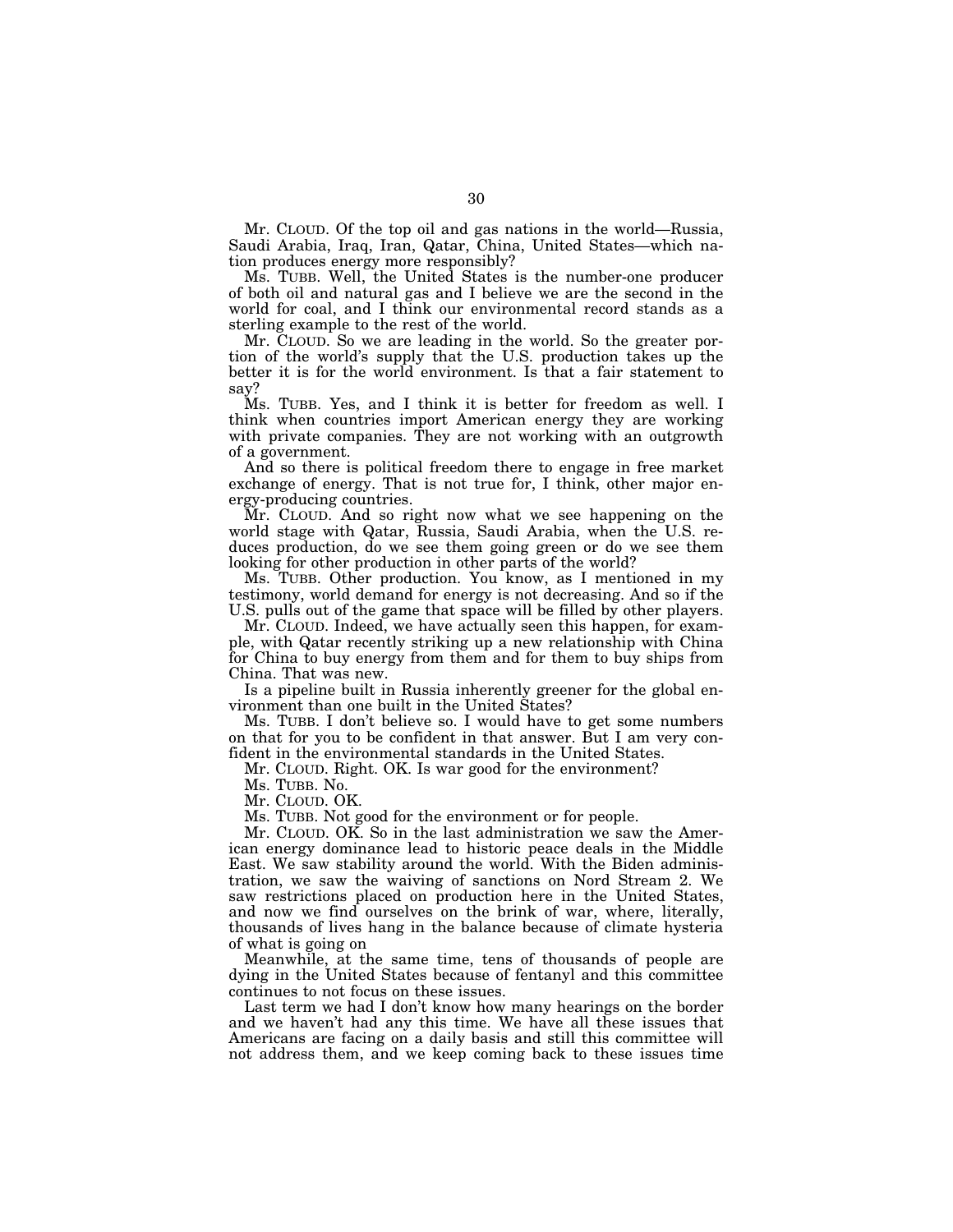Mr. CLOUD. Of the top oil and gas nations in the world—Russia, Saudi Arabia, Iraq, Iran, Qatar, China, United States—which nation produces energy more responsibly?

Ms. TUBB. Well, the United States is the number-one producer of both oil and natural gas and I believe we are the second in the world for coal, and I think our environmental record stands as a sterling example to the rest of the world.

Mr. CLOUD. So we are leading in the world. So the greater portion of the world's supply that the U.S. production takes up the better it is for the world environment. Is that a fair statement to say?

Ms. TUBB. Yes, and I think it is better for freedom as well. I think when countries import American energy they are working with private companies. They are not working with an outgrowth of a government.

And so there is political freedom there to engage in free market exchange of energy. That is not true for, I think, other major energy-producing countries.

Mr. CLOUD. And so right now what we see happening on the world stage with Qatar, Russia, Saudi Arabia, when the U.S. reduces production, do we see them going green or do we see them looking for other production in other parts of the world?

Ms. TUBB. Other production. You know, as I mentioned in my testimony, world demand for energy is not decreasing. And so if the U.S. pulls out of the game that space will be filled by other players.

Mr. CLOUD. Indeed, we have actually seen this happen, for example, with Qatar recently striking up a new relationship with China for China to buy energy from them and for them to buy ships from China. That was new.

Is a pipeline built in Russia inherently greener for the global environment than one built in the United States?

Ms. TUBB. I don't believe so. I would have to get some numbers on that for you to be confident in that answer. But I am very confident in the environmental standards in the United States.

Mr. CLOUD. Right. OK. Is war good for the environment?

Ms. TUBB. No.

Mr. CLOUD. OK.

Ms. TUBB. Not good for the environment or for people.

Mr. CLOUD. OK. So in the last administration we saw the American energy dominance lead to historic peace deals in the Middle East. We saw stability around the world. With the Biden administration, we saw the waiving of sanctions on Nord Stream 2. We saw restrictions placed on production here in the United States, and now we find ourselves on the brink of war, where, literally, thousands of lives hang in the balance because of climate hysteria of what is going on

Meanwhile, at the same time, tens of thousands of people are dying in the United States because of fentanyl and this committee continues to not focus on these issues.

Last term we had I don't know how many hearings on the border and we haven't had any this time. We have all these issues that Americans are facing on a daily basis and still this committee will not address them, and we keep coming back to these issues time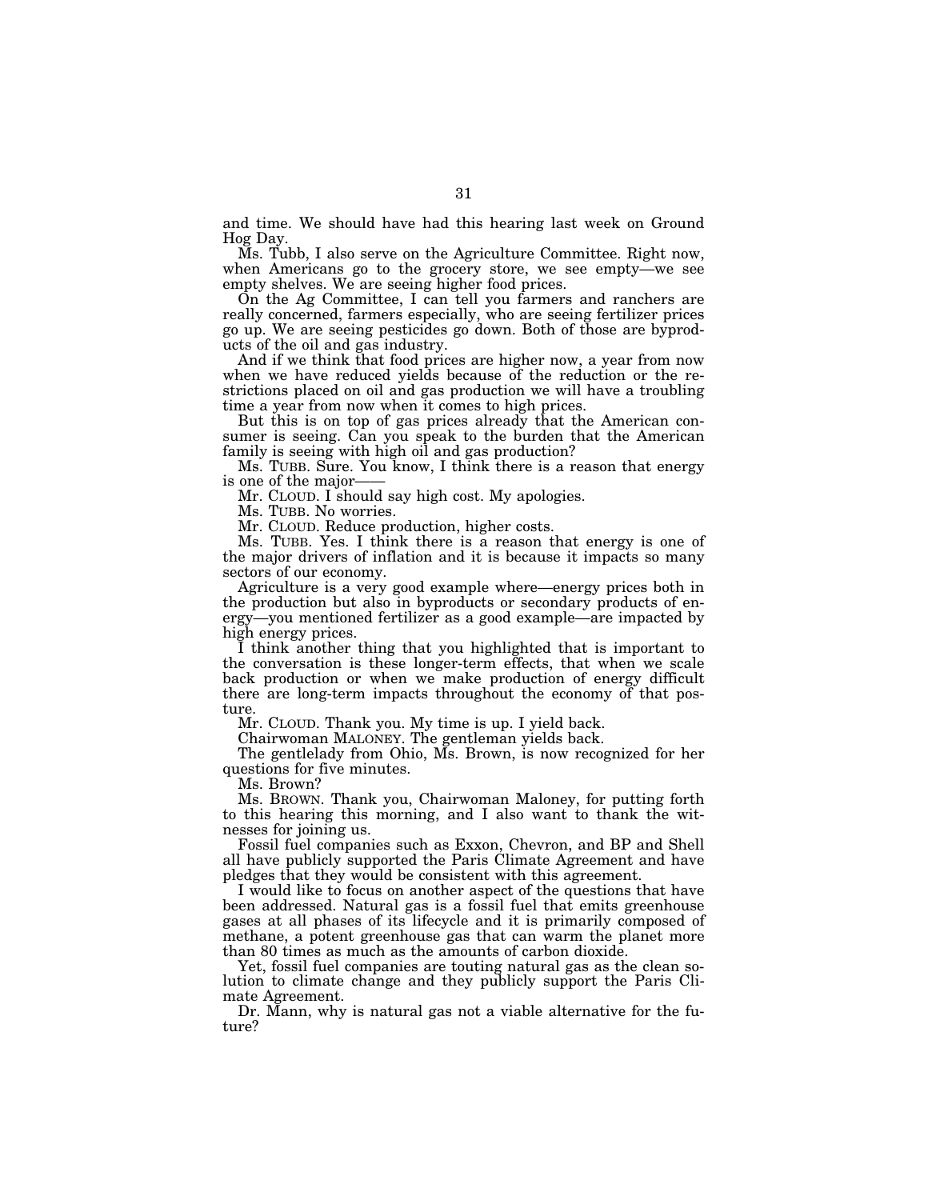and time. We should have had this hearing last week on Ground Hog Day.

Ms. Tubb, I also serve on the Agriculture Committee. Right now, when Americans go to the grocery store, we see empty—we see empty shelves. We are seeing higher food prices.

On the Ag Committee, I can tell you farmers and ranchers are really concerned, farmers especially, who are seeing fertilizer prices go up. We are seeing pesticides go down. Both of those are byproducts of the oil and gas industry.

And if we think that food prices are higher now, a year from now when we have reduced yields because of the reduction or the restrictions placed on oil and gas production we will have a troubling time a year from now when it comes to high prices.

But this is on top of gas prices already that the American consumer is seeing. Can you speak to the burden that the American family is seeing with high oil and gas production?

Ms. TUBB. Sure. You know, I think there is a reason that energy is one of the major——

Mr. CLOUD. I should say high cost. My apologies.

Ms. TUBB. No worries.

Mr. CLOUD. Reduce production, higher costs.

Ms. TUBB. Yes. I think there is a reason that energy is one of the major drivers of inflation and it is because it impacts so many sectors of our economy.

Agriculture is a very good example where—energy prices both in the production but also in byproducts or secondary products of energy—you mentioned fertilizer as a good example—are impacted by high energy prices.

I think another thing that you highlighted that is important to the conversation is these longer-term effects, that when we scale back production or when we make production of energy difficult there are long-term impacts throughout the economy of that posture.

Mr. CLOUD. Thank you. My time is up. I yield back.

Chairwoman MALONEY. The gentleman yields back.

The gentlelady from Ohio, Ms. Brown, is now recognized for her questions for five minutes.

Ms. Brown?

Ms. BROWN. Thank you, Chairwoman Maloney, for putting forth to this hearing this morning, and I also want to thank the witnesses for joining us.

Fossil fuel companies such as Exxon, Chevron, and BP and Shell all have publicly supported the Paris Climate Agreement and have pledges that they would be consistent with this agreement.

I would like to focus on another aspect of the questions that have been addressed. Natural gas is a fossil fuel that emits greenhouse gases at all phases of its lifecycle and it is primarily composed of methane, a potent greenhouse gas that can warm the planet more than 80 times as much as the amounts of carbon dioxide.

Yet, fossil fuel companies are touting natural gas as the clean solution to climate change and they publicly support the Paris Climate Agreement.

Dr. Mann, why is natural gas not a viable alternative for the future?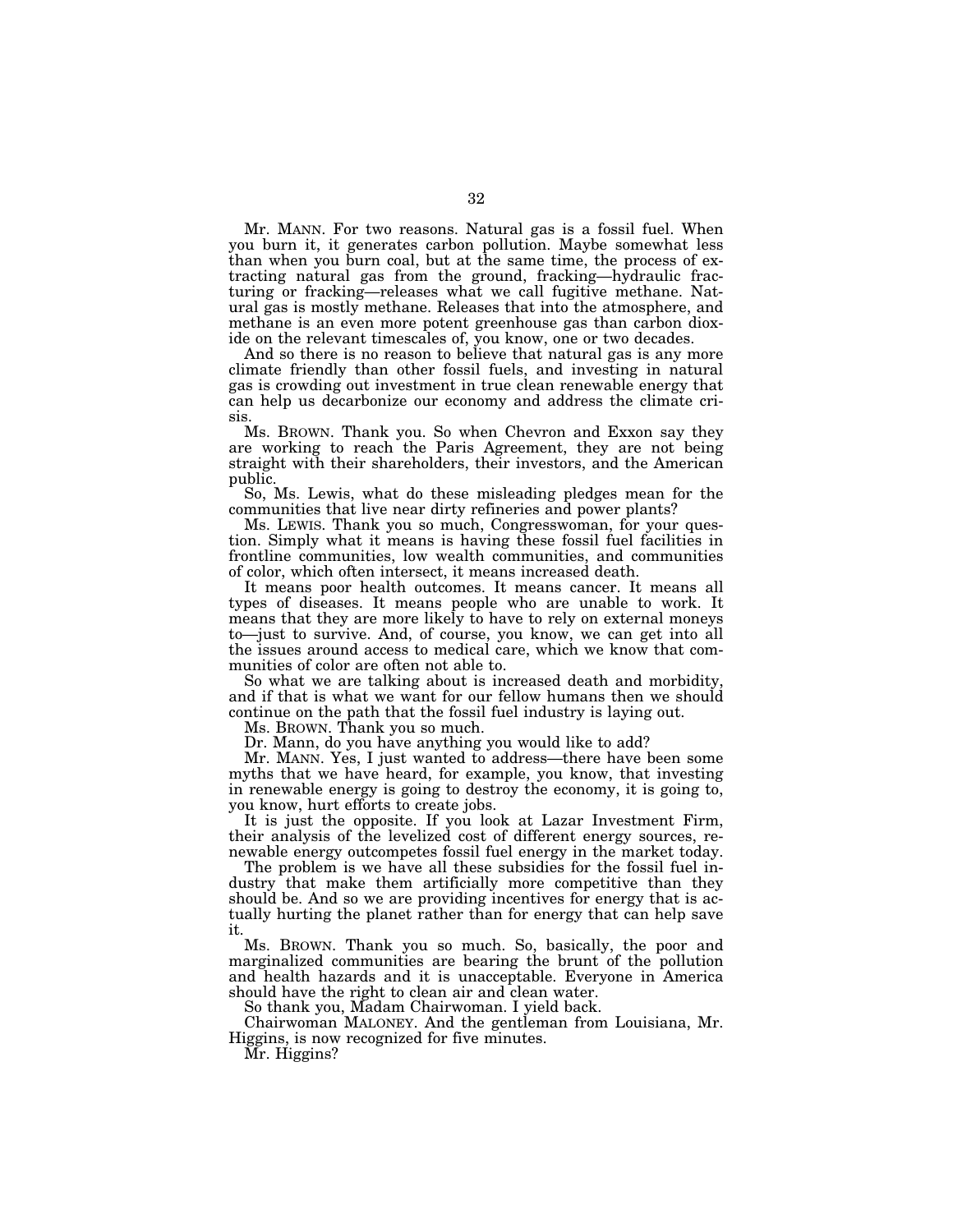Mr. MANN. For two reasons. Natural gas is a fossil fuel. When you burn it, it generates carbon pollution. Maybe somewhat less than when you burn coal, but at the same time, the process of extracting natural gas from the ground, fracking—hydraulic fracturing or fracking—releases what we call fugitive methane. Natural gas is mostly methane. Releases that into the atmosphere, and methane is an even more potent greenhouse gas than carbon dioxide on the relevant timescales of, you know, one or two decades.

And so there is no reason to believe that natural gas is any more climate friendly than other fossil fuels, and investing in natural gas is crowding out investment in true clean renewable energy that can help us decarbonize our economy and address the climate crisis.

Ms. BROWN. Thank you. So when Chevron and Exxon say they are working to reach the Paris Agreement, they are not being straight with their shareholders, their investors, and the American public.

So, Ms. Lewis, what do these misleading pledges mean for the communities that live near dirty refineries and power plants?

Ms. LEWIS. Thank you so much, Congresswoman, for your question. Simply what it means is having these fossil fuel facilities in frontline communities, low wealth communities, and communities of color, which often intersect, it means increased death.

It means poor health outcomes. It means cancer. It means all types of diseases. It means people who are unable to work. It means that they are more likely to have to rely on external moneys to—just to survive. And, of course, you know, we can get into all the issues around access to medical care, which we know that communities of color are often not able to.

So what we are talking about is increased death and morbidity, and if that is what we want for our fellow humans then we should continue on the path that the fossil fuel industry is laying out.

Ms. BROWN. Thank you so much.

Dr. Mann, do you have anything you would like to add?

Mr. MANN. Yes, I just wanted to address—there have been some myths that we have heard, for example, you know, that investing in renewable energy is going to destroy the economy, it is going to, you know, hurt efforts to create jobs.

It is just the opposite. If you look at Lazar Investment Firm, their analysis of the levelized cost of different energy sources, renewable energy outcompetes fossil fuel energy in the market today.

The problem is we have all these subsidies for the fossil fuel industry that make them artificially more competitive than they should be. And so we are providing incentives for energy that is actually hurting the planet rather than for energy that can help save it.

Ms. BROWN. Thank you so much. So, basically, the poor and marginalized communities are bearing the brunt of the pollution and health hazards and it is unacceptable. Everyone in America should have the right to clean air and clean water.

So thank you, Madam Chairwoman. I yield back.

Chairwoman MALONEY. And the gentleman from Louisiana, Mr. Higgins, is now recognized for five minutes.

Mr. Higgins?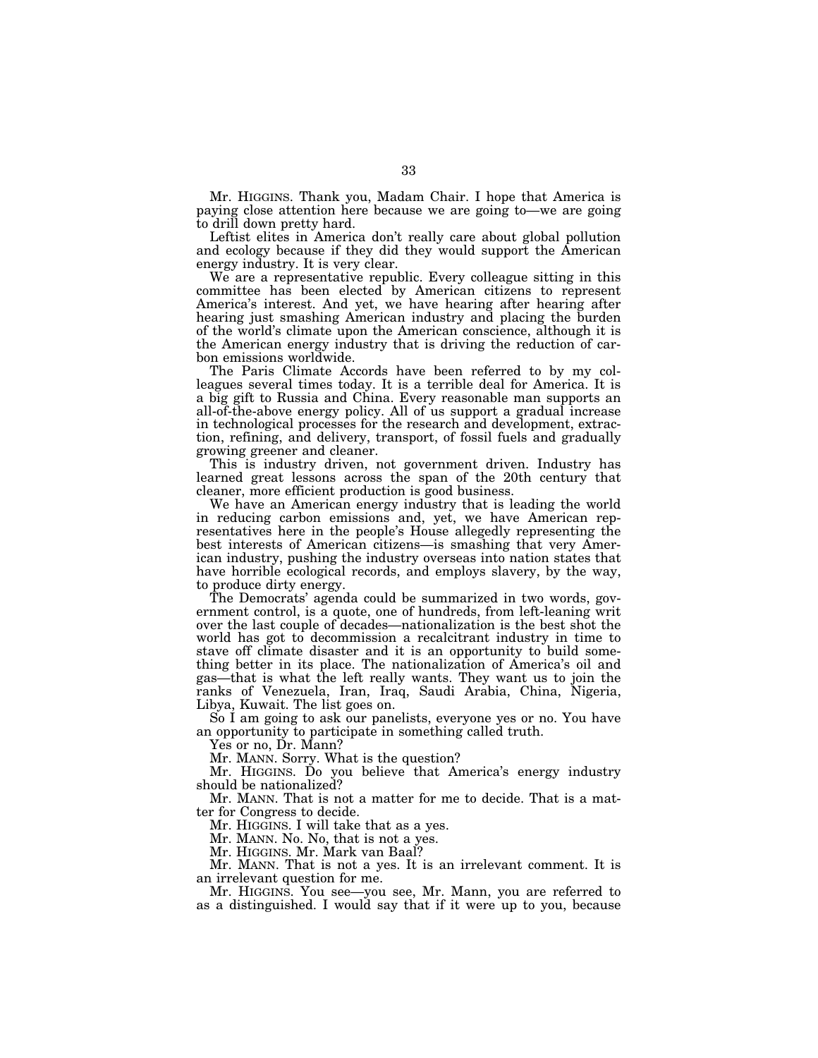Mr. HIGGINS. Thank you, Madam Chair. I hope that America is paying close attention here because we are going to—we are going to drill down pretty hard.

Leftist elites in America don't really care about global pollution and ecology because if they did they would support the American energy industry. It is very clear.

We are a representative republic. Every colleague sitting in this committee has been elected by American citizens to represent America's interest. And yet, we have hearing after hearing after hearing just smashing American industry and placing the burden of the world's climate upon the American conscience, although it is the American energy industry that is driving the reduction of carbon emissions worldwide.

The Paris Climate Accords have been referred to by my colleagues several times today. It is a terrible deal for America. It is a big gift to Russia and China. Every reasonable man supports an all-of-the-above energy policy. All of us support a gradual increase in technological processes for the research and development, extraction, refining, and delivery, transport, of fossil fuels and gradually growing greener and cleaner.

This is industry driven, not government driven. Industry has learned great lessons across the span of the 20th century that cleaner, more efficient production is good business.

We have an American energy industry that is leading the world in reducing carbon emissions and, yet, we have American representatives here in the people's House allegedly representing the best interests of American citizens—is smashing that very American industry, pushing the industry overseas into nation states that have horrible ecological records, and employs slavery, by the way, to produce dirty energy.

The Democrats' agenda could be summarized in two words, government control, is a quote, one of hundreds, from left-leaning writ over the last couple of decades—nationalization is the best shot the world has got to decommission a recalcitrant industry in time to stave off climate disaster and it is an opportunity to build something better in its place. The nationalization of America's oil and gas—that is what the left really wants. They want us to join the ranks of Venezuela, Iran, Iraq, Saudi Arabia, China, Nigeria, Libya, Kuwait. The list goes on.

So I am going to ask our panelists, everyone yes or no. You have an opportunity to participate in something called truth.

Yes or no, Dr. Mann?

Mr. MANN. Sorry. What is the question?

Mr. HIGGINS. Do you believe that America's energy industry should be nationalized?

Mr. MANN. That is not a matter for me to decide. That is a matter for Congress to decide.

Mr. HIGGINS. I will take that as a yes.

Mr. MANN. No. No, that is not a yes.

Mr. HIGGINS. Mr. Mark van Baal?

Mr. MANN. That is not a yes. It is an irrelevant comment. It is an irrelevant question for me.

Mr. HIGGINS. You see—you see, Mr. Mann, you are referred to as a distinguished. I would say that if it were up to you, because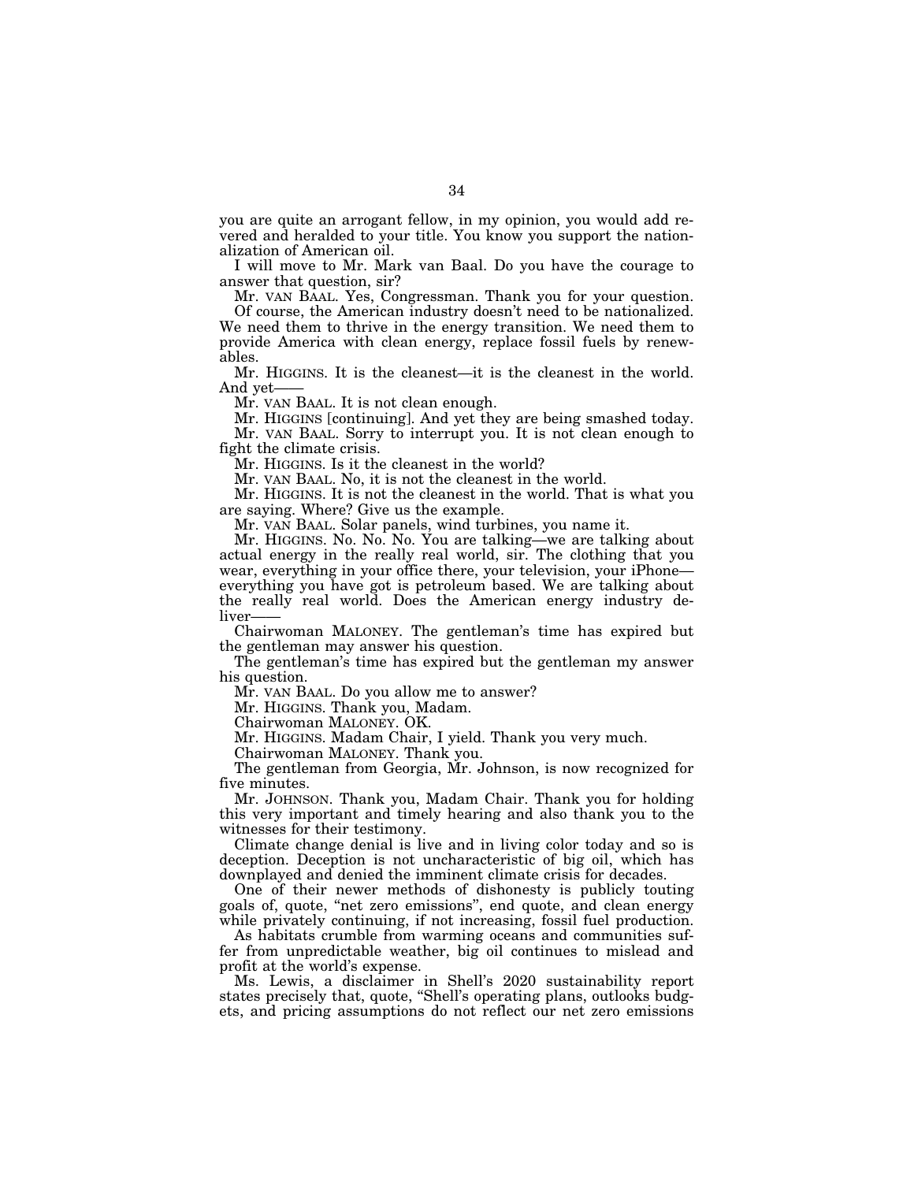you are quite an arrogant fellow, in my opinion, you would add revered and heralded to your title. You know you support the nationalization of American oil.

I will move to Mr. Mark van Baal. Do you have the courage to answer that question, sir?

Mr. VAN BAAL. Yes, Congressman. Thank you for your question.

Of course, the American industry doesn't need to be nationalized. We need them to thrive in the energy transition. We need them to provide America with clean energy, replace fossil fuels by renewables.

Mr. HIGGINS. It is the cleanest—it is the cleanest in the world. And yet——

Mr. VAN BAAL. It is not clean enough.

Mr. HIGGINS [continuing]. And yet they are being smashed today.

Mr. VAN BAAL. Sorry to interrupt you. It is not clean enough to fight the climate crisis.

Mr. HIGGINS. Is it the cleanest in the world?

Mr. VAN BAAL. No, it is not the cleanest in the world.

Mr. HIGGINS. It is not the cleanest in the world. That is what you are saying. Where? Give us the example.

Mr. VAN BAAL. Solar panels, wind turbines, you name it.

Mr. HIGGINS. No. No. No. You are talking—we are talking about actual energy in the really real world, sir. The clothing that you wear, everything in your office there, your television, your iPhone—everything you have got is petroleum based. We are talking about the really real world. Does the American energy industry deliver——

Chairwoman MALONEY. The gentleman's time has expired but the gentleman may answer his question.

The gentleman's time has expired but the gentleman my answer his question.

Mr. VAN BAAL. Do you allow me to answer?

Mr. HIGGINS. Thank you, Madam.

Chairwoman MALONEY. OK.

Mr. HIGGINS. Madam Chair, I yield. Thank you very much.

Chairwoman MALONEY. Thank you.

The gentleman from Georgia, Mr. Johnson, is now recognized for five minutes.

Mr. JOHNSON. Thank you, Madam Chair. Thank you for holding this very important and timely hearing and also thank you to the witnesses for their testimony.

Climate change denial is live and in living color today and so is deception. Deception is not uncharacteristic of big oil, which has downplayed and denied the imminent climate crisis for decades.

One of their newer methods of dishonesty is publicly touting goals of, quote, "net zero emissions", end quote, and clean energy while privately continuing, if not increasing, fossil fuel production.

As habitats crumble from warming oceans and communities suffer from unpredictable weather, big oil continues to mislead and profit at the world's expense.

Ms. Lewis, a disclaimer in Shell's 2020 sustainability report states precisely that, quote, "Shell's operating plans, outlooks budgets, and pricing assumptions do not reflect our net zero emissions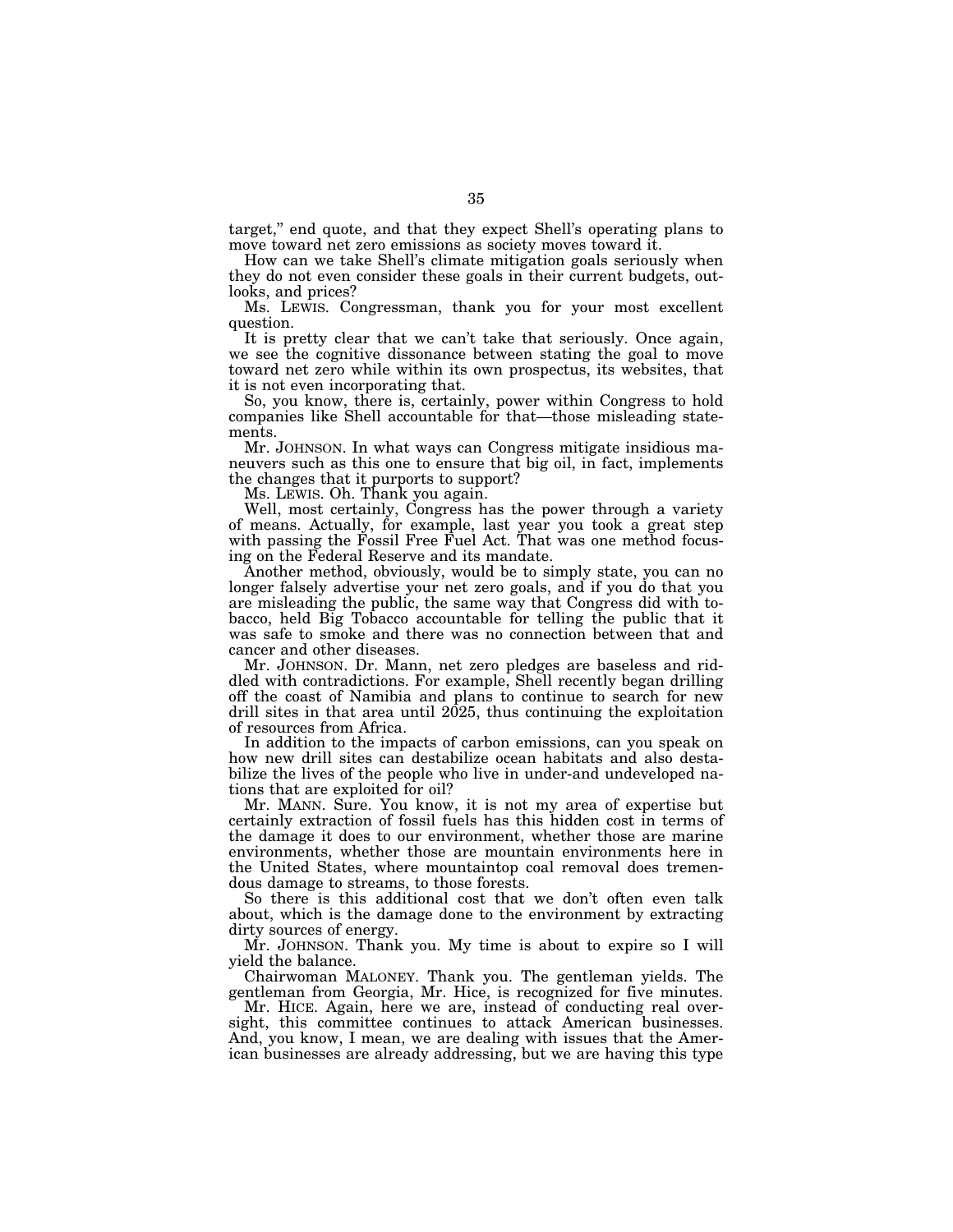target," end quote, and that they expect Shell's operating plans to move toward net zero emissions as society moves toward it.

How can we take Shell's climate mitigation goals seriously when they do not even consider these goals in their current budgets, outlooks, and prices?

Ms. LEWIS. Congressman, thank you for your most excellent question.

It is pretty clear that we can't take that seriously. Once again, we see the cognitive dissonance between stating the goal to move toward net zero while within its own prospectus, its websites, that it is not even incorporating that.

So, you know, there is, certainly, power within Congress to hold companies like Shell accountable for that—those misleading statements.

Mr. JOHNSON. In what ways can Congress mitigate insidious maneuvers such as this one to ensure that big oil, in fact, implements the changes that it purports to support?

Ms. LEWIS. Oh. Thank you again.

Well, most certainly, Congress has the power through a variety of means. Actually, for example, last year you took a great step with passing the Fossil Free Fuel Act. That was one method focusing on the Federal Reserve and its mandate.

Another method, obviously, would be to simply state, you can no longer falsely advertise your net zero goals, and if you do that you are misleading the public, the same way that Congress did with tobacco, held Big Tobacco accountable for telling the public that it was safe to smoke and there was no connection between that and cancer and other diseases.

Mr. JOHNSON. Dr. Mann, net zero pledges are baseless and riddled with contradictions. For example, Shell recently began drilling off the coast of Namibia and plans to continue to search for new drill sites in that area until 2025, thus continuing the exploitation of resources from Africa.

In addition to the impacts of carbon emissions, can you speak on how new drill sites can destabilize ocean habitats and also destabilize the lives of the people who live in under-and undeveloped nations that are exploited for oil?

Mr. MANN. Sure. You know, it is not my area of expertise but certainly extraction of fossil fuels has this hidden cost in terms of the damage it does to our environment, whether those are marine environments, whether those are mountain environments here in the United States, where mountaintop coal removal does tremendous damage to streams, to those forests.

So there is this additional cost that we don't often even talk about, which is the damage done to the environment by extracting dirty sources of energy.

Mr. JOHNSON. Thank you. My time is about to expire so I will yield the balance.

Chairwoman MALONEY. Thank you. The gentleman yields. The gentleman from Georgia, Mr. Hice, is recognized for five minutes.

Mr. HICE. Again, here we are, instead of conducting real oversight, this committee continues to attack American businesses. And, you know, I mean, we are dealing with issues that the American businesses are already addressing, but we are having this type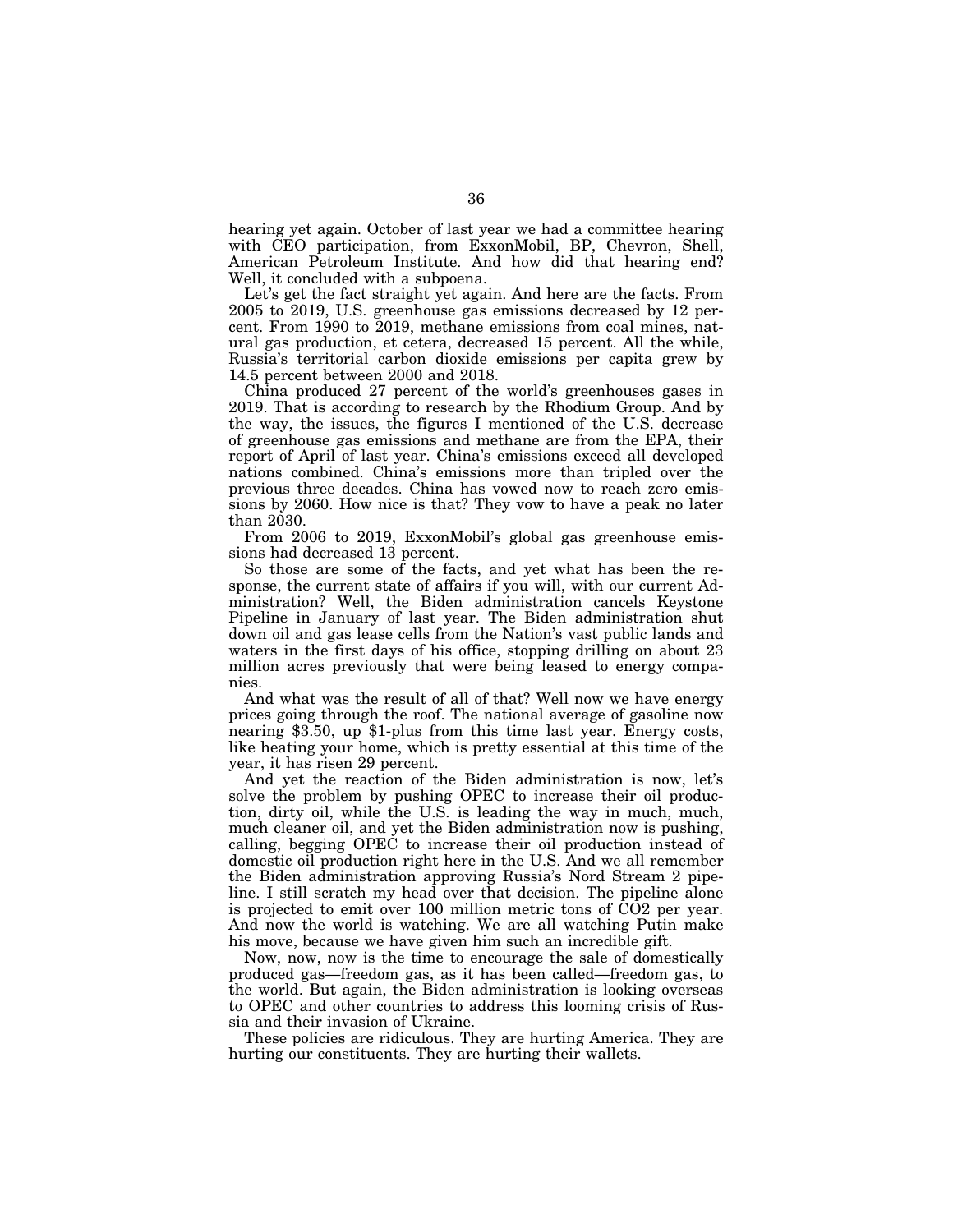hearing yet again. October of last year we had a committee hearing with CEO participation, from ExxonMobil, BP, Chevron, Shell, American Petroleum Institute. And how did that hearing end? Well, it concluded with a subpoena.

Let's get the fact straight yet again. And here are the facts. From 2005 to 2019, U.S. greenhouse gas emissions decreased by 12 percent. From 1990 to 2019, methane emissions from coal mines, natural gas production, et cetera, decreased 15 percent. All the while, Russia's territorial carbon dioxide emissions per capita grew by 14.5 percent between 2000 and 2018.

China produced 27 percent of the world's greenhouses gases in 2019. That is according to research by the Rhodium Group. And by the way, the issues, the figures I mentioned of the U.S. decrease of greenhouse gas emissions and methane are from the EPA, their report of April of last year. China's emissions exceed all developed nations combined. China's emissions more than tripled over the previous three decades. China has vowed now to reach zero emissions by 2060. How nice is that? They vow to have a peak no later than 2030.

From 2006 to 2019, ExxonMobil's global gas greenhouse emissions had decreased 13 percent.

So those are some of the facts, and yet what has been the response, the current state of affairs if you will, with our current Administration? Well, the Biden administration cancels Keystone Pipeline in January of last year. The Biden administration shut down oil and gas lease cells from the Nation's vast public lands and waters in the first days of his office, stopping drilling on about 23 million acres previously that were being leased to energy companies.

And what was the result of all of that? Well now we have energy prices going through the roof. The national average of gasoline now nearing $3.50, up $1-plus from this time last year. Energy costs, like heating your home, which is pretty essential at this time of the year, it has risen 29 percent.

And yet the reaction of the Biden administration is now, let's solve the problem by pushing OPEC to increase their oil production, dirty oil, while the U.S. is leading the way in much, much, much cleaner oil, and yet the Biden administration now is pushing, calling, begging OPEC to increase their oil production instead of domestic oil production right here in the U.S. And we all remember the Biden administration approving Russia's Nord Stream 2 pipeline. I still scratch my head over that decision. The pipeline alone is projected to emit over 100 million metric tons of $CO_2$ per year. And now the world is watching. We are all watching Putin make his move, because we have given him such an incredible gift.

Now, now, now is the time to encourage the sale of domestically produced gas—freedom gas, as it has been called—freedom gas, to the world. But again, the Biden administration is looking overseas to OPEC and other countries to address this looming crisis of Russia and their invasion of Ukraine.

These policies are ridiculous. They are hurting America. They are hurting our constituents. They are hurting their wallets.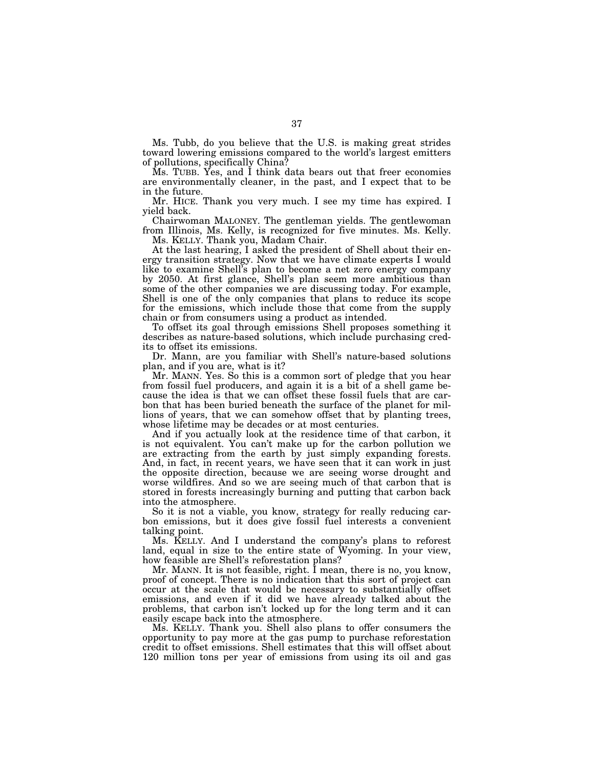Ms. Tubb, do you believe that the U.S. is making great strides toward lowering emissions compared to the world's largest emitters of pollutions, specifically China?

Ms. TUBB. Yes, and I think data bears out that freer economies are environmentally cleaner, in the past, and I expect that to be in the future.

Mr. HICE. Thank you very much. I see my time has expired. I yield back.

Chairwoman MALONEY. The gentleman yields. The gentlewoman from Illinois, Ms. Kelly, is recognized for five minutes. Ms. Kelly.

Ms. KELLY. Thank you, Madam Chair.

At the last hearing, I asked the president of Shell about their energy transition strategy. Now that we have climate experts I would like to examine Shell's plan to become a net zero energy company by 2050. At first glance, Shell's plan seem more ambitious than some of the other companies we are discussing today. For example, Shell is one of the only companies that plans to reduce its scope for the emissions, which include those that come from the supply chain or from consumers using a product as intended.

To offset its goal through emissions Shell proposes something it describes as nature-based solutions, which include purchasing credits to offset its emissions.

Dr. Mann, are you familiar with Shell's nature-based solutions plan, and if you are, what is it?

Mr. MANN. Yes. So this is a common sort of pledge that you hear from fossil fuel producers, and again it is a bit of a shell game because the idea is that we can offset these fossil fuels that are carbon that has been buried beneath the surface of the planet for millions of years, that we can somehow offset that by planting trees, whose lifetime may be decades or at most centuries.

And if you actually look at the residence time of that carbon, it is not equivalent. You can't make up for the carbon pollution we are extracting from the earth by just simply expanding forests. And, in fact, in recent years, we have seen that it can work in just the opposite direction, because we are seeing worse drought and worse wildfires. And so we are seeing much of that carbon that is stored in forests increasingly burning and putting that carbon back into the atmosphere.

So it is not a viable, you know, strategy for really reducing carbon emissions, but it does give fossil fuel interests a convenient talking point.

Ms. KELLY. And I understand the company's plans to reforest land, equal in size to the entire state of Wyoming. In your view, how feasible are Shell's reforestation plans?

Mr. MANN. It is not feasible, right. I mean, there is no, you know, proof of concept. There is no indication that this sort of project can occur at the scale that would be necessary to substantially offset emissions, and even if it did we have already talked about the problems, that carbon isn't locked up for the long term and it can easily escape back into the atmosphere.

Ms. KELLY. Thank you. Shell also plans to offer consumers the opportunity to pay more at the gas pump to purchase reforestation credit to offset emissions. Shell estimates that this will offset about 120 million tons per year of emissions from using its oil and gas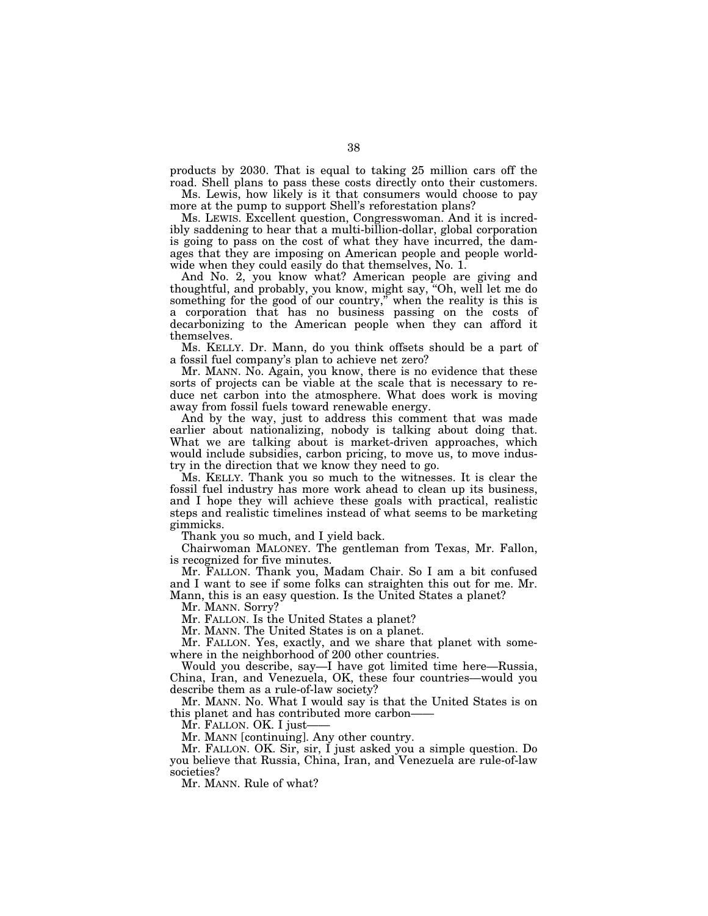products by 2030. That is equal to taking 25 million cars off the road. Shell plans to pass these costs directly onto their customers.

Ms. Lewis, how likely is it that consumers would choose to pay more at the pump to support Shell's reforestation plans?

Ms. LEWIS. Excellent question, Congresswoman. And it is incredibly saddening to hear that a multi-billion-dollar, global corporation is going to pass on the cost of what they have incurred, the damages that they are imposing on American people and people worldwide when they could easily do that themselves, No. 1.

And No. 2, you know what? American people are giving and thoughtful, and probably, you know, might say, "Oh, well let me do something for the good of our country," when the reality is this is a corporation that has no business passing on the costs of decarbonizing to the American people when they can afford it themselves.

Ms. KELLY. Dr. Mann, do you think offsets should be a part of a fossil fuel company's plan to achieve net zero?

Mr. MANN. No. Again, you know, there is no evidence that these sorts of projects can be viable at the scale that is necessary to reduce net carbon into the atmosphere. What does work is moving away from fossil fuels toward renewable energy.

And by the way, just to address this comment that was made earlier about nationalizing, nobody is talking about doing that. What we are talking about is market-driven approaches, which would include subsidies, carbon pricing, to move us, to move industry in the direction that we know they need to go.

Ms. KELLY. Thank you so much to the witnesses. It is clear the fossil fuel industry has more work ahead to clean up its business, and I hope they will achieve these goals with practical, realistic steps and realistic timelines instead of what seems to be marketing gimmicks.

Thank you so much, and I yield back.

Chairwoman MALONEY. The gentleman from Texas, Mr. Fallon, is recognized for five minutes.

Mr. FALLON. Thank you, Madam Chair. So I am a bit confused and I want to see if some folks can straighten this out for me. Mr. Mann, this is an easy question. Is the United States a planet?

Mr. MANN. Sorry?

Mr. FALLON. Is the United States a planet?

Mr. MANN. The United States is on a planet.

Mr. FALLON. Yes, exactly, and we share that planet with somewhere in the neighborhood of 200 other countries.

Would you describe, say—I have got limited time here—Russia, China, Iran, and Venezuela, OK, these four countries—would you describe them as a rule-of-law society?

Mr. MANN. No. What I would say is that the United States is on this planet and has contributed more carbon——

Mr. FALLON. OK. I just——

Mr. MANN [continuing]. Any other country.

Mr. FALLON. OK. Sir, sir, I just asked you a simple question. Do you believe that Russia, China, Iran, and Venezuela are rule-of-law societies?

Mr. MANN. Rule of what?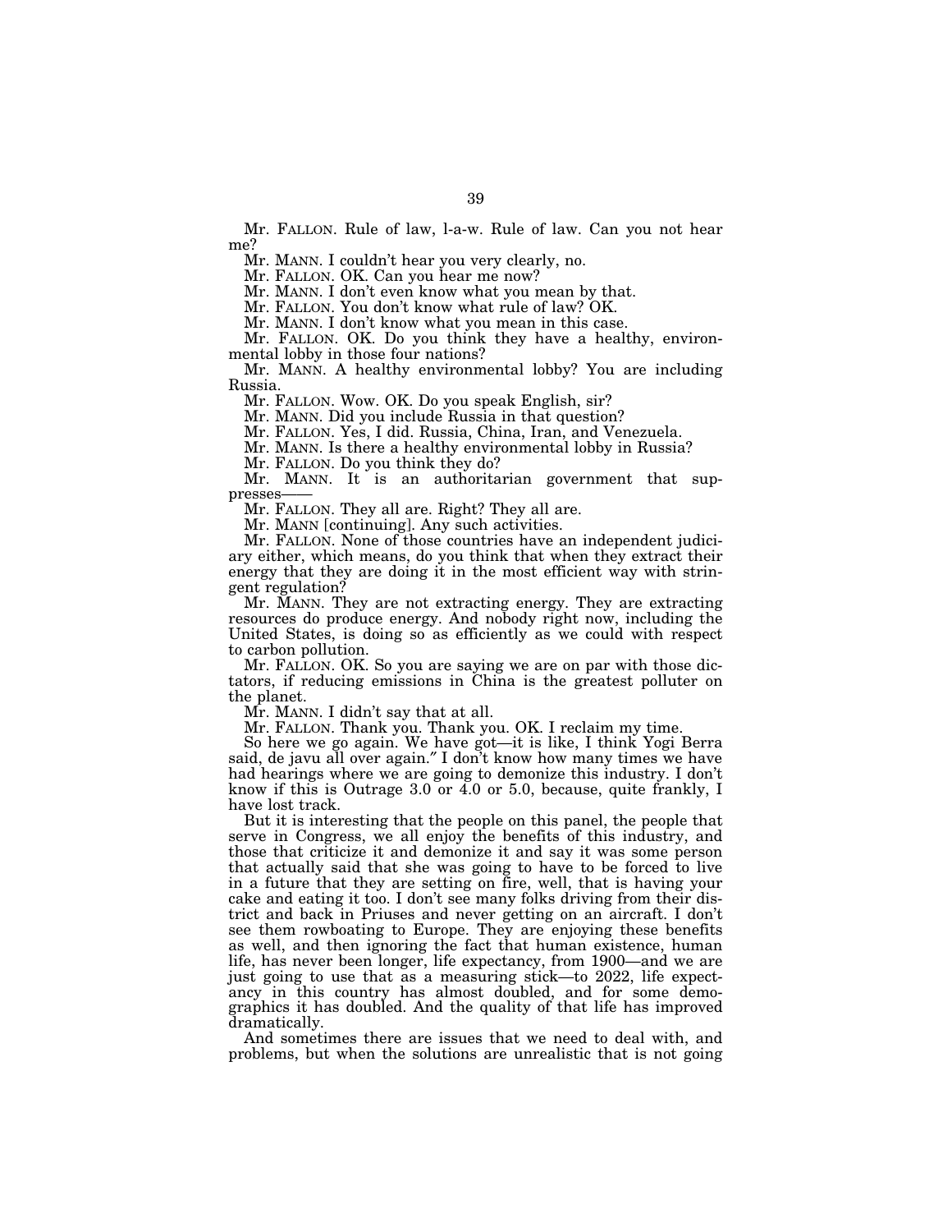Mr. FALLON. Rule of law, l-a-w. Rule of law. Can you not hear me?

Mr. MANN. I couldn't hear you very clearly, no.

Mr. FALLON. OK. Can you hear me now?

Mr. MANN. I don't even know what you mean by that.

Mr. FALLON. You don't know what rule of law? OK.

Mr. MANN. I don't know what you mean in this case.

Mr. FALLON. OK. Do you think they have a healthy, environmental lobby in those four nations?

Mr. MANN. A healthy environmental lobby? You are including Russia.

Mr. FALLON. Wow. OK. Do you speak English, sir?

Mr. MANN. Did you include Russia in that question?

Mr. FALLON. Yes, I did. Russia, China, Iran, and Venezuela.

Mr. MANN. Is there a healthy environmental lobby in Russia?

Mr. FALLON. Do you think they do?

Mr. MANN. It is an authoritarian government that suppresses——

Mr. FALLON. They all are. Right? They all are.

Mr. MANN [continuing]. Any such activities.

Mr. FALLON. None of those countries have an independent judiciary either, which means, do you think that when they extract their energy that they are doing it in the most efficient way with stringent regulation?

Mr. MANN. They are not extracting energy. They are extracting resources do produce energy. And nobody right now, including the United States, is doing so as efficiently as we could with respect to carbon pollution.

Mr. FALLON. OK. So you are saying we are on par with those dictators, if reducing emissions in China is the greatest polluter on the planet.

Mr. MANN. I didn't say that at all.

Mr. FALLON. Thank you. Thank you. OK. I reclaim my time.

So here we go again. We have got—it is like, I think Yogi Berra said, de javu all over again." I don't know how many times we have had hearings where we are going to demonize this industry. I don't know if this is Outrage 3.0 or 4.0 or 5.0, because, quite frankly, I have lost track.

But it is interesting that the people on this panel, the people that serve in Congress, we all enjoy the benefits of this industry, and those that criticize it and demonize it and say it was some person that actually said that she was going to have to be forced to live in a future that they are setting on fire, well, that is having your cake and eating it too. I don't see many folks driving from their district and back in Priuses and never getting on an aircraft. I don't see them rowboating to Europe. They are enjoying these benefits as well, and then ignoring the fact that human existence, human life, has never been longer, life expectancy, from 1900—and we are just going to use that as a measuring stick—to 2022, life expectancy in this country has almost doubled, and for some demographics it has doubled. And the quality of that life has improved dramatically.

And sometimes there are issues that we need to deal with, and problems, but when the solutions are unrealistic that is not going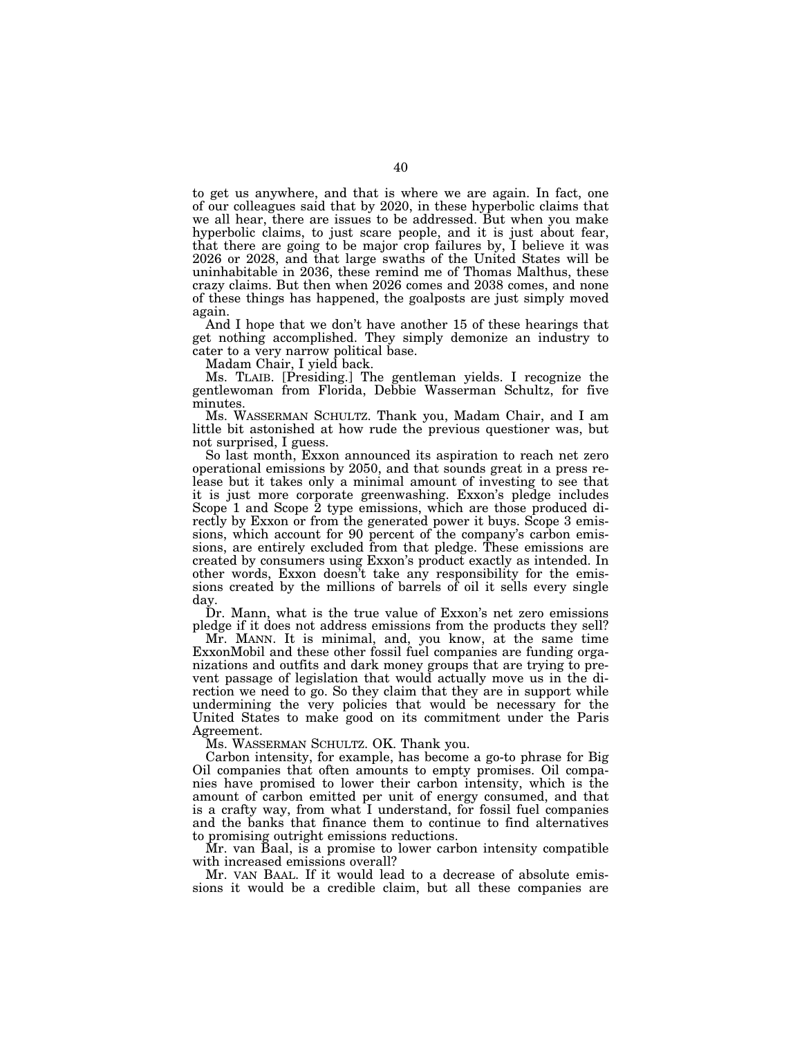to get us anywhere, and that is where we are again. In fact, one of our colleagues said that by 2020, in these hyperbolic claims that we all hear, there are issues to be addressed. But when you make hyperbolic claims, to just scare people, and it is just about fear, that there are going to be major crop failures by, I believe it was 2026 or 2028, and that large swaths of the United States will be uninhabitable in 2036, these remind me of Thomas Malthus, these crazy claims. But then when 2026 comes and 2038 comes, and none of these things has happened, the goalposts are just simply moved again.

And I hope that we don't have another 15 of these hearings that get nothing accomplished. They simply demonize an industry to cater to a very narrow political base.

Madam Chair, I yield back.

Ms. TLAIB. [Presiding.] The gentleman yields. I recognize the gentlewoman from Florida, Debbie Wasserman Schultz, for five minutes.

Ms. WASSERMAN SCHULTZ. Thank you, Madam Chair, and I am little bit astonished at how rude the previous questioner was, but not surprised, I guess.

So last month, Exxon announced its aspiration to reach net zero operational emissions by 2050, and that sounds great in a press release but it takes only a minimal amount of investing to see that it is just more corporate greenwashing. Exxon's pledge includes Scope 1 and Scope 2 type emissions, which are those produced directly by Exxon or from the generated power it buys. Scope 3 emissions, which account for 90 percent of the company's carbon emissions, are entirely excluded from that pledge. These emissions are created by consumers using Exxon's product exactly as intended. In other words, Exxon doesn't take any responsibility for the emissions created by the millions of barrels of oil it sells every single day.

Dr. Mann, what is the true value of Exxon's net zero emissions pledge if it does not address emissions from the products they sell?

Mr. MANN. It is minimal, and, you know, at the same time ExxonMobil and these other fossil fuel companies are funding organizations and outfits and dark money groups that are trying to prevent passage of legislation that would actually move us in the direction we need to go. So they claim that they are in support while undermining the very policies that would be necessary for the United States to make good on its commitment under the Paris Agreement.

Ms. WASSERMAN SCHULTZ. OK. Thank you.

Carbon intensity, for example, has become a go-to phrase for Big Oil companies that often amounts to empty promises. Oil companies have promised to lower their carbon intensity, which is the amount of carbon emitted per unit of energy consumed, and that is a crafty way, from what I understand, for fossil fuel companies and the banks that finance them to continue to find alternatives to promising outright emissions reductions.

Mr. van Baal, is a promise to lower carbon intensity compatible with increased emissions overall?

Mr. VAN BAAL. If it would lead to a decrease of absolute emissions it would be a credible claim, but all these companies are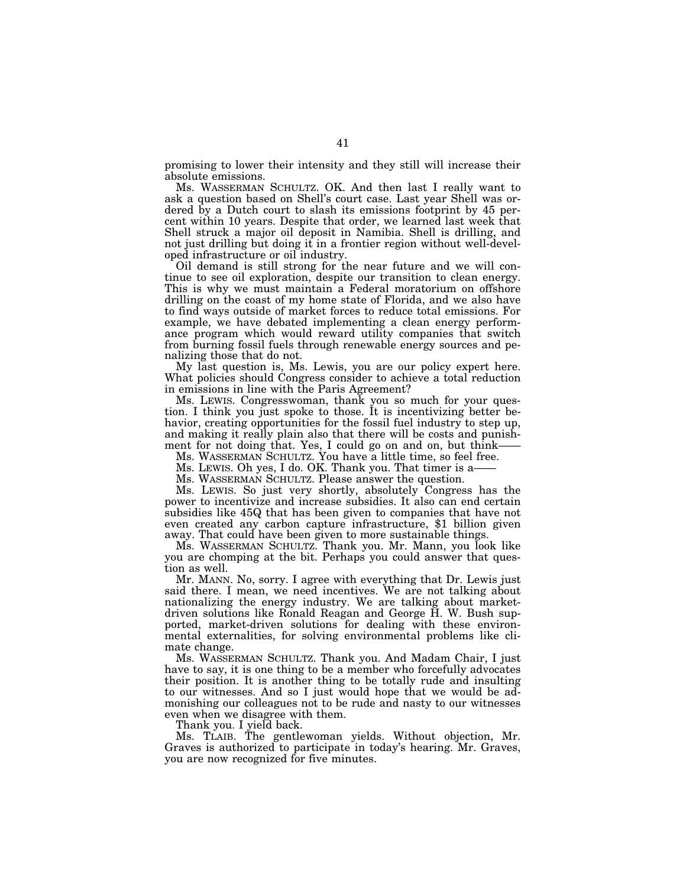promising to lower their intensity and they still will increase their absolute emissions.

Ms. WASSERMAN SCHULTZ. OK. And then last I really want to ask a question based on Shell's court case. Last year Shell was ordered by a Dutch court to slash its emissions footprint by 45 percent within 10 years. Despite that order, we learned last week that Shell struck a major oil deposit in Namibia. Shell is drilling, and not just drilling but doing it in a frontier region without well-developed infrastructure or oil industry.

Oil demand is still strong for the near future and we will continue to see oil exploration, despite our transition to clean energy. This is why we must maintain a Federal moratorium on offshore drilling on the coast of my home state of Florida, and we also have to find ways outside of market forces to reduce total emissions. For example, we have debated implementing a clean energy performance program which would reward utility companies that switch from burning fossil fuels through renewable energy sources and penalizing those that do not.

My last question is, Ms. Lewis, you are our policy expert here. What policies should Congress consider to achieve a total reduction in emissions in line with the Paris Agreement?

Ms. LEWIS. Congresswoman, thank you so much for your question. I think you just spoke to those. It is incentivizing better behavior, creating opportunities for the fossil fuel industry to step up, and making it really plain also that there will be costs and punishment for not doing that. Yes, I could go on and on, but think——

Ms. WASSERMAN SCHULTZ. You have a little time, so feel free.

Ms. LEWIS. Oh yes, I do. OK. Thank you. That timer is a——

Ms. WASSERMAN SCHULTZ. Please answer the question.

Ms. LEWIS. So just very shortly, absolutely Congress has the power to incentivize and increase subsidies. It also can end certain subsidies like 45Q that has been given to companies that have not even created any carbon capture infrastructure, $1 billion given away. That could have been given to more sustainable things.

Ms. WASSERMAN SCHULTZ. Thank you. Mr. Mann, you look like you are chomping at the bit. Perhaps you could answer that question as well.

Mr. MANN. No, sorry. I agree with everything that Dr. Lewis just said there. I mean, we need incentives. We are not talking about nationalizing the energy industry. We are talking about market-driven solutions like Ronald Reagan and George H. W. Bush supported, market-driven solutions for dealing with these environmental externalities, for solving environmental problems like climate change.

Ms. WASSERMAN SCHULTZ. Thank you. And Madam Chair, I just have to say, it is one thing to be a member who forcefully advocates their position. It is another thing to be totally rude and insulting to our witnesses. And so I just would hope that we would be admonishing our colleagues not to be rude and nasty to our witnesses even when we disagree with them.

Thank you. I yield back.

Ms. TLAIB. The gentlewoman yields. Without objection, Mr. Graves is authorized to participate in today's hearing. Mr. Graves, you are now recognized for five minutes.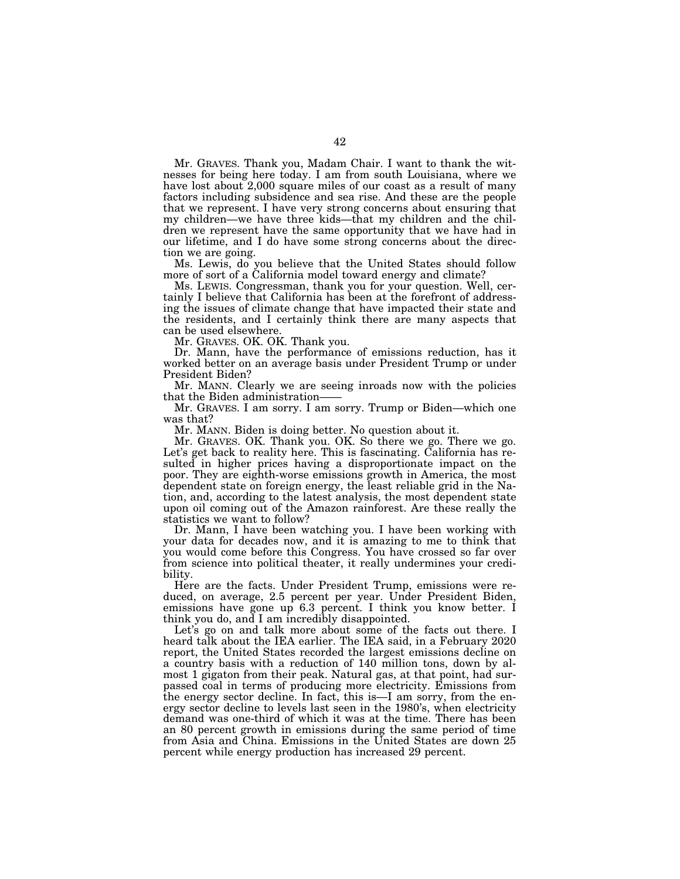Mr. GRAVES. Thank you, Madam Chair. I want to thank the witnesses for being here today. I am from south Louisiana, where we have lost about 2,000 square miles of our coast as a result of many factors including subsidence and sea rise. And these are the people that we represent. I have very strong concerns about ensuring that my children—we have three kids—that my children and the children we represent have the same opportunity that we have had in our lifetime, and I do have some strong concerns about the direction we are going.

Ms. Lewis, do you believe that the United States should follow more of sort of a California model toward energy and climate?

Ms. LEWIS. Congressman, thank you for your question. Well, certainly I believe that California has been at the forefront of addressing the issues of climate change that have impacted their state and the residents, and I certainly think there are many aspects that can be used elsewhere.

Mr. GRAVES. OK. OK. Thank you.

Dr. Mann, have the performance of emissions reduction, has it worked better on an average basis under President Trump or under President Biden?

Mr. MANN. Clearly we are seeing inroads now with the policies that the Biden administration——

Mr. GRAVES. I am sorry. I am sorry. Trump or Biden—which one was that?

Mr. MANN. Biden is doing better. No question about it.

Mr. GRAVES. OK. Thank you. OK. So there we go. There we go. Let's get back to reality here. This is fascinating. California has resulted in higher prices having a disproportionate impact on the poor. They are eighth-worse emissions growth in America, the most dependent state on foreign energy, the least reliable grid in the Nation, and, according to the latest analysis, the most dependent state upon oil coming out of the Amazon rainforest. Are these really the statistics we want to follow?

Dr. Mann, I have been watching you. I have been working with your data for decades now, and it is amazing to me to think that you would come before this Congress. You have crossed so far over from science into political theater, it really undermines your credibility.

Here are the facts. Under President Trump, emissions were reduced, on average, 2.5 percent per year. Under President Biden, emissions have gone up 6.3 percent. I think you know better. I think you do, and I am incredibly disappointed.

Let's go on and talk more about some of the facts out there. I heard talk about the IEA earlier. The IEA said, in a February 2020 report, the United States recorded the largest emissions decline on a country basis with a reduction of 140 million tons, down by almost 1 gigaton from their peak. Natural gas, at that point, had surpassed coal in terms of producing more electricity. Emissions from the energy sector decline. In fact, this is—I am sorry, from the energy sector decline to levels last seen in the 1980's, when electricity demand was one-third of which it was at the time. There has been an 80 percent growth in emissions during the same period of time from Asia and China. Emissions in the United States are down 25 percent while energy production has increased 29 percent.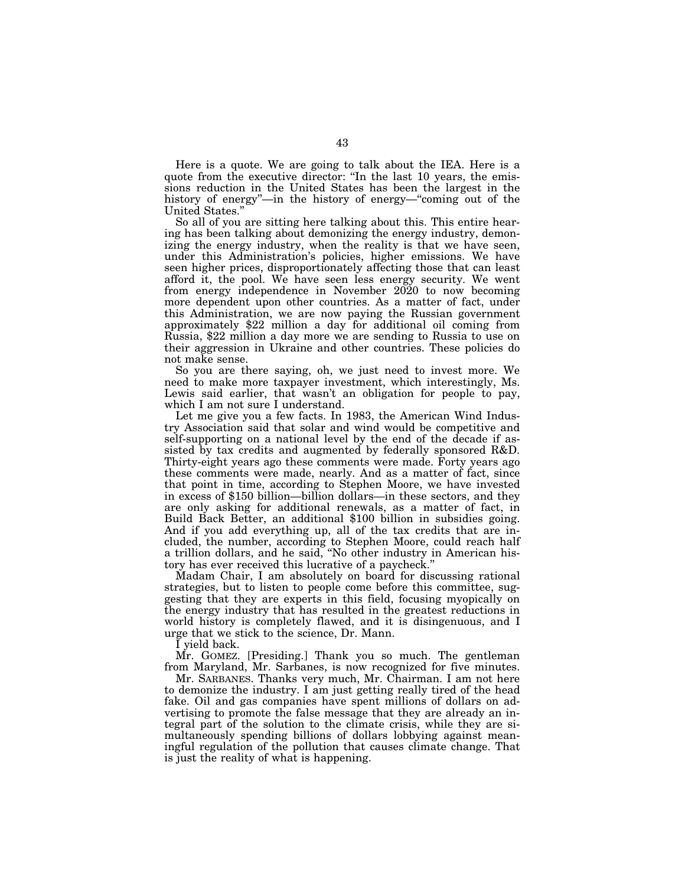Here is a quote. We are going to talk about the IEA. Here is a quote from the executive director: "In the last 10 years, the emissions reduction in the United States has been the largest in the history of energy"—in the history of energy—"coming out of the United States."

So all of you are sitting here talking about this. This entire hearing has been talking about demonizing the energy industry, demonizing the energy industry, when the reality is that we have seen, under this Administration's policies, higher emissions. We have seen higher prices, disproportionately affecting those that can least afford it, the pool. We have seen less energy security. We went from energy independence in November 2020 to now becoming more dependent upon other countries. As a matter of fact, under this Administration, we are now paying the Russian government approximately $22 million a day for additional oil coming from Russia, $22 million a day more we are sending to Russia to use on their aggression in Ukraine and other countries. These policies do not make sense.

So you are there saying, oh, we just need to invest more. We need to make more taxpayer investment, which interestingly, Ms. Lewis said earlier, that wasn't an obligation for people to pay, which I am not sure I understand.

Let me give you a few facts. In 1983, the American Wind Industry Association said that solar and wind would be competitive and self-supporting on a national level by the end of the decade if assisted by tax credits and augmented by federally sponsored R&D. Thirty-eight years ago these comments were made. Forty years ago these comments were made, nearly. And as a matter of fact, since that point in time, according to Stephen Moore, we have invested in excess of $150 billion—billion dollars—in these sectors, and they are only asking for additional renewals, as a matter of fact, in Build Back Better, an additional $100 billion in subsidies going. And if you add everything up, all of the tax credits that are included, the number, according to Stephen Moore, could reach half a trillion dollars, and he said, "No other industry in American history has ever received this lucrative of a paycheck."

Madam Chair, I am absolutely on board for discussing rational strategies, but to listen to people come before this committee, suggesting that they are experts in this field, focusing myopically on the energy industry that has resulted in the greatest reductions in world history is completely flawed, and it is disingenuous, and I urge that we stick to the science, Dr. Mann.

I yield back.

Mr. GOMEZ. [Presiding.] Thank you so much. The gentleman from Maryland, Mr. Sarbanes, is now recognized for five minutes.

Mr. SARBANES. Thanks very much, Mr. Chairman. I am not here to demonize the industry. I am just getting really tired of the head fake. Oil and gas companies have spent millions of dollars on advertising to promote the false message that they are already an integral part of the solution to the climate crisis, while they are simultaneously spending billions of dollars lobbying against meaningful regulation of the pollution that causes climate change. That is just the reality of what is happening.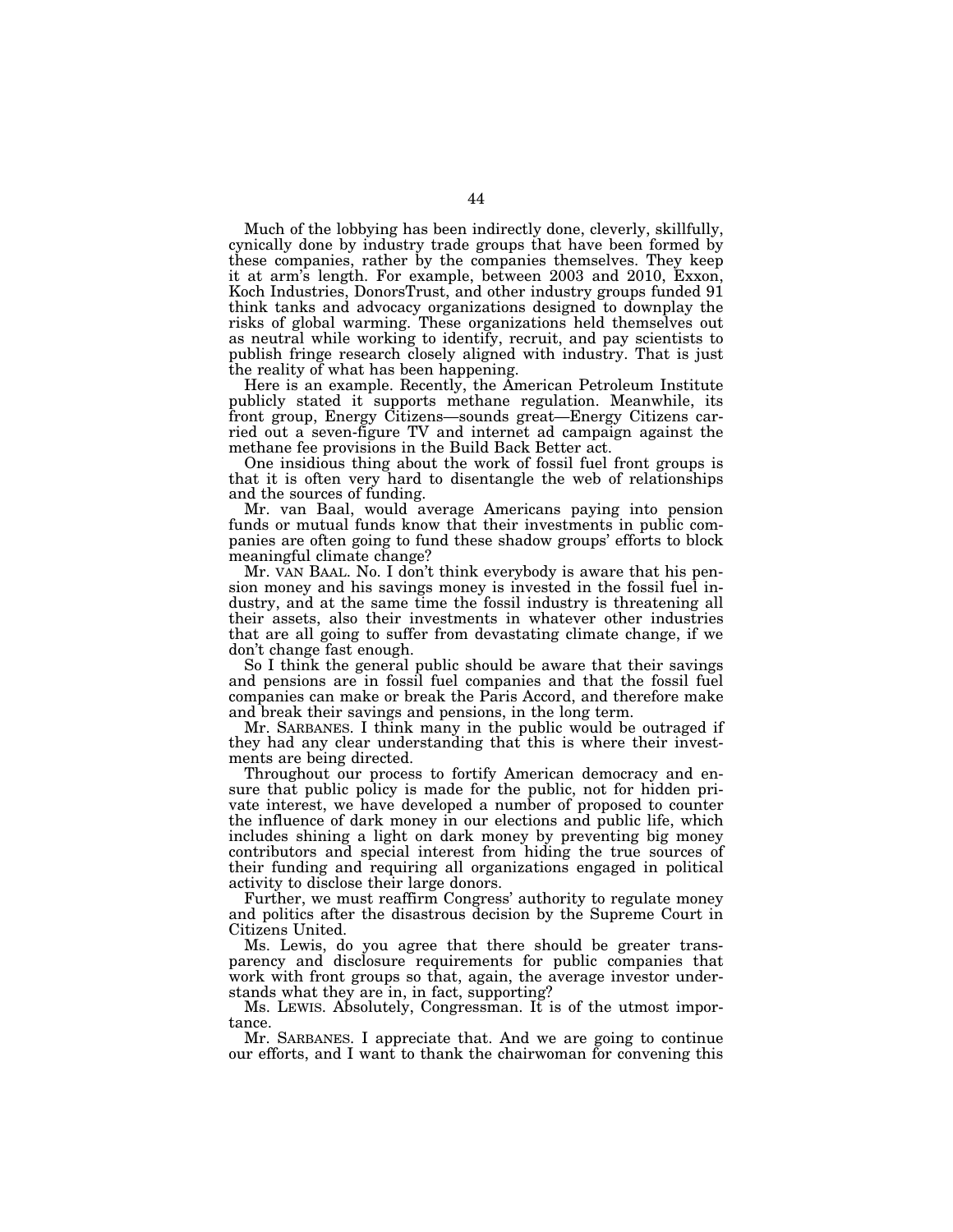Much of the lobbying has been indirectly done, cleverly, skillfully, cynically done by industry trade groups that have been formed by these companies, rather by the companies themselves. They keep it at arm's length. For example, between 2003 and 2010, Exxon, Koch Industries, DonorsTrust, and other industry groups funded 91 think tanks and advocacy organizations designed to downplay the risks of global warming. These organizations held themselves out as neutral while working to identify, recruit, and pay scientists to publish fringe research closely aligned with industry. That is just the reality of what has been happening.

Here is an example. Recently, the American Petroleum Institute publicly stated it supports methane regulation. Meanwhile, its front group, Energy Citizens—sounds great—Energy Citizens carried out a seven-figure TV and internet ad campaign against the methane fee provisions in the Build Back Better act.

One insidious thing about the work of fossil fuel front groups is that it is often very hard to disentangle the web of relationships and the sources of funding.

Mr. van Baal, would average Americans paying into pension funds or mutual funds know that their investments in public companies are often going to fund these shadow groups' efforts to block meaningful climate change?

Mr. VAN BAAL. No. I don't think everybody is aware that his pension money and his savings money is invested in the fossil fuel industry, and at the same time the fossil industry is threatening all their assets, also their investments in whatever other industries that are all going to suffer from devastating climate change, if we don't change fast enough.

So I think the general public should be aware that their savings and pensions are in fossil fuel companies and that the fossil fuel companies can make or break the Paris Accord, and therefore make and break their savings and pensions, in the long term.

Mr. SARBANES. I think many in the public would be outraged if they had any clear understanding that this is where their investments are being directed.

Throughout our process to fortify American democracy and ensure that public policy is made for the public, not for hidden private interest, we have developed a number of proposed to counter the influence of dark money in our elections and public life, which includes shining a light on dark money by preventing big money contributors and special interest from hiding the true sources of their funding and requiring all organizations engaged in political activity to disclose their large donors.

Further, we must reaffirm Congress' authority to regulate money and politics after the disastrous decision by the Supreme Court in Citizens United.

Ms. Lewis, do you agree that there should be greater transparency and disclosure requirements for public companies that work with front groups so that, again, the average investor understands what they are in, in fact, supporting?

Ms. LEWIS. Absolutely, Congressman. It is of the utmost importance.

Mr. SARBANES. I appreciate that. And we are going to continue our efforts, and I want to thank the chairwoman for convening this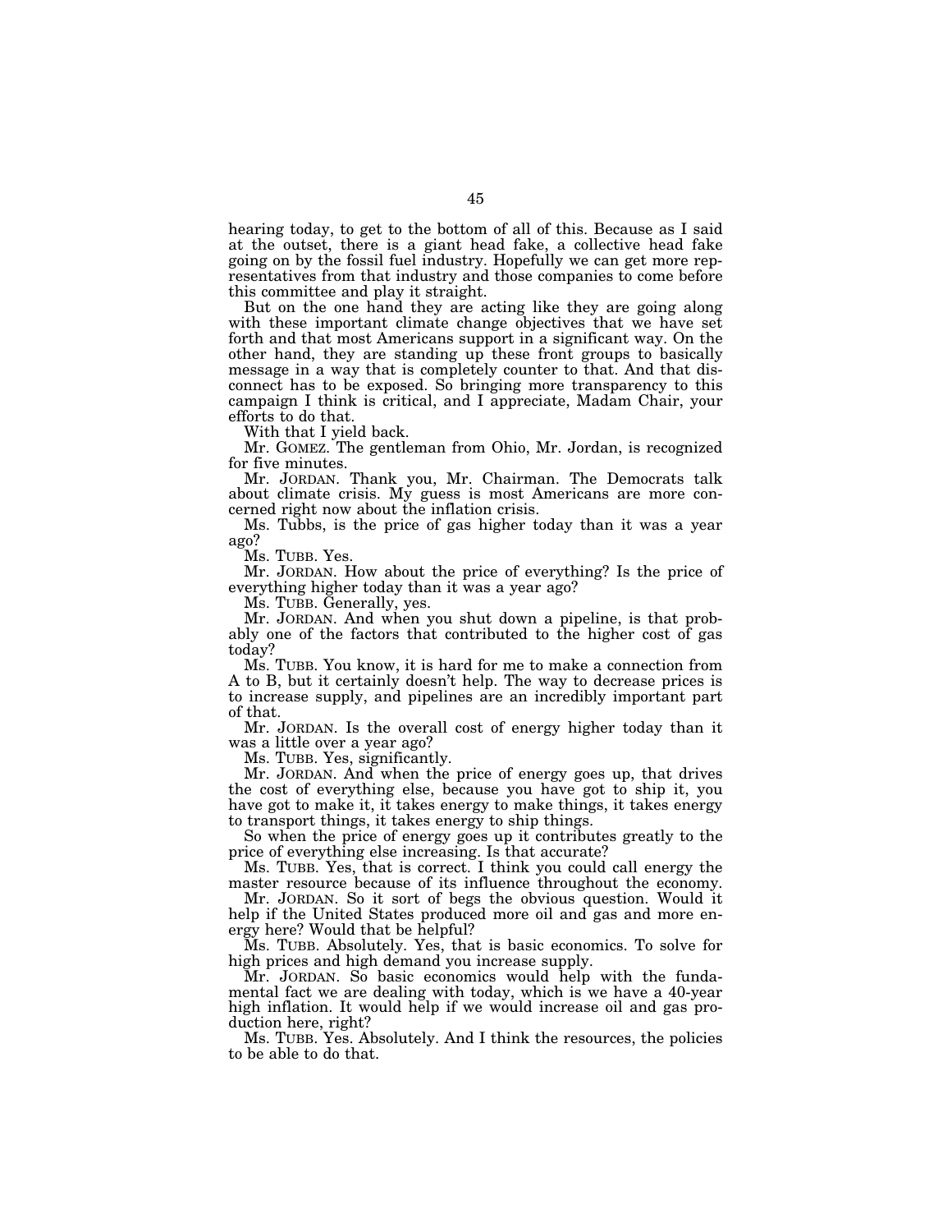hearing today, to get to the bottom of all of this. Because as I said at the outset, there is a giant head fake, a collective head fake going on by the fossil fuel industry. Hopefully we can get more representatives from that industry and those companies to come before this committee and play it straight.

But on the one hand they are acting like they are going along with these important climate change objectives that we have set forth and that most Americans support in a significant way. On the other hand, they are standing up these front groups to basically message in a way that is completely counter to that. And that disconnect has to be exposed. So bringing more transparency to this campaign I think is critical, and I appreciate, Madam Chair, your efforts to do that.

With that I yield back.

Mr. GOMEZ. The gentleman from Ohio, Mr. Jordan, is recognized for five minutes.

Mr. JORDAN. Thank you, Mr. Chairman. The Democrats talk about climate crisis. My guess is most Americans are more concerned right now about the inflation crisis.

Ms. Tubbs, is the price of gas higher today than it was a year ago?

Ms. TUBB. Yes.

Mr. JORDAN. How about the price of everything? Is the price of everything higher today than it was a year ago?

Ms. TUBB. Generally, yes.

Mr. JORDAN. And when you shut down a pipeline, is that probably one of the factors that contributed to the higher cost of gas today?

Ms. TUBB. You know, it is hard for me to make a connection from A to B, but it certainly doesn't help. The way to decrease prices is to increase supply, and pipelines are an incredibly important part of that.

Mr. JORDAN. Is the overall cost of energy higher today than it was a little over a year ago?

Ms. TUBB. Yes, significantly.

Mr. JORDAN. And when the price of energy goes up, that drives the cost of everything else, because you have got to ship it, you have got to make it, it takes energy to make things, it takes energy to transport things, it takes energy to ship things.

So when the price of energy goes up it contributes greatly to the price of everything else increasing. Is that accurate?

Ms. TUBB. Yes, that is correct. I think you could call energy the master resource because of its influence throughout the economy.

Mr. JORDAN. So it sort of begs the obvious question. Would it help if the United States produced more oil and gas and more energy here? Would that be helpful?

Ms. TUBB. Absolutely. Yes, that is basic economics. To solve for high prices and high demand you increase supply.

Mr. JORDAN. So basic economics would help with the fundamental fact we are dealing with today, which is we have a 40-year high inflation. It would help if we would increase oil and gas production here, right?

Ms. TUBB. Yes. Absolutely. And I think the resources, the policies to be able to do that.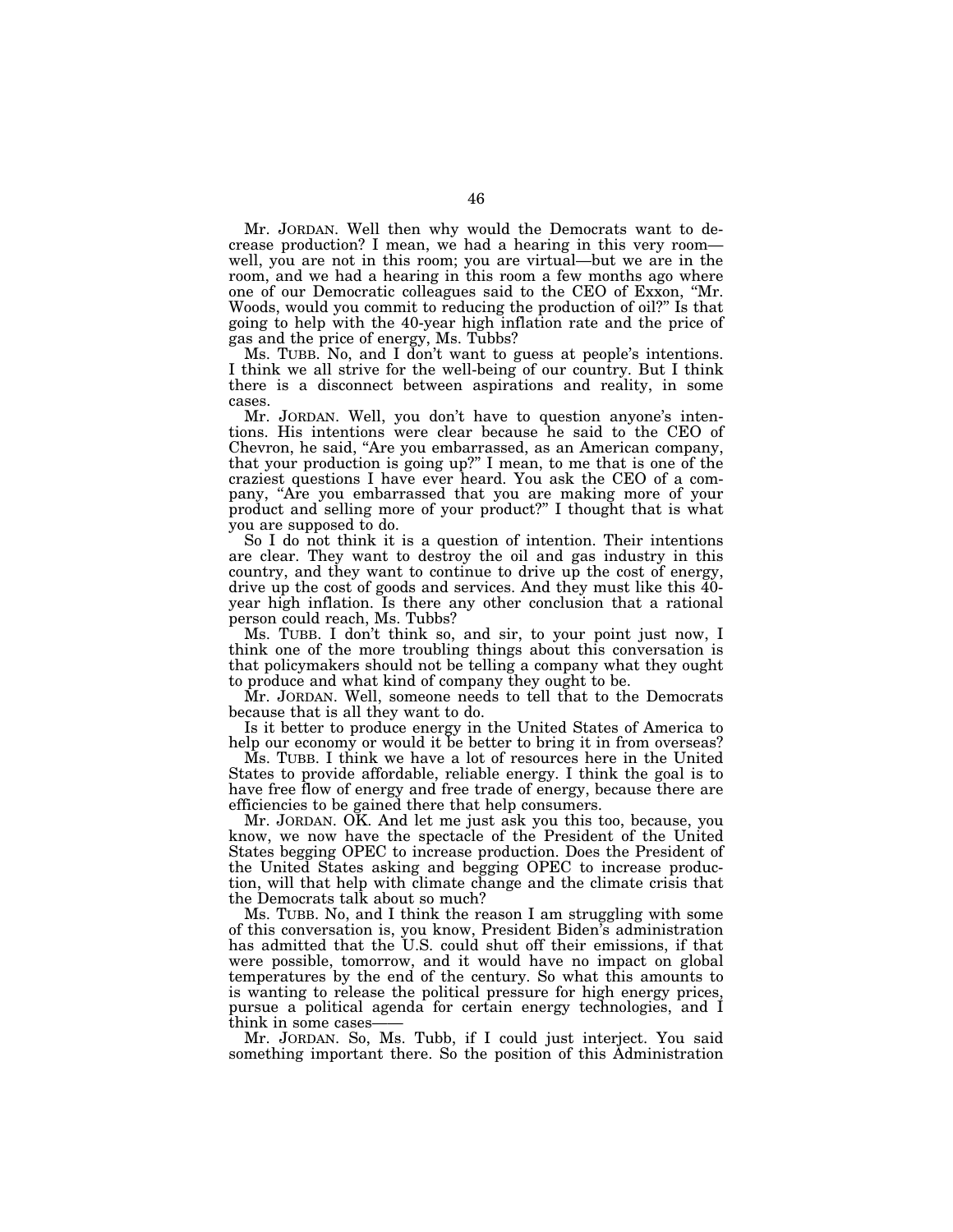Mr. JORDAN. Well then why would the Democrats want to decrease production? I mean, we had a hearing in this very room—well, you are not in this room; you are virtual—but we are in the room, and we had a hearing in this room a few months ago where one of our Democratic colleagues said to the CEO of Exxon, "Mr. Woods, would you commit to reducing the production of oil?" Is that going to help with the 40-year high inflation rate and the price of gas and the price of energy, Ms. Tubbs?

Ms. TUBB. No, and I don't want to guess at people's intentions. I think we all strive for the well-being of our country. But I think there is a disconnect between aspirations and reality, in some cases.

Mr. JORDAN. Well, you don't have to question anyone's intentions. His intentions were clear because he said to the CEO of Chevron, he said, "Are you embarrassed, as an American company, that your production is going up?" I mean, to me that is one of the craziest questions I have ever heard. You ask the CEO of a company, "Are you embarrassed that you are making more of your product and selling more of your product?" I thought that is what you are supposed to do.

So I do not think it is a question of intention. Their intentions are clear. They want to destroy the oil and gas industry in this country, and they want to continue to drive up the cost of energy, drive up the cost of goods and services. And they must like this 40-year high inflation. Is there any other conclusion that a rational person could reach, Ms. Tubbs?

Ms. TUBB. I don't think so, and sir, to your point just now, I think one of the more troubling things about this conversation is that policymakers should not be telling a company what they ought to produce and what kind of company they ought to be.

Mr. JORDAN. Well, someone needs to tell that to the Democrats because that is all they want to do.

Is it better to produce energy in the United States of America to help our economy or would it be better to bring it in from overseas?

Ms. TUBB. I think we have a lot of resources here in the United States to provide affordable, reliable energy. I think the goal is to have free flow of energy and free trade of energy, because there are efficiencies to be gained there that help consumers.

Mr. JORDAN. OK. And let me just ask you this too, because, you know, we now have the spectacle of the President of the United States begging OPEC to increase production. Does the President of the United States asking and begging OPEC to increase production, will that help with climate change and the climate crisis that the Democrats talk about so much?

Ms. TUBB. No, and I think the reason I am struggling with some of this conversation is, you know, President Biden's administration has admitted that the U.S. could shut off their emissions, if that were possible, tomorrow, and it would have no impact on global temperatures by the end of the century. So what this amounts to is wanting to release the political pressure for high energy prices, pursue a political agenda for certain energy technologies, and I think in some cases——

Mr. JORDAN. So, Ms. Tubb, if I could just interject. You said something important there. So the position of this Administration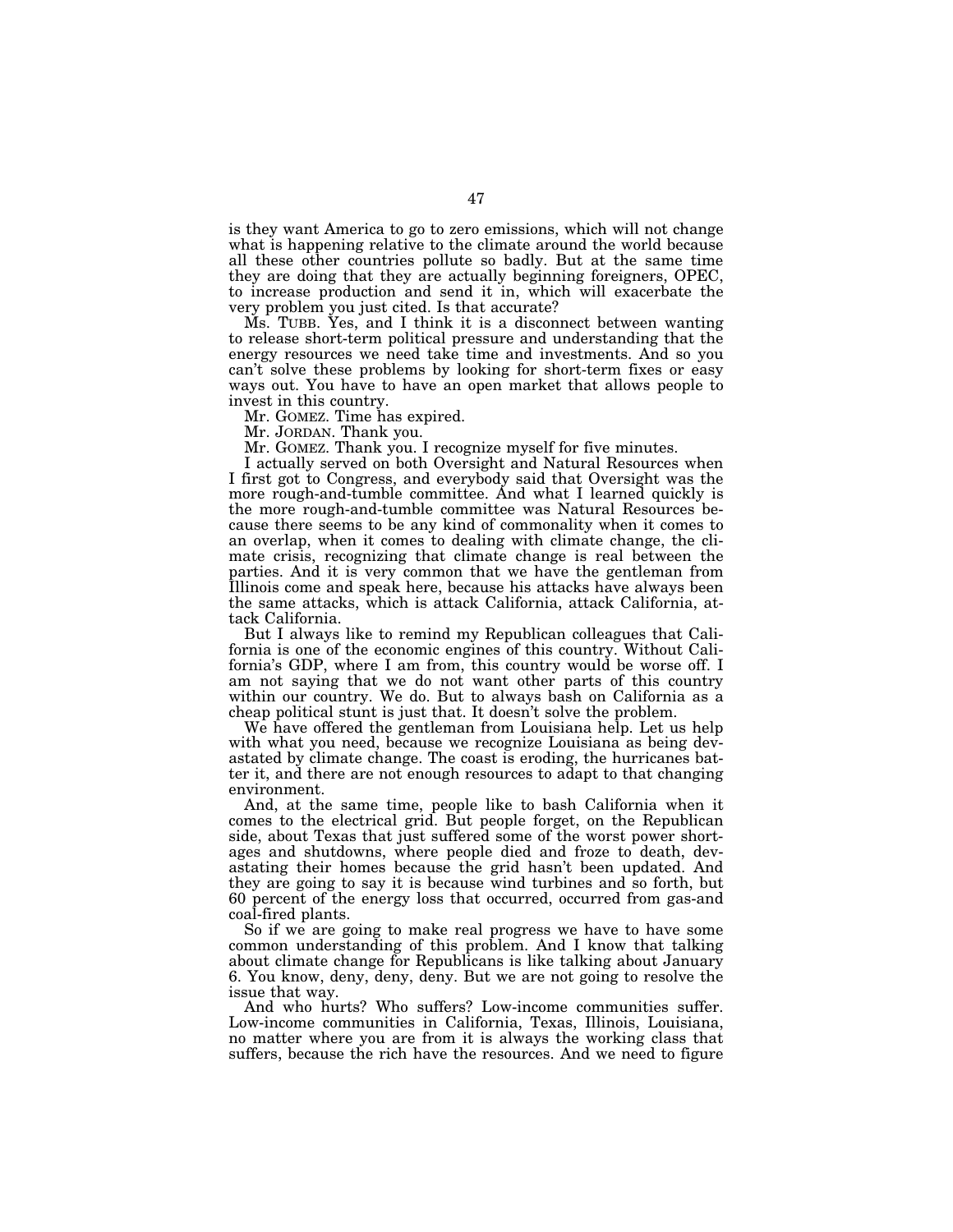is they want America to go to zero emissions, which will not change what is happening relative to the climate around the world because all these other countries pollute so badly. But at the same time they are doing that they are actually beginning foreigners, OPEC, to increase production and send it in, which will exacerbate the very problem you just cited. Is that accurate?

Ms. TUBB. Yes, and I think it is a disconnect between wanting to release short-term political pressure and understanding that the energy resources we need take time and investments. And so you can't solve these problems by looking for short-term fixes or easy ways out. You have to have an open market that allows people to invest in this country.

Mr. GOMEZ. Time has expired.

Mr. JORDAN. Thank you.

Mr. GOMEZ. Thank you. I recognize myself for five minutes.

I actually served on both Oversight and Natural Resources when I first got to Congress, and everybody said that Oversight was the more rough-and-tumble committee. And what I learned quickly is the more rough-and-tumble committee was Natural Resources because there seems to be any kind of commonality when it comes to an overlap, when it comes to dealing with climate change, the climate crisis, recognizing that climate change is real between the parties. And it is very common that we have the gentleman from Illinois come and speak here, because his attacks have always been the same attacks, which is attack California, attack California, attack California.

But I always like to remind my Republican colleagues that California is one of the economic engines of this country. Without California's GDP, where I am from, this country would be worse off. I am not saying that we do not want other parts of this country within our country. We do. But to always bash on California as a cheap political stunt is just that. It doesn't solve the problem.

We have offered the gentleman from Louisiana help. Let us help with what you need, because we recognize Louisiana as being devastated by climate change. The coast is eroding, the hurricanes batter it, and there are not enough resources to adapt to that changing environment.

And, at the same time, people like to bash California when it comes to the electrical grid. But people forget, on the Republican side, about Texas that just suffered some of the worst power shortages and shutdowns, where people died and froze to death, devastating their homes because the grid hasn't been updated. And they are going to say it is because wind turbines and so forth, but 60 percent of the energy loss that occurred, occurred from gas-and coal-fired plants.

So if we are going to make real progress we have to have some common understanding of this problem. And I know that talking about climate change for Republicans is like talking about January 6. You know, deny, deny, deny. But we are not going to resolve the issue that way.

And who hurts? Who suffers? Low-income communities suffer. Low-income communities in California, Texas, Illinois, Louisiana, no matter where you are from it is always the working class that suffers, because the rich have the resources. And we need to figure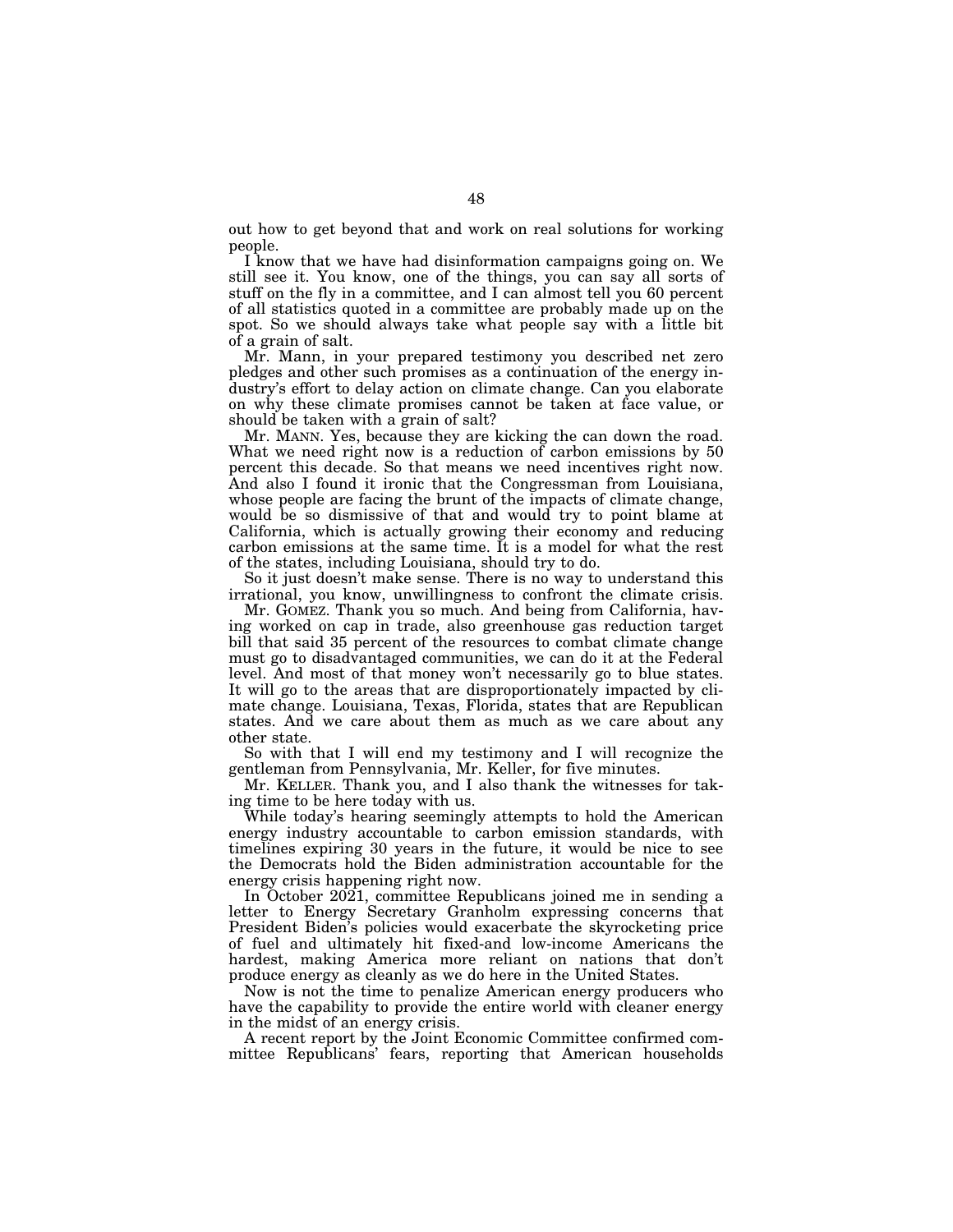out how to get beyond that and work on real solutions for working people.

I know that we have had disinformation campaigns going on. We still see it. You know, one of the things, you can say all sorts of stuff on the fly in a committee, and I can almost tell you 60 percent of all statistics quoted in a committee are probably made up on the spot. So we should always take what people say with a little bit of a grain of salt.

Mr. Mann, in your prepared testimony you described net zero pledges and other such promises as a continuation of the energy industry's effort to delay action on climate change. Can you elaborate on why these climate promises cannot be taken at face value, or should be taken with a grain of salt?

Mr. MANN. Yes, because they are kicking the can down the road. What we need right now is a reduction of carbon emissions by 50 percent this decade. So that means we need incentives right now. And also I found it ironic that the Congressman from Louisiana, whose people are facing the brunt of the impacts of climate change, would be so dismissive of that and would try to point blame at California, which is actually growing their economy and reducing carbon emissions at the same time. It is a model for what the rest of the states, including Louisiana, should try to do.

So it just doesn't make sense. There is no way to understand this irrational, you know, unwillingness to confront the climate crisis.

Mr. GOMEZ. Thank you so much. And being from California, having worked on cap in trade, also greenhouse gas reduction target bill that said 35 percent of the resources to combat climate change must go to disadvantaged communities, we can do it at the Federal level. And most of that money won't necessarily go to blue states. It will go to the areas that are disproportionately impacted by climate change. Louisiana, Texas, Florida, states that are Republican states. And we care about them as much as we care about any other state.

So with that I will end my testimony and I will recognize the gentleman from Pennsylvania, Mr. Keller, for five minutes.

Mr. KELLER. Thank you, and I also thank the witnesses for taking time to be here today with us.

While today's hearing seemingly attempts to hold the American energy industry accountable to carbon emission standards, with timelines expiring 30 years in the future, it would be nice to see the Democrats hold the Biden administration accountable for the energy crisis happening right now.

In October 2021, committee Republicans joined me in sending a letter to Energy Secretary Granholm expressing concerns that President Biden's policies would exacerbate the skyrocketing price of fuel and ultimately hit fixed-and low-income Americans the hardest, making America more reliant on nations that don't produce energy as cleanly as we do here in the United States.

Now is not the time to penalize American energy producers who have the capability to provide the entire world with cleaner energy in the midst of an energy crisis.

A recent report by the Joint Economic Committee confirmed committee Republicans' fears, reporting that American households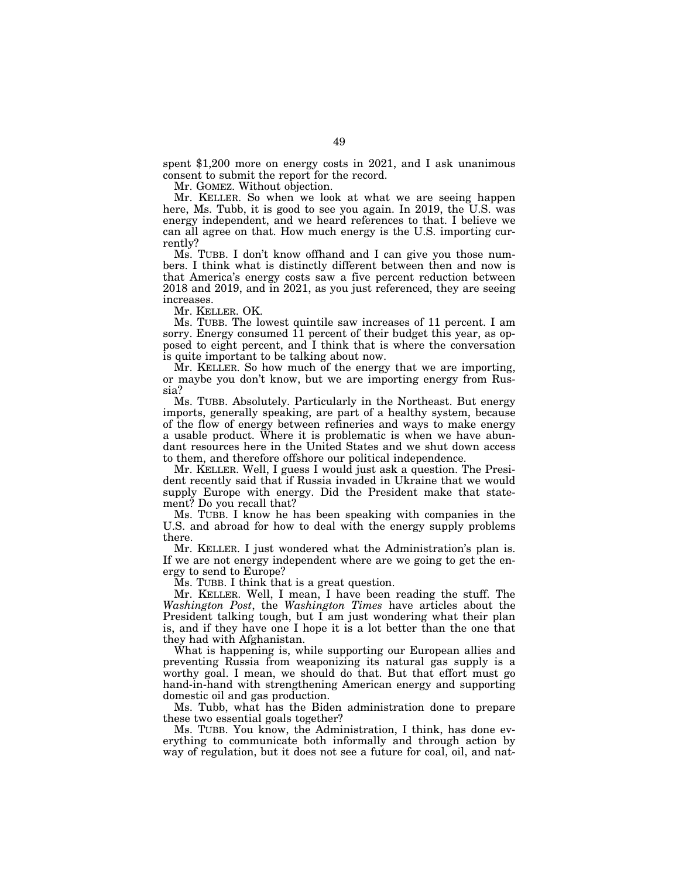spent $1,200 more on energy costs in 2021, and I ask unanimous consent to submit the report for the record.

Mr. GOMEZ. Without objection.

Mr. KELLER. So when we look at what we are seeing happen here, Ms. Tubb, it is good to see you again. In 2019, the U.S. was energy independent, and we heard references to that. I believe we can all agree on that. How much energy is the U.S. importing currently?

Ms. TUBB. I don't know offhand and I can give you those numbers. I think what is distinctly different between then and now is that America's energy costs saw a five percent reduction between 2018 and 2019, and in 2021, as you just referenced, they are seeing increases.

Mr. KELLER. OK.

Ms. TUBB. The lowest quintile saw increases of 11 percent. I am sorry. Energy consumed 11 percent of their budget this year, as opposed to eight percent, and I think that is where the conversation is quite important to be talking about now.

Mr. KELLER. So how much of the energy that we are importing, or maybe you don't know, but we are importing energy from Russia?

Ms. TUBB. Absolutely. Particularly in the Northeast. But energy imports, generally speaking, are part of a healthy system, because of the flow of energy between refineries and ways to make energy a usable product. Where it is problematic is when we have abundant resources here in the United States and we shut down access to them, and therefore offshore our political independence.

Mr. KELLER. Well, I guess I would just ask a question. The President recently said that if Russia invaded in Ukraine that we would supply Europe with energy. Did the President make that statement? Do you recall that?

Ms. TUBB. I know he has been speaking with companies in the U.S. and abroad for how to deal with the energy supply problems there.

Mr. KELLER. I just wondered what the Administration's plan is. If we are not energy independent where are we going to get the energy to send to Europe?

Ms. TUBB. I think that is a great question.

Mr. KELLER. Well, I mean, I have been reading the stuff. The *Washington Post*, the *Washington Times* have articles about the President talking tough, but I am just wondering what their plan is, and if they have one I hope it is a lot better than the one that they had with Afghanistan.

What is happening is, while supporting our European allies and preventing Russia from weaponizing its natural gas supply is a worthy goal. I mean, we should do that. But that effort must go hand-in-hand with strengthening American energy and supporting domestic oil and gas production.

Ms. Tubb, what has the Biden administration done to prepare these two essential goals together?

Ms. TUBB. You know, the Administration, I think, has done everything to communicate both informally and through action by way of regulation, but it does not see a future for coal, oil, and nat-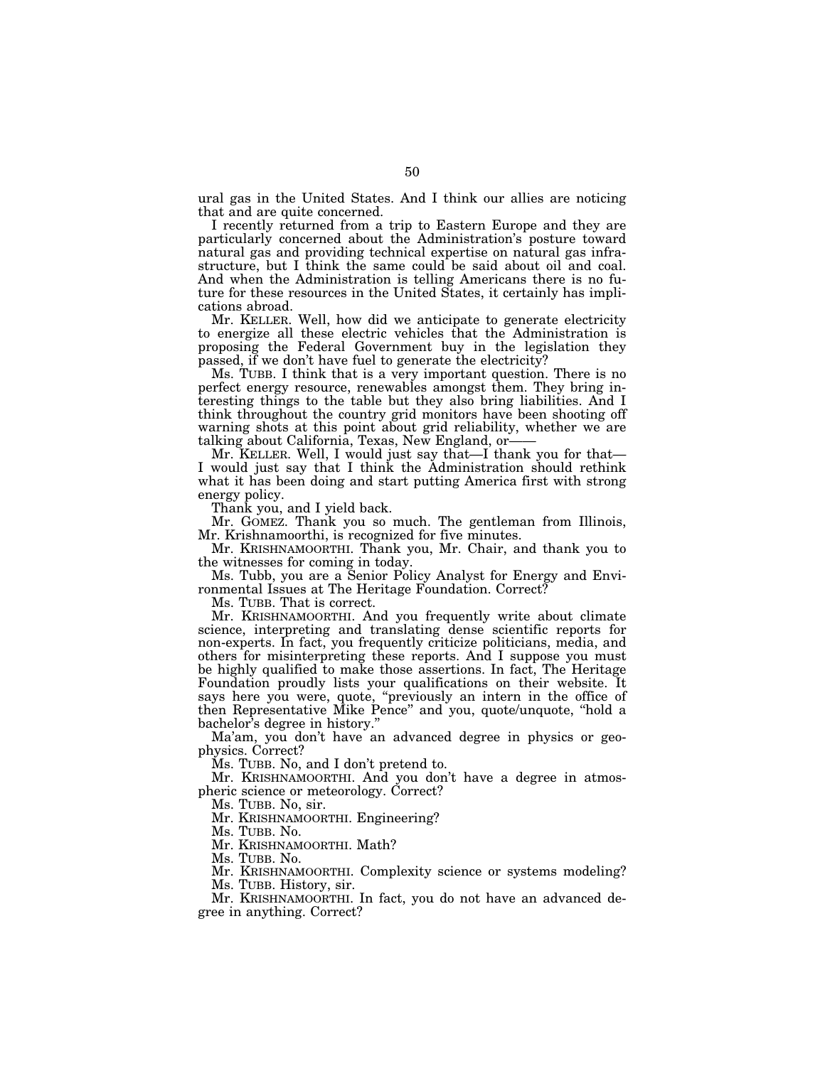ural gas in the United States. And I think our allies are noticing that and are quite concerned.

I recently returned from a trip to Eastern Europe and they are particularly concerned about the Administration's posture toward natural gas and providing technical expertise on natural gas infrastructure, but I think the same could be said about oil and coal. And when the Administration is telling Americans there is no future for these resources in the United States, it certainly has implications abroad.

Mr. KELLER. Well, how did we anticipate to generate electricity to energize all these electric vehicles that the Administration is proposing the Federal Government buy in the legislation they passed, if we don't have fuel to generate the electricity?

Ms. TUBB. I think that is a very important question. There is no perfect energy resource, renewables amongst them. They bring interesting things to the table but they also bring liabilities. And I think throughout the country grid monitors have been shooting off warning shots at this point about grid reliability, whether we are talking about California, Texas, New England, or——

Mr. KELLER. Well, I would just say that—I thank you for that—I would just say that I think the Administration should rethink what it has been doing and start putting America first with strong energy policy.

Thank you, and I yield back.

Mr. GOMEZ. Thank you so much. The gentleman from Illinois, Mr. Krishnamoorthi, is recognized for five minutes.

Mr. KRISHNAMOORTHI. Thank you, Mr. Chair, and thank you to the witnesses for coming in today.

Ms. Tubb, you are a Senior Policy Analyst for Energy and Environmental Issues at The Heritage Foundation. Correct?

Ms. TUBB. That is correct.

Mr. KRISHNAMOORTHI. And you frequently write about climate science, interpreting and translating dense scientific reports for non-experts. In fact, you frequently criticize politicians, media, and others for misinterpreting these reports. And I suppose you must be highly qualified to make those assertions. In fact, The Heritage Foundation proudly lists your qualifications on their website. It says here you were, quote, "previously an intern in the office of then Representative Mike Pence" and you, quote/unquote, "hold a bachelor's degree in history."

Ma'am, you don't have an advanced degree in physics or geophysics. Correct?

Ms. TUBB. No, and I don't pretend to.

Mr. KRISHNAMOORTHI. And you don't have a degree in atmospheric science or meteorology. Correct?

Ms. TUBB. No, sir.

Mr. KRISHNAMOORTHI. Engineering?

Ms. TUBB. No.

Mr. KRISHNAMOORTHI. Math?

Ms. TUBB. No.

Mr. KRISHNAMOORTHI. Complexity science or systems modeling?

Ms. TUBB. History, sir.

Mr. KRISHNAMOORTHI. In fact, you do not have an advanced degree in anything. Correct?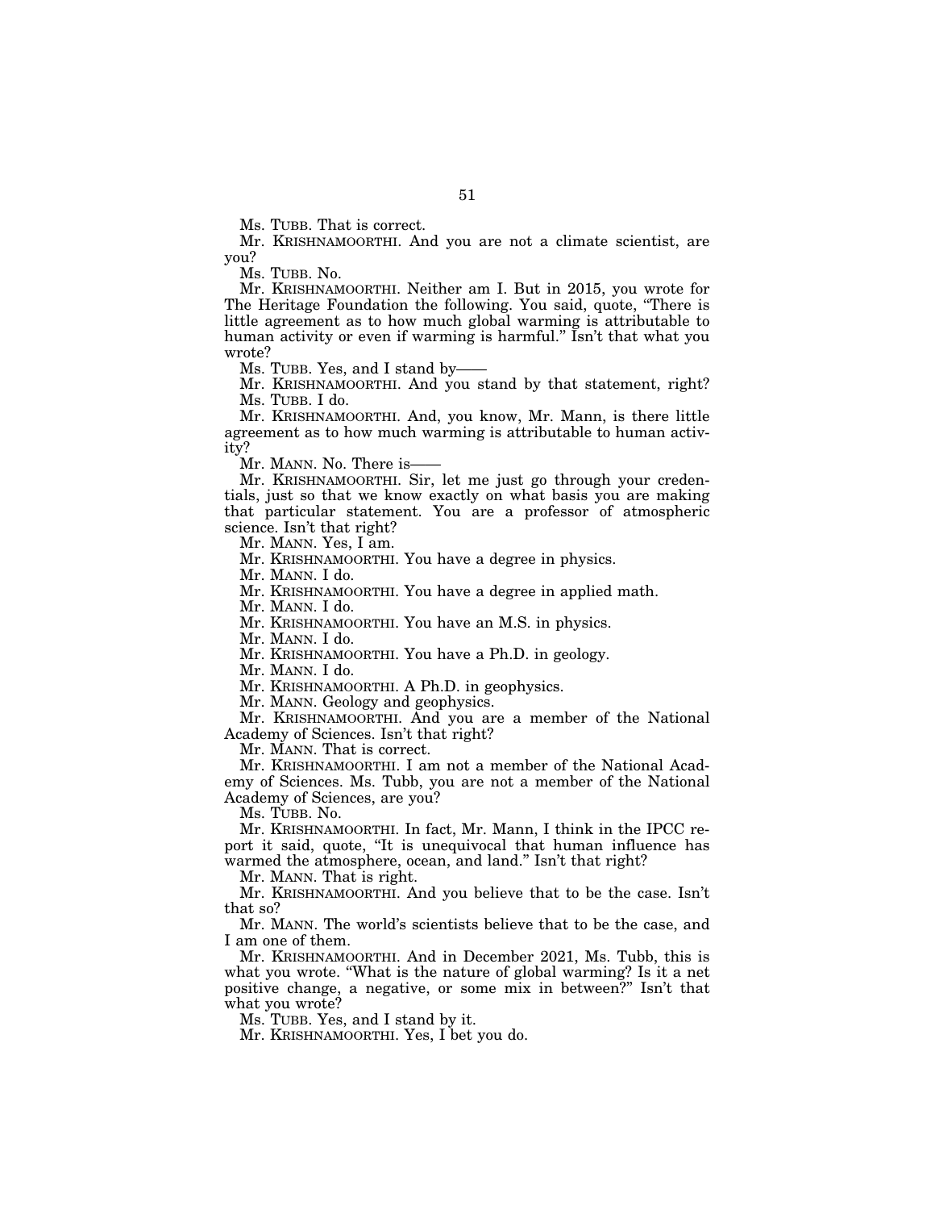Ms. TUBB. That is correct.

Mr. KRISHNAMOORTHI. And you are not a climate scientist, are you?

Ms. TUBB. No.

Mr. KRISHNAMOORTHI. Neither am I. But in 2015, you wrote for The Heritage Foundation the following. You said, quote, "There is little agreement as to how much global warming is attributable to human activity or even if warming is harmful." Isn't that what you wrote?

Ms. TUBB. Yes, and I stand by——

Mr. KRISHNAMOORTHI. And you stand by that statement, right?

Ms. TUBB. I do.

Mr. KRISHNAMOORTHI. And, you know, Mr. Mann, is there little agreement as to how much warming is attributable to human activity?

Mr. MANN. No. There is——

Mr. KRISHNAMOORTHI. Sir, let me just go through your credentials, just so that we know exactly on what basis you are making that particular statement. You are a professor of atmospheric science. Isn't that right?

Mr. MANN. Yes, I am.

Mr. KRISHNAMOORTHI. You have a degree in physics.

Mr. MANN. I do.

Mr. KRISHNAMOORTHI. You have a degree in applied math.

Mr. MANN. I do.

Mr. KRISHNAMOORTHI. You have an M.S. in physics.

Mr. MANN. I do.

Mr. KRISHNAMOORTHI. You have a Ph.D. in geology.

Mr. MANN. I do.

Mr. KRISHNAMOORTHI. A Ph.D. in geophysics.

Mr. MANN. Geology and geophysics.

Mr. KRISHNAMOORTHI. And you are a member of the National Academy of Sciences. Isn't that right?

Mr. MANN. That is correct.

Mr. KRISHNAMOORTHI. I am not a member of the National Academy of Sciences. Ms. Tubb, you are not a member of the National Academy of Sciences, are you?

Ms. TUBB. No.

Mr. KRISHNAMOORTHI. In fact, Mr. Mann, I think in the IPCC report it said, quote, "It is unequivocal that human influence has warmed the atmosphere, ocean, and land." Isn't that right?

Mr. MANN. That is right.

Mr. KRISHNAMOORTHI. And you believe that to be the case. Isn't that so?

Mr. MANN. The world's scientists believe that to be the case, and I am one of them.

Mr. KRISHNAMOORTHI. And in December 2021, Ms. Tubb, this is what you wrote. "What is the nature of global warming? Is it a net positive change, a negative, or some mix in between?" Isn't that what you wrote?

Ms. TUBB. Yes, and I stand by it.

Mr. KRISHNAMOORTHI. Yes, I bet you do.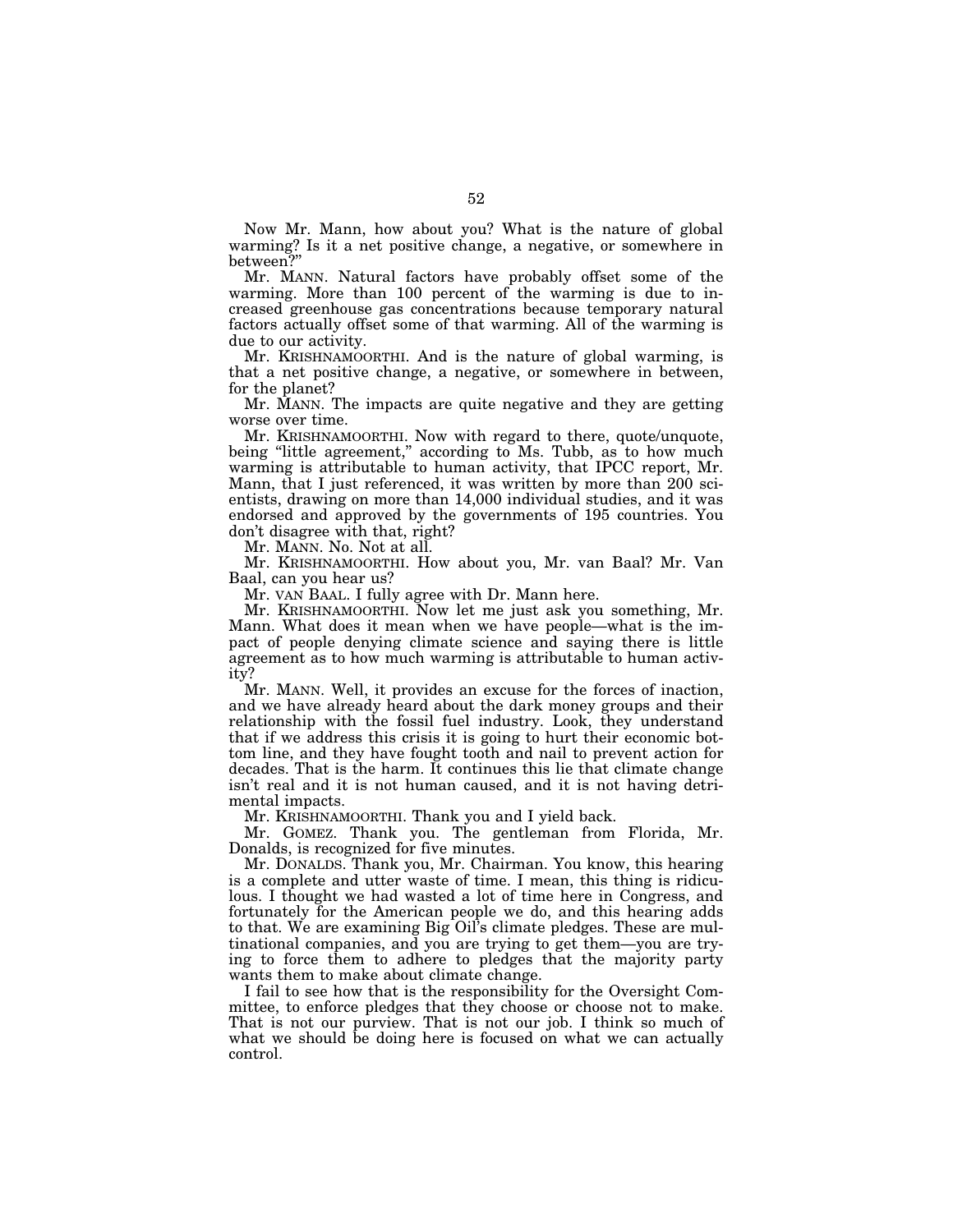Now Mr. Mann, how about you? What is the nature of global warming? Is it a net positive change, a negative, or somewhere in between?"

Mr. MANN. Natural factors have probably offset some of the warming. More than 100 percent of the warming is due to increased greenhouse gas concentrations because temporary natural factors actually offset some of that warming. All of the warming is due to our activity.

Mr. KRISHNAMOORTHI. And is the nature of global warming, is that a net positive change, a negative, or somewhere in between, for the planet?

Mr. MANN. The impacts are quite negative and they are getting worse over time.

Mr. KRISHNAMOORTHI. Now with regard to there, quote/unquote, being "little agreement," according to Ms. Tubb, as to how much warming is attributable to human activity, that IPCC report, Mr. Mann, that I just referenced, it was written by more than 200 scientists, drawing on more than 14,000 individual studies, and it was endorsed and approved by the governments of 195 countries. You don't disagree with that, right?

Mr. MANN. No. Not at all.

Mr. KRISHNAMOORTHI. How about you, Mr. van Baal? Mr. Van Baal, can you hear us?

Mr. VAN BAAL. I fully agree with Dr. Mann here.

Mr. KRISHNAMOORTHI. Now let me just ask you something, Mr. Mann. What does it mean when we have people—what is the impact of people denying climate science and saying there is little agreement as to how much warming is attributable to human activity?

Mr. MANN. Well, it provides an excuse for the forces of inaction, and we have already heard about the dark money groups and their relationship with the fossil fuel industry. Look, they understand that if we address this crisis it is going to hurt their economic bottom line, and they have fought tooth and nail to prevent action for decades. That is the harm. It continues this lie that climate change isn't real and it is not human caused, and it is not having detrimental impacts.

Mr. KRISHNAMOORTHI. Thank you and I yield back.

Mr. GOMEZ. Thank you. The gentleman from Florida, Mr. Donalds, is recognized for five minutes.

Mr. DONALDS. Thank you, Mr. Chairman. You know, this hearing is a complete and utter waste of time. I mean, this thing is ridiculous. I thought we had wasted a lot of time here in Congress, and fortunately for the American people we do, and this hearing adds to that. We are examining Big Oil's climate pledges. These are multinational companies, and you are trying to get them—you are trying to force them to adhere to pledges that the majority party wants them to make about climate change.

I fail to see how that is the responsibility for the Oversight Committee, to enforce pledges that they choose or choose not to make. That is not our purview. That is not our job. I think so much of what we should be doing here is focused on what we can actually control.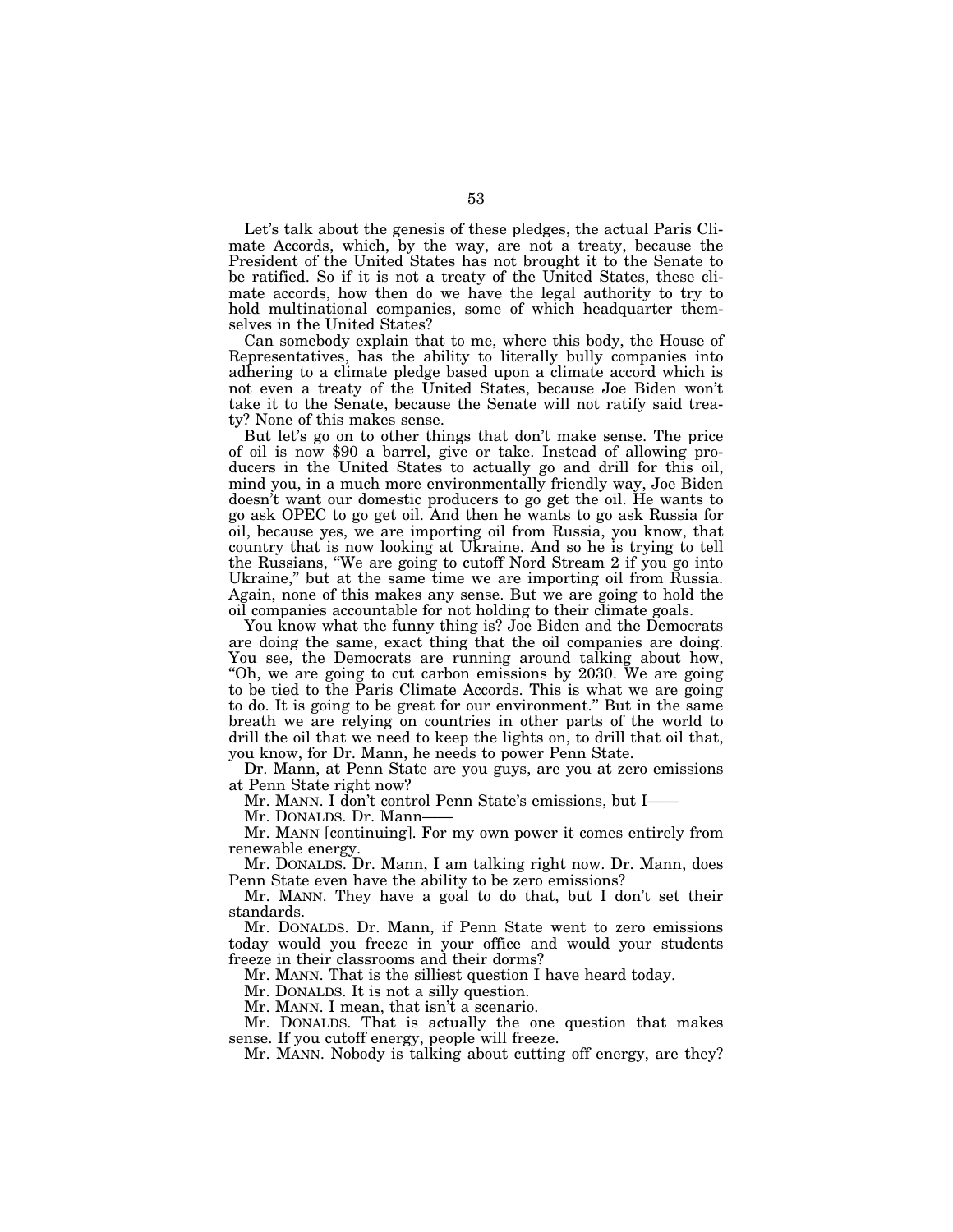Let's talk about the genesis of these pledges, the actual Paris Climate Accords, which, by the way, are not a treaty, because the President of the United States has not brought it to the Senate to be ratified. So if it is not a treaty of the United States, these climate accords, how then do we have the legal authority to try to hold multinational companies, some of which headquarter themselves in the United States?

Can somebody explain that to me, where this body, the House of Representatives, has the ability to literally bully companies into adhering to a climate pledge based upon a climate accord which is not even a treaty of the United States, because Joe Biden won't take it to the Senate, because the Senate will not ratify said treaty? None of this makes sense.

But let's go on to other things that don't make sense. The price of oil is now $90 a barrel, give or take. Instead of allowing producers in the United States to actually go and drill for this oil, mind you, in a much more environmentally friendly way, Joe Biden doesn't want our domestic producers to go get the oil. He wants to go ask OPEC to go get oil. And then he wants to go ask Russia for oil, because yes, we are importing oil from Russia, you know, that country that is now looking at Ukraine. And so he is trying to tell the Russians, "We are going to cutoff Nord Stream 2 if you go into Ukraine," but at the same time we are importing oil from Russia. Again, none of this makes any sense. But we are going to hold the oil companies accountable for not holding to their climate goals.

You know what the funny thing is? Joe Biden and the Democrats are doing the same, exact thing that the oil companies are doing. You see, the Democrats are running around talking about how, "Oh, we are going to cut carbon emissions by 2030. We are going to be tied to the Paris Climate Accords. This is what we are going to do. It is going to be great for our environment." But in the same breath we are relying on countries in other parts of the world to drill the oil that we need to keep the lights on, to drill that oil that, you know, for Dr. Mann, he needs to power Penn State.

Dr. Mann, at Penn State are you guys, are you at zero emissions at Penn State right now?

Mr. MANN. I don't control Penn State's emissions, but I——

Mr. DONALDS. Dr. Mann——

Mr. MANN [continuing]. For my own power it comes entirely from renewable energy.

Mr. DONALDS. Dr. Mann, I am talking right now. Dr. Mann, does Penn State even have the ability to be zero emissions?

Mr. MANN. They have a goal to do that, but I don't set their standards.

Mr. DONALDS. Dr. Mann, if Penn State went to zero emissions today would you freeze in your office and would your students freeze in their classrooms and their dorms?

Mr. MANN. That is the silliest question I have heard today.

Mr. DONALDS. It is not a silly question.

Mr. MANN. I mean, that isn't a scenario.

Mr. DONALDS. That is actually the one question that makes sense. If you cutoff energy, people will freeze.

Mr. MANN. Nobody is talking about cutting off energy, are they?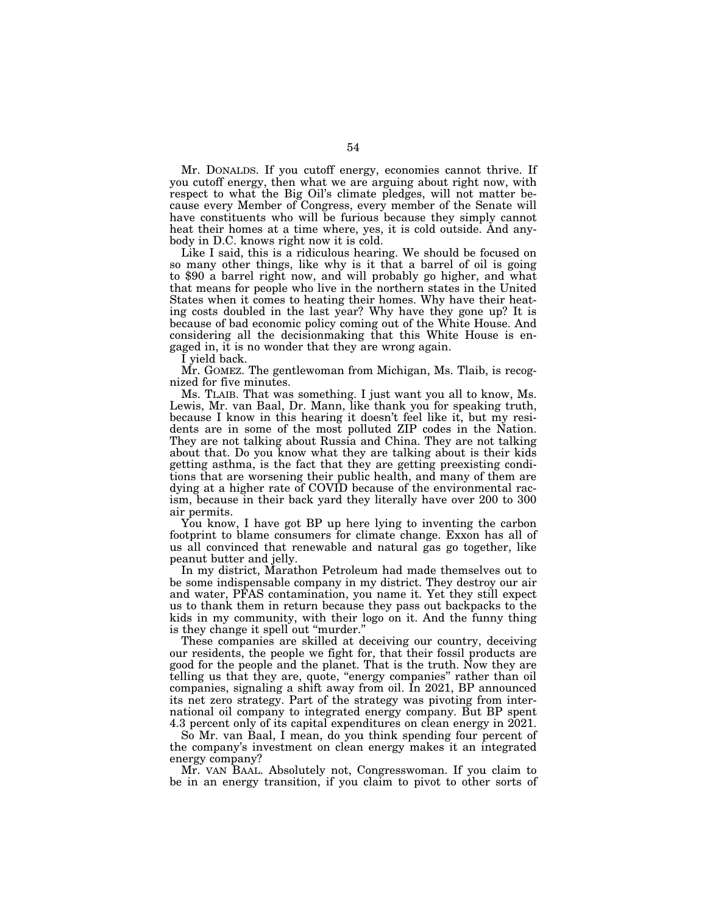Mr. DONALDS. If you cutoff energy, economies cannot thrive. If you cutoff energy, then what we are arguing about right now, with respect to what the Big Oil's climate pledges, will not matter because every Member of Congress, every member of the Senate will have constituents who will be furious because they simply cannot heat their homes at a time where, yes, it is cold outside. And anybody in D.C. knows right now it is cold.

Like I said, this is a ridiculous hearing. We should be focused on so many other things, like why is it that a barrel of oil is going to $90 a barrel right now, and will probably go higher, and what that means for people who live in the northern states in the United States when it comes to heating their homes. Why have their heating costs doubled in the last year? Why have they gone up? It is because of bad economic policy coming out of the White House. And considering all the decisionmaking that this White House is engaged in, it is no wonder that they are wrong again.

I yield back.

Mr. GOMEZ. The gentlewoman from Michigan, Ms. Tlaib, is recognized for five minutes.

Ms. TLAIB. That was something. I just want you all to know, Ms. Lewis, Mr. van Baal, Dr. Mann, like thank you for speaking truth, because I know in this hearing it doesn't feel like it, but my residents are in some of the most polluted ZIP codes in the Nation. They are not talking about Russia and China. They are not talking about that. Do you know what they are talking about is their kids getting asthma, is the fact that they are getting preexisting conditions that are worsening their public health, and many of them are dying at a higher rate of COVID because of the environmental racism, because in their back yard they literally have over 200 to 300 air permits.

You know, I have got BP up here lying to inventing the carbon footprint to blame consumers for climate change. Exxon has all of us all convinced that renewable and natural gas go together, like peanut butter and jelly.

In my district, Marathon Petroleum had made themselves out to be some indispensable company in my district. They destroy our air and water, PFAS contamination, you name it. Yet they still expect us to thank them in return because they pass out backpacks to the kids in my community, with their logo on it. And the funny thing is they change it spell out "murder."

These companies are skilled at deceiving our country, deceiving our residents, the people we fight for, that their fossil products are good for the people and the planet. That is the truth. Now they are telling us that they are, quote, "energy companies" rather than oil companies, signaling a shift away from oil. In 2021, BP announced its net zero strategy. Part of the strategy was pivoting from international oil company to integrated energy company. But BP spent 4.3 percent only of its capital expenditures on clean energy in 2021.

So Mr. van Baal, I mean, do you think spending four percent of the company's investment on clean energy makes it an integrated energy company?

Mr. VAN BAAL. Absolutely not, Congresswoman. If you claim to be in an energy transition, if you claim to pivot to other sorts of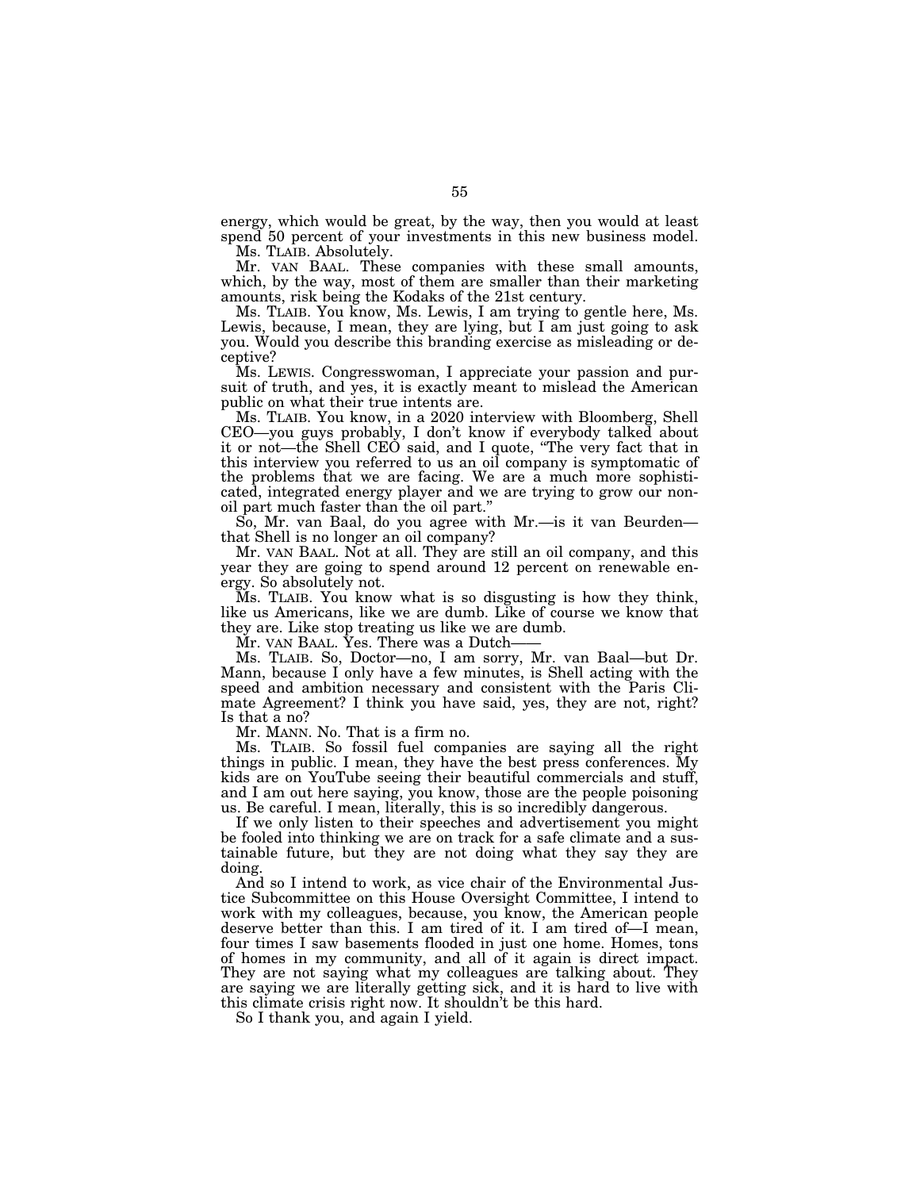energy, which would be great, by the way, then you would at least spend 50 percent of your investments in this new business model.

Ms. TLAIB. Absolutely.

Mr. VAN BAAL. These companies with these small amounts, which, by the way, most of them are smaller than their marketing amounts, risk being the Kodaks of the 21st century.

Ms. TLAIB. You know, Ms. Lewis, I am trying to gentle here, Ms. Lewis, because, I mean, they are lying, but I am just going to ask you. Would you describe this branding exercise as misleading or deceptive?

Ms. LEWIS. Congresswoman, I appreciate your passion and pursuit of truth, and yes, it is exactly meant to mislead the American public on what their true intents are.

Ms. TLAIB. You know, in a 2020 interview with Bloomberg, Shell CEO—you guys probably, I don't know if everybody talked about it or not—the Shell CEO said, and I quote, "The very fact that in this interview you referred to us an oil company is symptomatic of the problems that we are facing. We are a much more sophisticated, integrated energy player and we are trying to grow our non-oil part much faster than the oil part."

So, Mr. van Baal, do you agree with Mr.—is it van Beurden—that Shell is no longer an oil company?

Mr. VAN BAAL. Not at all. They are still an oil company, and this year they are going to spend around 12 percent on renewable energy. So absolutely not.

Ms. TLAIB. You know what is so disgusting is how they think, like us Americans, like we are dumb. Like of course we know that they are. Like stop treating us like we are dumb.

Mr. VAN BAAL. Yes. There was a Dutch——

Ms. TLAIB. So, Doctor—no, I am sorry, Mr. van Baal—but Dr. Mann, because I only have a few minutes, is Shell acting with the speed and ambition necessary and consistent with the Paris Climate Agreement? I think you have said, yes, they are not, right? Is that a no?

Mr. MANN. No. That is a firm no.

Ms. TLAIB. So fossil fuel companies are saying all the right things in public. I mean, they have the best press conferences. My kids are on YouTube seeing their beautiful commercials and stuff, and I am out here saying, you know, those are the people poisoning us. Be careful. I mean, literally, this is so incredibly dangerous.

If we only listen to their speeches and advertisement you might be fooled into thinking we are on track for a safe climate and a sustainable future, but they are not doing what they say they are doing.

And so I intend to work, as vice chair of the Environmental Justice Subcommittee on this House Oversight Committee, I intend to work with my colleagues, because, you know, the American people deserve better than this. I am tired of it. I am tired of—I mean, four times I saw basements flooded in just one home. Homes, tons of homes in my community, and all of it again is direct impact. They are not saying what my colleagues are talking about. They are saying we are literally getting sick, and it is hard to live with this climate crisis right now. It shouldn't be this hard.

So I thank you, and again I yield.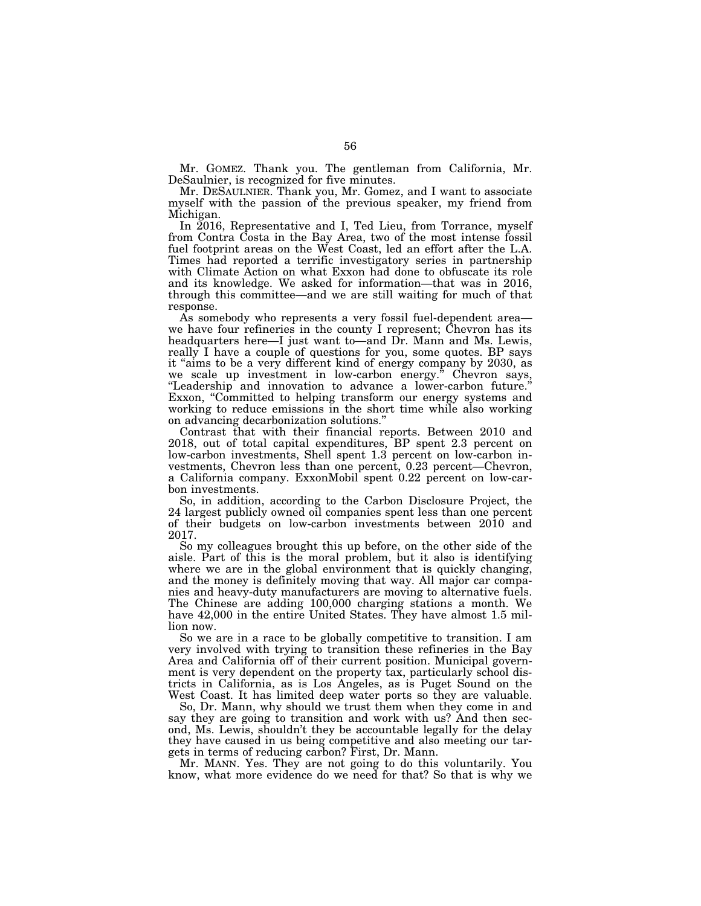Mr. GOMEZ. Thank you. The gentleman from California, Mr. DeSaulnier, is recognized for five minutes.

Mr. DESAULNIER. Thank you, Mr. Gomez, and I want to associate myself with the passion of the previous speaker, my friend from Michigan.

In 2016, Representative and I, Ted Lieu, from Torrance, myself from Contra Costa in the Bay Area, two of the most intense fossil fuel footprint areas on the West Coast, led an effort after the L.A. Times had reported a terrific investigatory series in partnership with Climate Action on what Exxon had done to obfuscate its role and its knowledge. We asked for information—that was in 2016, through this committee—and we are still waiting for much of that response.

As somebody who represents a very fossil fuel-dependent area—we have four refineries in the county I represent; Chevron has its headquarters here—I just want to—and Dr. Mann and Ms. Lewis, really I have a couple of questions for you, some quotes. BP says it "aims to be a very different kind of energy company by 2030, as we scale up investment in low-carbon energy." Chevron says, "Leadership and innovation to advance a lower-carbon future." Exxon, "Committed to helping transform our energy systems and working to reduce emissions in the short time while also working on advancing decarbonization solutions."

Contrast that with their financial reports. Between 2010 and 2018, out of total capital expenditures, BP spent 2.3 percent on low-carbon investments, Shell spent 1.3 percent on low-carbon investments, Chevron less than one percent, 0.23 percent—Chevron, a California company. ExxonMobil spent 0.22 percent on low-carbon investments.

So, in addition, according to the Carbon Disclosure Project, the 24 largest publicly owned oil companies spent less than one percent of their budgets on low-carbon investments between 2010 and 2017.

So my colleagues brought this up before, on the other side of the aisle. Part of this is the moral problem, but it also is identifying where we are in the global environment that is quickly changing, and the money is definitely moving that way. All major car companies and heavy-duty manufacturers are moving to alternative fuels. The Chinese are adding 100,000 charging stations a month. We have 42,000 in the entire United States. They have almost 1.5 million now.

So we are in a race to be globally competitive to transition. I am very involved with trying to transition these refineries in the Bay Area and California off of their current position. Municipal government is very dependent on the property tax, particularly school districts in California, as is Los Angeles, as is Puget Sound on the West Coast. It has limited deep water ports so they are valuable.

So, Dr. Mann, why should we trust them when they come in and say they are going to transition and work with us? And then second, Ms. Lewis, shouldn't they be accountable legally for the delay they have caused in us being competitive and also meeting our targets in terms of reducing carbon? First, Dr. Mann.

Mr. MANN. Yes. They are not going to do this voluntarily. You know, what more evidence do we need for that? So that is why we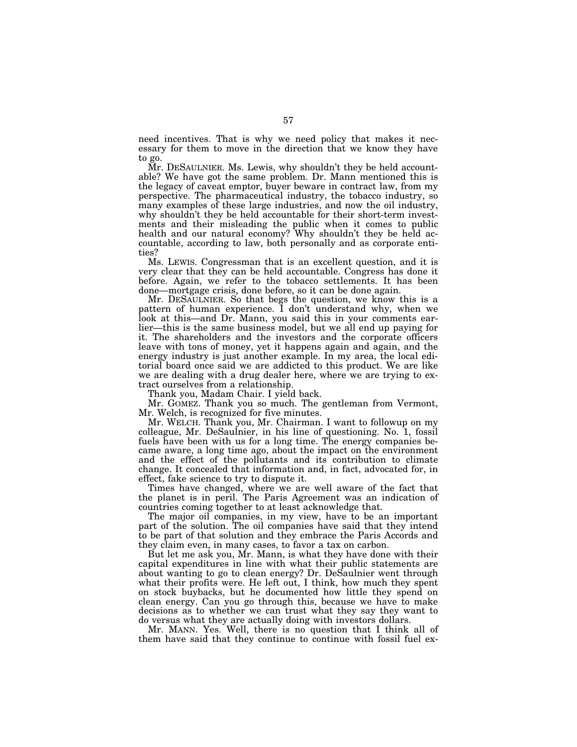need incentives. That is why we need policy that makes it necessary for them to move in the direction that we know they have to go.

Mr. DESAULNIER. Ms. Lewis, why shouldn't they be held accountable? We have got the same problem. Dr. Mann mentioned this is the legacy of caveat emptor, buyer beware in contract law, from my perspective. The pharmaceutical industry, the tobacco industry, so many examples of these large industries, and now the oil industry, why shouldn't they be held accountable for their short-term investments and their misleading the public when it comes to public health and our natural economy? Why shouldn't they be held accountable, according to law, both personally and as corporate entities?

Ms. LEWIS. Congressman that is an excellent question, and it is very clear that they can be held accountable. Congress has done it before. Again, we refer to the tobacco settlements. It has been done—mortgage crisis, done before, so it can be done again.

Mr. DESAULNIER. So that begs the question, we know this is a pattern of human experience. I don't understand why, when we look at this—and Dr. Mann, you said this in your comments earlier—this is the same business model, but we all end up paying for it. The shareholders and the investors and the corporate officers leave with tons of money, yet it happens again and again, and the energy industry is just another example. In my area, the local editorial board once said we are addicted to this product. We are like we are dealing with a drug dealer here, where we are trying to extract ourselves from a relationship.

Thank you, Madam Chair. I yield back.

Mr. GOMEZ. Thank you so much. The gentleman from Vermont, Mr. Welch, is recognized for five minutes.

Mr. WELCH. Thank you, Mr. Chairman. I want to followup on my colleague, Mr. DeSaulnier, in his line of questioning. No. 1, fossil fuels have been with us for a long time. The energy companies became aware, a long time ago, about the impact on the environment and the effect of the pollutants and its contribution to climate change. It concealed that information and, in fact, advocated for, in effect, fake science to try to dispute it.

Times have changed, where we are well aware of the fact that the planet is in peril. The Paris Agreement was an indication of countries coming together to at least acknowledge that.

The major oil companies, in my view, have to be an important part of the solution. The oil companies have said that they intend to be part of that solution and they embrace the Paris Accords and they claim even, in many cases, to favor a tax on carbon.

But let me ask you, Mr. Mann, is what they have done with their capital expenditures in line with what their public statements are about wanting to go to clean energy? Dr. DeSaulnier went through what their profits were. He left out, I think, how much they spent on stock buybacks, but he documented how little they spend on clean energy. Can you go through this, because we have to make decisions as to whether we can trust what they say they want to do versus what they are actually doing with investors dollars.

Mr. MANN. Yes. Well, there is no question that I think all of them have said that they continue to continue with fossil fuel ex-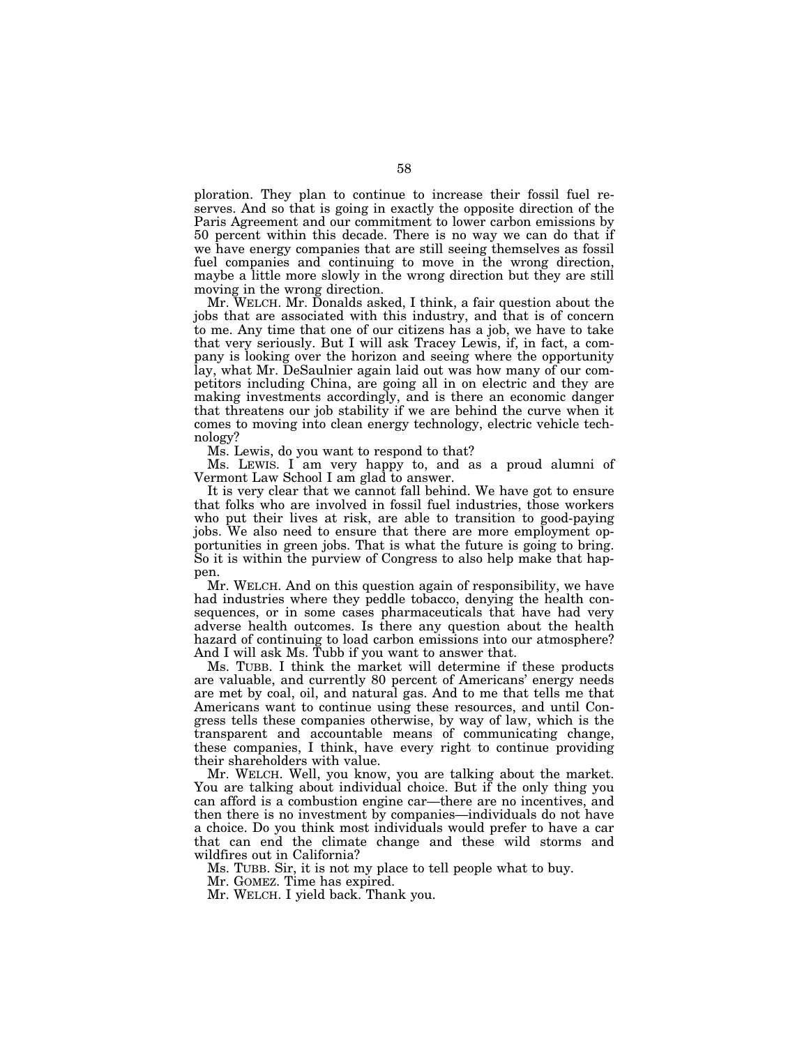ploration. They plan to continue to increase their fossil fuel reserves. And so that is going in exactly the opposite direction of the Paris Agreement and our commitment to lower carbon emissions by 50 percent within this decade. There is no way we can do that if we have energy companies that are still seeing themselves as fossil fuel companies and continuing to move in the wrong direction, maybe a little more slowly in the wrong direction but they are still moving in the wrong direction.

Mr. WELCH. Mr. Donalds asked, I think, a fair question about the jobs that are associated with this industry, and that is of concern to me. Any time that one of our citizens has a job, we have to take that very seriously. But I will ask Tracey Lewis, if, in fact, a company is looking over the horizon and seeing where the opportunity lay, what Mr. DeSaulnier again laid out was how many of our competitors including China, are going all in on electric and they are making investments accordingly, and is there an economic danger that threatens our job stability if we are behind the curve when it comes to moving into clean energy technology, electric vehicle technology?

Ms. Lewis, do you want to respond to that?

Ms. LEWIS. I am very happy to, and as a proud alumni of Vermont Law School I am glad to answer.

It is very clear that we cannot fall behind. We have got to ensure that folks who are involved in fossil fuel industries, those workers who put their lives at risk, are able to transition to good-paying jobs. We also need to ensure that there are more employment opportunities in green jobs. That is what the future is going to bring. So it is within the purview of Congress to also help make that happen.

Mr. WELCH. And on this question again of responsibility, we have had industries where they peddle tobacco, denying the health consequences, or in some cases pharmaceuticals that have had very adverse health outcomes. Is there any question about the health hazard of continuing to load carbon emissions into our atmosphere? And I will ask Ms. Tubb if you want to answer that.

Ms. TUBB. I think the market will determine if these products are valuable, and currently 80 percent of Americans' energy needs are met by coal, oil, and natural gas. And to me that tells me that Americans want to continue using these resources, and until Congress tells these companies otherwise, by way of law, which is the transparent and accountable means of communicating change, these companies, I think, have every right to continue providing their shareholders with value.

Mr. WELCH. Well, you know, you are talking about the market. You are talking about individual choice. But if the only thing you can afford is a combustion engine car—there are no incentives, and then there is no investment by companies—individuals do not have a choice. Do you think most individuals would prefer to have a car that can end the climate change and these wild storms and wildfires out in California?

Ms. TUBB. Sir, it is not my place to tell people what to buy.

Mr. GOMEZ. Time has expired.

Mr. WELCH. I yield back. Thank you.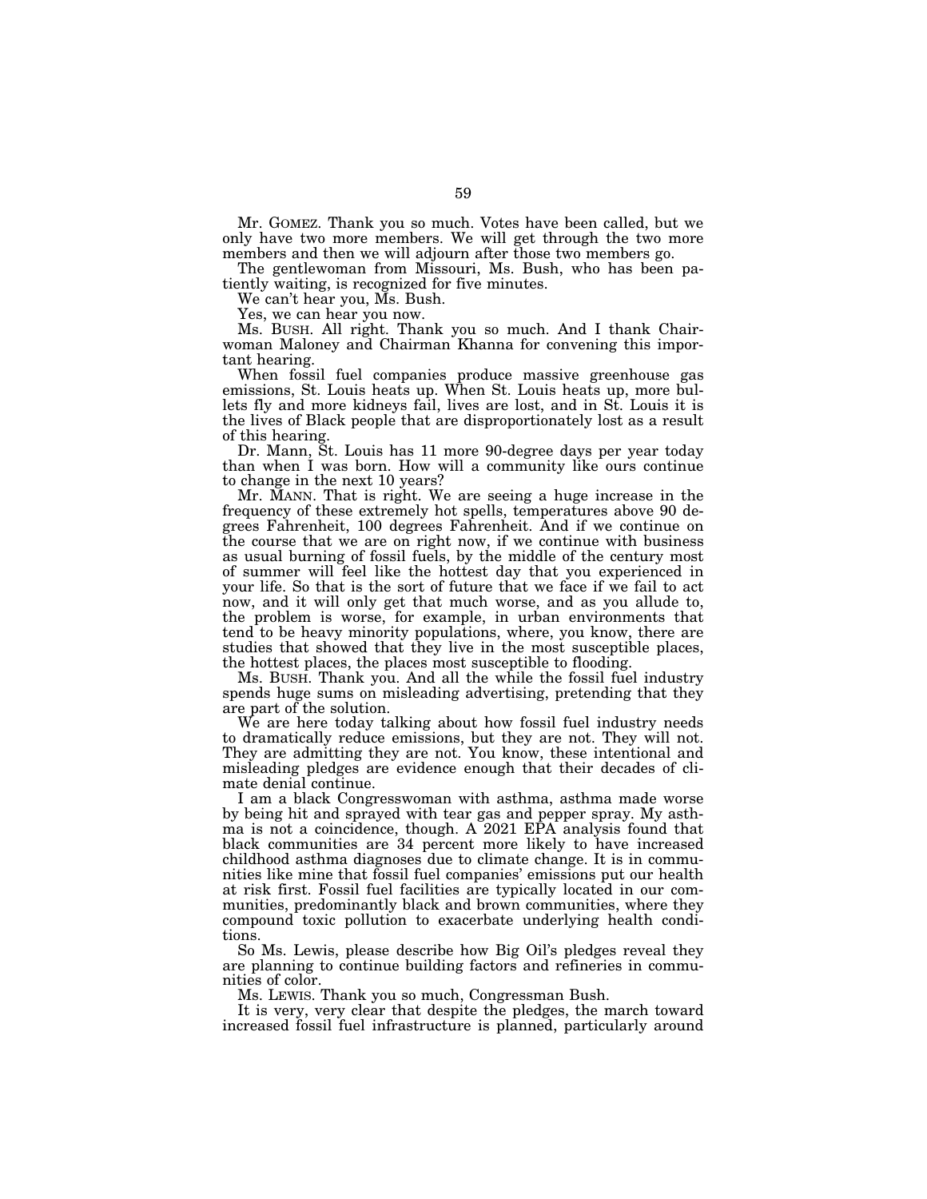Mr. GOMEZ. Thank you so much. Votes have been called, but we only have two more members. We will get through the two more members and then we will adjourn after those two members go.

The gentlewoman from Missouri, Ms. Bush, who has been patiently waiting, is recognized for five minutes.

We can't hear you, Ms. Bush.

Yes, we can hear you now.

Ms. BUSH. All right. Thank you so much. And I thank Chairwoman Maloney and Chairman Khanna for convening this important hearing.

When fossil fuel companies produce massive greenhouse gas emissions, St. Louis heats up. When St. Louis heats up, more bullets fly and more kidneys fail, lives are lost, and in St. Louis it is the lives of Black people that are disproportionately lost as a result of this hearing.

Dr. Mann, St. Louis has 11 more 90-degree days per year today than when I was born. How will a community like ours continue to change in the next 10 years?

Mr. MANN. That is right. We are seeing a huge increase in the frequency of these extremely hot spells, temperatures above 90 degrees Fahrenheit, 100 degrees Fahrenheit. And if we continue on the course that we are on right now, if we continue with business as usual burning of fossil fuels, by the middle of the century most of summer will feel like the hottest day that you experienced in your life. So that is the sort of future that we face if we fail to act now, and it will only get that much worse, and as you allude to, the problem is worse, for example, in urban environments that tend to be heavy minority populations, where, you know, there are studies that showed that they live in the most susceptible places, the hottest places, the places most susceptible to flooding.

Ms. BUSH. Thank you. And all the while the fossil fuel industry spends huge sums on misleading advertising, pretending that they are part of the solution.

We are here today talking about how fossil fuel industry needs to dramatically reduce emissions, but they are not. They will not. They are admitting they are not. You know, these intentional and misleading pledges are evidence enough that their decades of climate denial continue.

I am a black Congresswoman with asthma, asthma made worse by being hit and sprayed with tear gas and pepper spray. My asthma is not a coincidence, though. A 2021 EPA analysis found that black communities are 34 percent more likely to have increased childhood asthma diagnoses due to climate change. It is in communities like mine that fossil fuel companies' emissions put our health at risk first. Fossil fuel facilities are typically located in our communities, predominantly black and brown communities, where they compound toxic pollution to exacerbate underlying health conditions.

So Ms. Lewis, please describe how Big Oil's pledges reveal they are planning to continue building factors and refineries in communities of color.

Ms. LEWIS. Thank you so much, Congressman Bush.

It is very, very clear that despite the pledges, the march toward increased fossil fuel infrastructure is planned, particularly around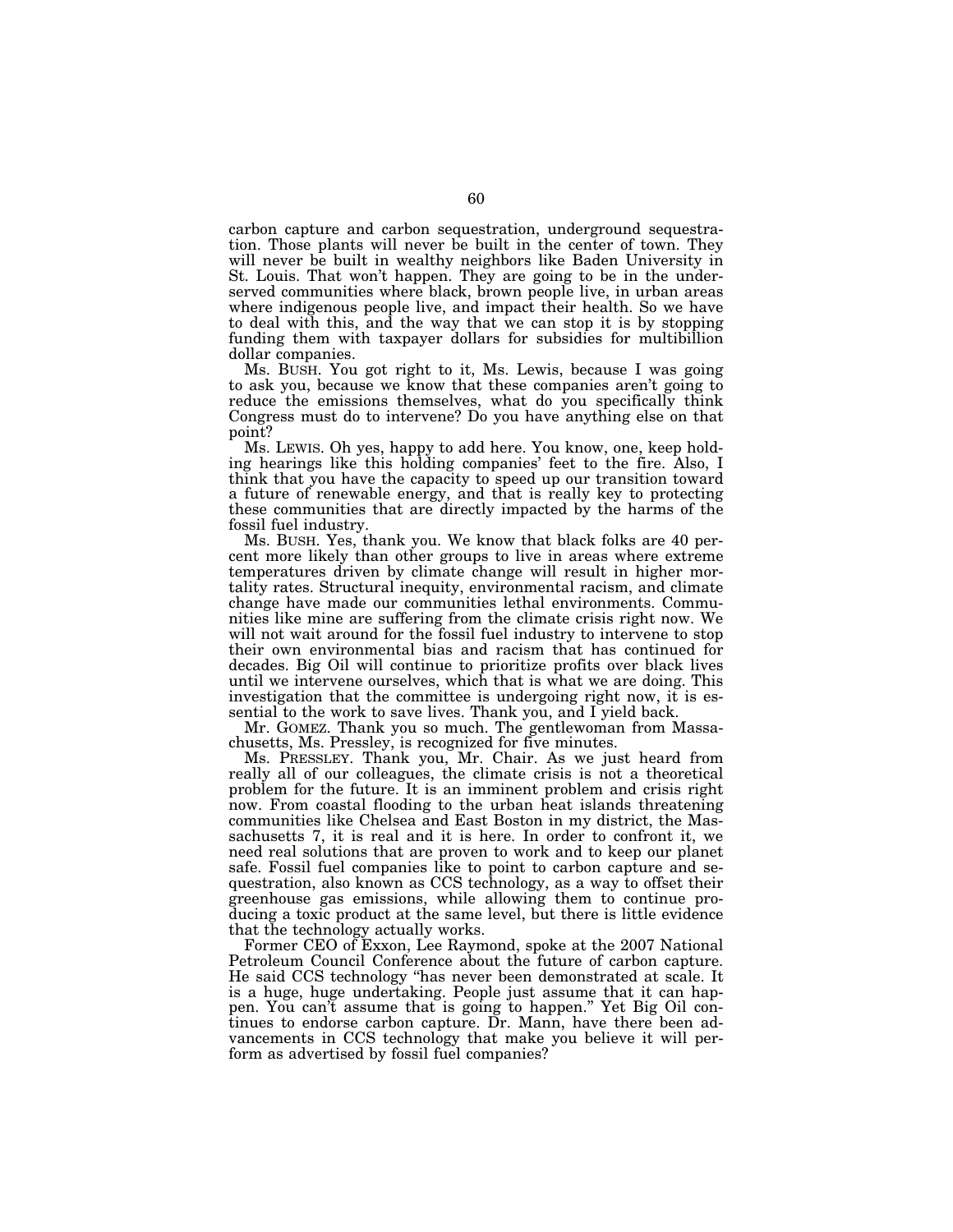carbon capture and carbon sequestration, underground sequestration. Those plants will never be built in the center of town. They will never be built in wealthy neighbors like Baden University in St. Louis. That won't happen. They are going to be in the underserved communities where black, brown people live, in urban areas where indigenous people live, and impact their health. So we have to deal with this, and the way that we can stop it is by stopping funding them with taxpayer dollars for subsidies for multibillion dollar companies.

Ms. BUSH. You got right to it, Ms. Lewis, because I was going to ask you, because we know that these companies aren't going to reduce the emissions themselves, what do you specifically think Congress must do to intervene? Do you have anything else on that point?

Ms. LEWIS. Oh yes, happy to add here. You know, one, keep holding hearings like this holding companies' feet to the fire. Also, I think that you have the capacity to speed up our transition toward a future of renewable energy, and that is really key to protecting these communities that are directly impacted by the harms of the fossil fuel industry.

Ms. BUSH. Yes, thank you. We know that black folks are 40 percent more likely than other groups to live in areas where extreme temperatures driven by climate change will result in higher mortality rates. Structural inequity, environmental racism, and climate change have made our communities lethal environments. Communities like mine are suffering from the climate crisis right now. We will not wait around for the fossil fuel industry to intervene to stop their own environmental bias and racism that has continued for decades. Big Oil will continue to prioritize profits over black lives until we intervene ourselves, which that is what we are doing. This investigation that the committee is undergoing right now, it is essential to the work to save lives. Thank you, and I yield back.

Mr. GOMEZ. Thank you so much. The gentlewoman from Massachusetts, Ms. Pressley, is recognized for five minutes.

Ms. PRESSLEY. Thank you, Mr. Chair. As we just heard from really all of our colleagues, the climate crisis is not a theoretical problem for the future. It is an imminent problem and crisis right now. From coastal flooding to the urban heat islands threatening communities like Chelsea and East Boston in my district, the Massachusetts 7, it is real and it is here. In order to confront it, we need real solutions that are proven to work and to keep our planet safe. Fossil fuel companies like to point to carbon capture and sequestration, also known as CCS technology, as a way to offset their greenhouse gas emissions, while allowing them to continue producing a toxic product at the same level, but there is little evidence that the technology actually works.

Former CEO of Exxon, Lee Raymond, spoke at the 2007 National Petroleum Council Conference about the future of carbon capture. He said CCS technology "has never been demonstrated at scale. It is a huge, huge undertaking. People just assume that it can happen. You can't assume that is going to happen." Yet Big Oil continues to endorse carbon capture. Dr. Mann, have there been advancements in CCS technology that make you believe it will perform as advertised by fossil fuel companies?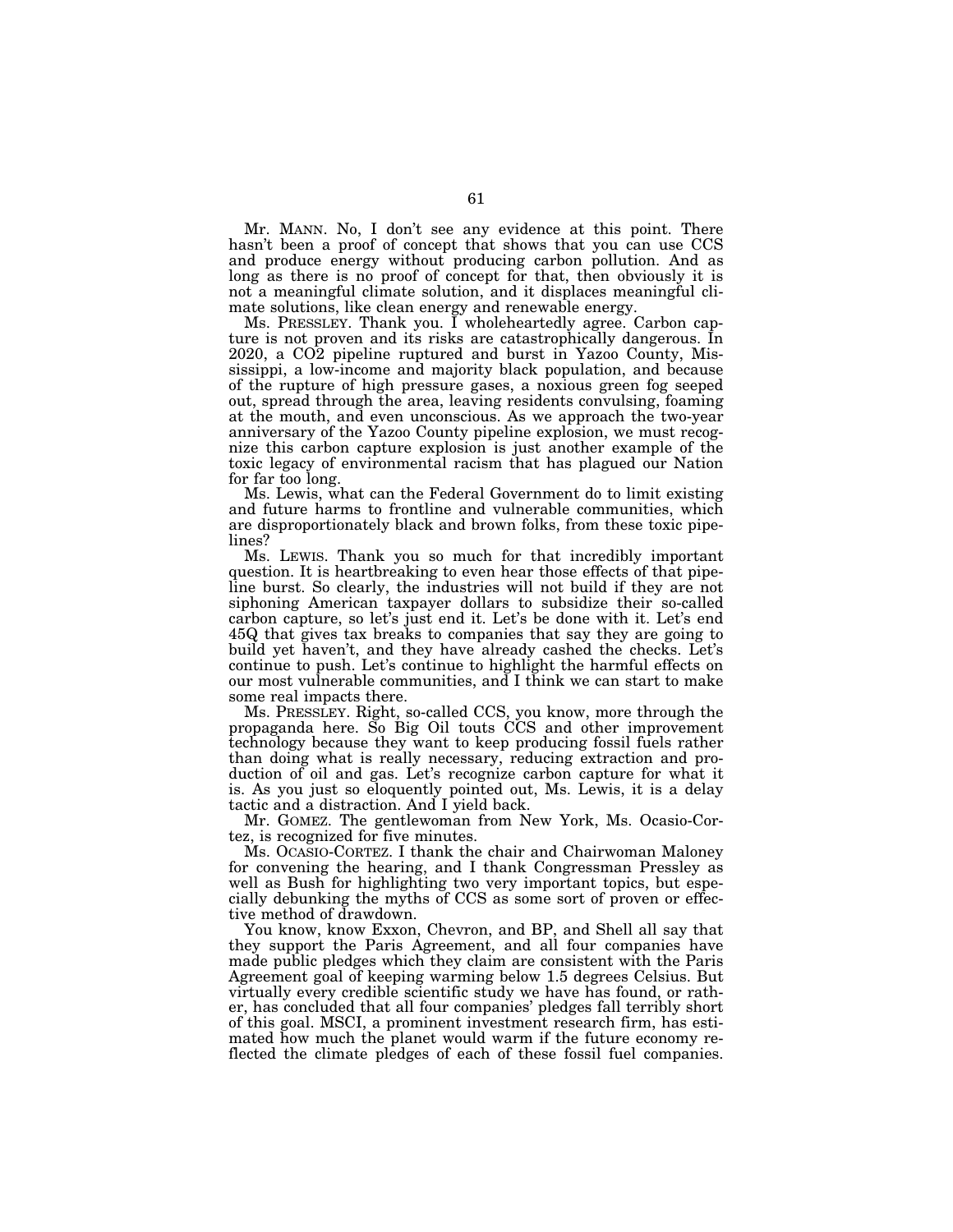Mr. MANN. No, I don't see any evidence at this point. There hasn't been a proof of concept that shows that you can use CCS and produce energy without producing carbon pollution. And as long as there is no proof of concept for that, then obviously it is not a meaningful climate solution, and it displaces meaningful climate solutions, like clean energy and renewable energy.

Ms. PRESSLEY. Thank you. I wholeheartedly agree. Carbon capture is not proven and its risks are catastrophically dangerous. In 2020, a $CO_2$ pipeline ruptured and burst in Yazoo County, Mississippi, a low-income and majority black population, and because of the rupture of high pressure gases, a noxious green fog seeped out, spread through the area, leaving residents convulsing, foaming at the mouth, and even unconscious. As we approach the two-year anniversary of the Yazoo County pipeline explosion, we must recognize this carbon capture explosion is just another example of the toxic legacy of environmental racism that has plagued our Nation for far too long.

Ms. Lewis, what can the Federal Government do to limit existing and future harms to frontline and vulnerable communities, which are disproportionately black and brown folks, from these toxic pipelines?

Ms. LEWIS. Thank you so much for that incredibly important question. It is heartbreaking to even hear those effects of that pipeline burst. So clearly, the industries will not build if they are not siphoning American taxpayer dollars to subsidize their so-called carbon capture, so let's just end it. Let's be done with it. Let's end 45Q that gives tax breaks to companies that say they are going to build yet haven't, and they have already cashed the checks. Let's continue to push. Let's continue to highlight the harmful effects on our most vulnerable communities, and I think we can start to make some real impacts there.

Ms. PRESSLEY. Right, so-called CCS, you know, more through the propaganda here. So Big Oil touts CCS and other improvement technology because they want to keep producing fossil fuels rather than doing what is really necessary, reducing extraction and production of oil and gas. Let's recognize carbon capture for what it is. As you just so eloquently pointed out, Ms. Lewis, it is a delay tactic and a distraction. And I yield back.

Mr. GOMEZ. The gentlewoman from New York, Ms. Ocasio-Cortez, is recognized for five minutes.

Ms. OCASIO-CORTEZ. I thank the chair and Chairwoman Maloney for convening the hearing, and I thank Congressman Pressley as well as Bush for highlighting two very important topics, but especially debunking the myths of CCS as some sort of proven or effective method of drawdown.

You know, know Exxon, Chevron, and BP, and Shell all say that they support the Paris Agreement, and all four companies have made public pledges which they claim are consistent with the Paris Agreement goal of keeping warming below 1.5 degrees Celsius. But virtually every credible scientific study we have has found, or rather, has concluded that all four companies' pledges fall terribly short of this goal. MSCI, a prominent investment research firm, has estimated how much the planet would warm if the future economy reflected the climate pledges of each of these fossil fuel companies.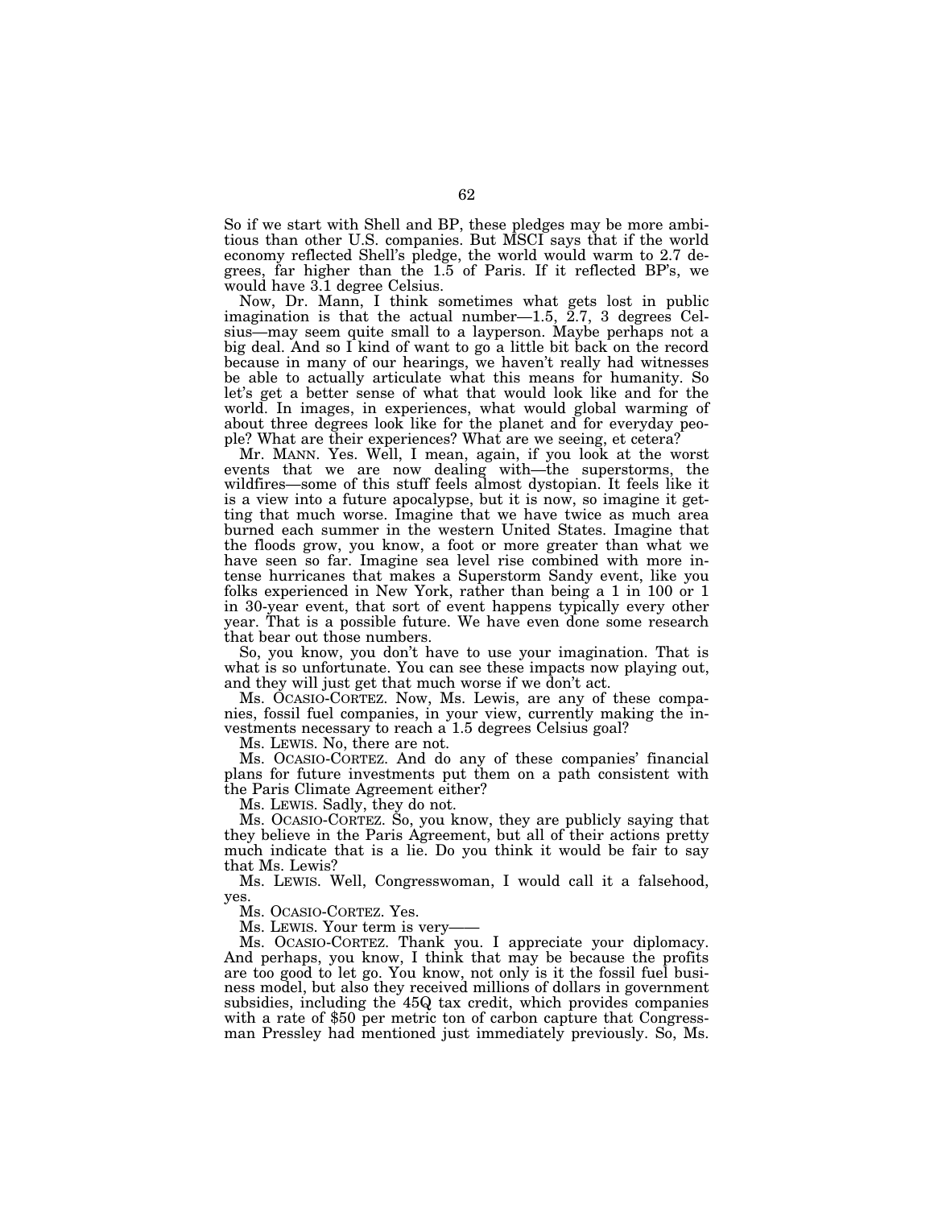So if we start with Shell and BP, these pledges may be more ambitious than other U.S. companies. But MSCI says that if the world economy reflected Shell's pledge, the world would warm to 2.7 degrees, far higher than the 1.5 of Paris. If it reflected BP's, we would have 3.1 degree Celsius.

Now, Dr. Mann, I think sometimes what gets lost in public imagination is that the actual number—1.5, 2.7, 3 degrees Celsius—may seem quite small to a layperson. Maybe perhaps not a big deal. And so I kind of want to go a little bit back on the record because in many of our hearings, we haven't really had witnesses be able to actually articulate what this means for humanity. So let's get a better sense of what that would look like and for the world. In images, in experiences, what would global warming of about three degrees look like for the planet and for everyday people? What are their experiences? What are we seeing, et cetera?

Mr. MANN. Yes. Well, I mean, again, if you look at the worst events that we are now dealing with—the superstorms, the wildfires—some of this stuff feels almost dystopian. It feels like it is a view into a future apocalypse, but it is now, so imagine it getting that much worse. Imagine that we have twice as much area burned each summer in the western United States. Imagine that the floods grow, you know, a foot or more greater than what we have seen so far. Imagine sea level rise combined with more intense hurricanes that makes a Superstorm Sandy event, like you folks experienced in New York, rather than being a 1 in 100 or 1 in 30-year event, that sort of event happens typically every other year. That is a possible future. We have even done some research that bear out those numbers.

So, you know, you don't have to use your imagination. That is what is so unfortunate. You can see these impacts now playing out, and they will just get that much worse if we don't act.

Ms. OCASIO-CORTEZ. Now, Ms. Lewis, are any of these companies, fossil fuel companies, in your view, currently making the investments necessary to reach a 1.5 degrees Celsius goal?

Ms. LEWIS. No, there are not.

Ms. OCASIO-CORTEZ. And do any of these companies' financial plans for future investments put them on a path consistent with the Paris Climate Agreement either?

Ms. LEWIS. Sadly, they do not.

Ms. OCASIO-CORTEZ. So, you know, they are publicly saying that they believe in the Paris Agreement, but all of their actions pretty much indicate that is a lie. Do you think it would be fair to say that Ms. Lewis?

Ms. LEWIS. Well, Congresswoman, I would call it a falsehood, yes.

Ms. OCASIO-CORTEZ. Yes.

Ms. LEWIS. Your term is very——

Ms. OCASIO-CORTEZ. Thank you. I appreciate your diplomacy. And perhaps, you know, I think that may be because the profits are too good to let go. You know, not only is it the fossil fuel business model, but also they received millions of dollars in government subsidies, including the 45Q tax credit, which provides companies with a rate of $50 per metric ton of carbon capture that Congressman Pressley had mentioned just immediately previously. So, Ms.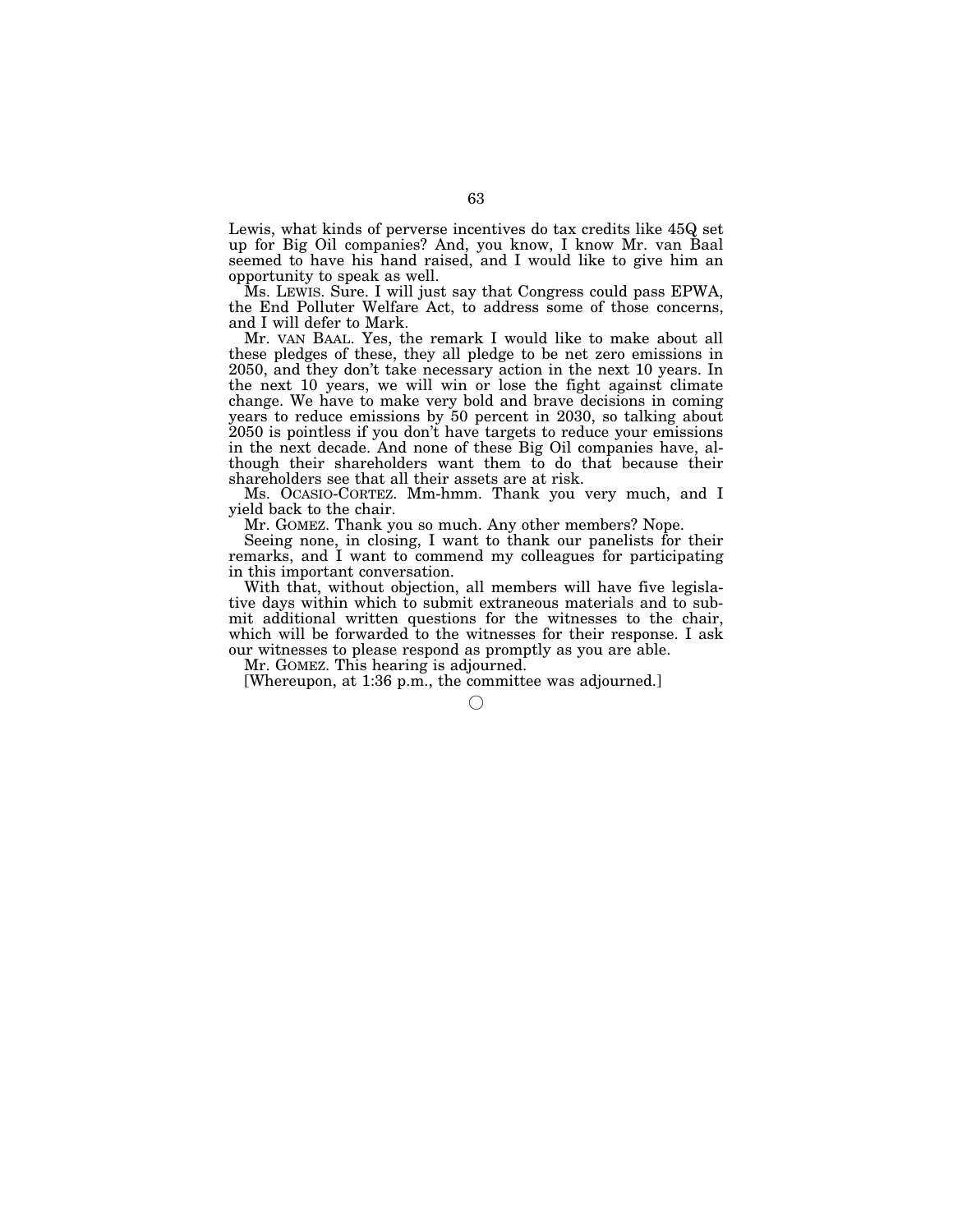Lewis, what kinds of perverse incentives do tax credits like 45Q set up for Big Oil companies? And, you know, I know Mr. van Baal seemed to have his hand raised, and I would like to give him an opportunity to speak as well.

Ms. LEWIS. Sure. I will just say that Congress could pass EPWA, the End Polluter Welfare Act, to address some of those concerns, and I will defer to Mark.

Mr. VAN BAAL. Yes, the remark I would like to make about all these pledges of these, they all pledge to be net zero emissions in 2050, and they don't take necessary action in the next 10 years. In the next 10 years, we will win or lose the fight against climate change. We have to make very bold and brave decisions in coming years to reduce emissions by 50 percent in 2030, so talking about 2050 is pointless if you don't have targets to reduce your emissions in the next decade. And none of these Big Oil companies have, although their shareholders want them to do that because their shareholders see that all their assets are at risk.

Ms. OCASIO-CORTEZ. Mm-hmm. Thank you very much, and I yield back to the chair.

Mr. GOMEZ. Thank you so much. Any other members? Nope.

Seeing none, in closing, I want to thank our panelists for their remarks, and I want to commend my colleagues for participating in this important conversation.

With that, without objection, all members will have five legislative days within which to submit extraneous materials and to submit additional written questions for the witnesses to the chair, which will be forwarded to the witnesses for their response. I ask our witnesses to please respond as promptly as you are able.

Mr. GOMEZ. This hearing is adjourned.

[Whereupon, at 1:36 p.m., the committee was adjourned.]

○